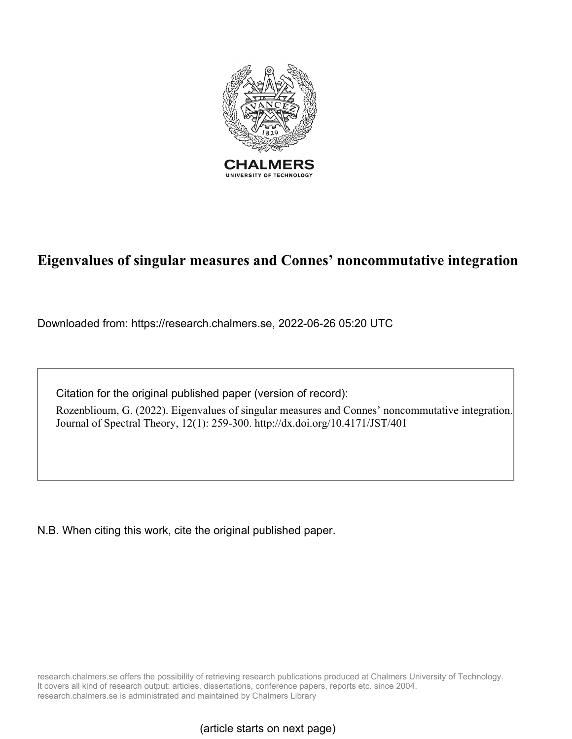CHALMERS

UNIVERSITY OF TECHNOLOGY

# Eigenvalues of singular measures and Connes' noncommutative integration

Downloaded from: https://research.chalmers.se, 2022-06-26 05:20 UTC

Citation for the original published paper (version of record):

Rozenblioum, G. (2022). Eigenvalues of singular measures and Connes' noncommutative integration. Journal of Spectral Theory, 12(1): 259-300. http://dx.doi.org/10.4171/JST/401

N.B. When citing this work, cite the original published paper.

research.chalmers.se offers the possibility of retrieving research publications produced at Chalmers University of Technology. It covers all kind of research output: articles, dissertations, conference papers, reports etc. since 2004. research.chalmers.se is administrated and maintained by Chalmers Library

(article starts on next page)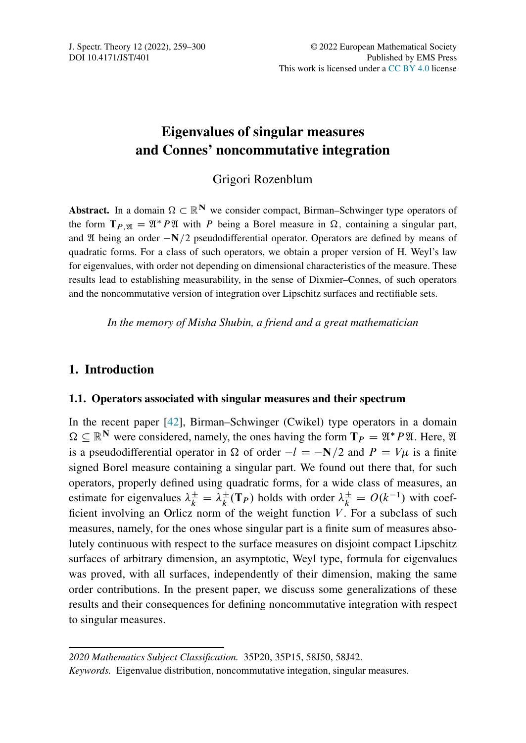# Eigenvalues of singular measures and Connes' noncommutative integration

Grigori Rozenblum

**Abstract.** In a domain $\Omega \subset \mathbb{R}^{\mathbf{N}}$ we consider compact, Birman–Schwinger type operators of the form $\mathbf{T}_{P,\mathfrak{A}} = \mathfrak{A}^* P \mathfrak{A}$ with $P$ being a Borel measure in $\Omega$, containing a singular part, and $\mathfrak{A}$ being an order $-\mathbf{N}/2$ pseudodifferential operator. Operators are defined by means of quadratic forms. For a class of such operators, we obtain a proper version of H. Weyl's law for eigenvalues, with order not depending on dimensional characteristics of the measure. These results lead to establishing measurability, in the sense of Dixmier–Connes, of such operators and the noncommutative version of integration over Lipschitz surfaces and rectifiable sets.

*In the memory of Misha Shubin, a friend and a great mathematician*

## 1. Introduction

### 1.1. Operators associated with singular measures and their spectrum

In the recent paper [42], Birman–Schwinger (Cwikel) type operators in a domain $\Omega \subseteq \mathbb{R}^{\mathbf{N}}$ were considered, namely, the ones having the form $\mathbf{T}_P = \mathfrak{A}^* P \mathfrak{A}$. Here, $\mathfrak{A}$ is a pseudodifferential operator in $\Omega$ of order $-l = -\mathbf{N}/2$ and $P = V\mu$ is a finite signed Borel measure containing a singular part. We found out there that, for such operators, properly defined using quadratic forms, for a wide class of measures, an estimate for eigenvalues $\lambda_k^{\pm} = \lambda_k^{\pm}(\mathbf{T}_P)$ holds with order $\lambda_k^{\pm} = O(k^{-1})$ with coefficient involving an Orlicz norm of the weight function $V$. For a subclass of such measures, namely, for the ones whose singular part is a finite sum of measures absolutely continuous with respect to the surface measures on disjoint compact Lipschitz surfaces of arbitrary dimension, an asymptotic, Weyl type, formula for eigenvalues was proved, with all surfaces, independently of their dimension, making the same order contributions. In the present paper, we discuss some generalizations of these results and their consequences for defining noncommutative integration with respect to singular measures.

*2020 Mathematics Subject Classification.* 35P20, 35P15, 58J50, 58J42.

*Keywords.* Eigenvalue distribution, noncommutative integation, singular measures.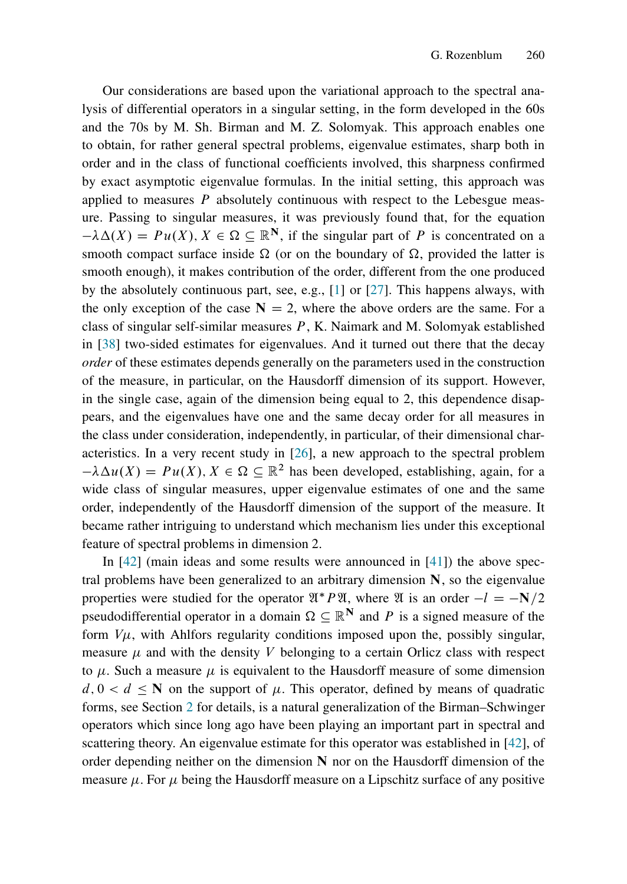Our considerations are based upon the variational approach to the spectral analysis of differential operators in a singular setting, in the form developed in the 60s and the 70s by M. Sh. Birman and M. Z. Solomyak. This approach enables one to obtain, for rather general spectral problems, eigenvalue estimates, sharp both in order and in the class of functional coefficients involved, this sharpness confirmed by exact asymptotic eigenvalue formulas. In the initial setting, this approach was applied to measures $P$ absolutely continuous with respect to the Lebesgue measure. Passing to singular measures, it was previously found that, for the equation $-\lambda\Delta(X) = Pu(X), X \in \Omega \subseteq \mathbb{R}^{\mathbf{N}}$, if the singular part of $P$ is concentrated on a smooth compact surface inside $\Omega$ (or on the boundary of $\Omega$, provided the latter is smooth enough), it makes contribution of the order, different from the one produced by the absolutely continuous part, see, e.g., [1] or [27]. This happens always, with the only exception of the case $\mathbf{N} = 2$, where the above orders are the same. For a class of singular self-similar measures $P$, K. Naimark and M. Solomyak established in [38] two-sided estimates for eigenvalues. And it turned out there that the decay *order* of these estimates depends generally on the parameters used in the construction of the measure, in particular, on the Hausdorff dimension of its support. However, in the single case, again of the dimension being equal to 2, this dependence disappears, and the eigenvalues have one and the same decay order for all measures in the class under consideration, independently, in particular, of their dimensional characteristics. In a very recent study in [26], a new approach to the spectral problem $-\lambda\Delta u(X) = Pu(X), X \in \Omega \subseteq \mathbb{R}^2$ has been developed, establishing, again, for a wide class of singular measures, upper eigenvalue estimates of one and the same order, independently of the Hausdorff dimension of the support of the measure. It became rather intriguing to understand which mechanism lies under this exceptional feature of spectral problems in dimension 2.

In [42] (main ideas and some results were announced in [41]) the above spectral problems have been generalized to an arbitrary dimension $\mathbf{N}$, so the eigenvalue properties were studied for the operator $\mathfrak{A}^* P \mathfrak{A}$, where $\mathfrak{A}$ is an order $-l = -\mathbf{N}/2$ pseudodifferential operator in a domain $\Omega \subseteq \mathbb{R}^{\mathbf{N}}$ and $P$ is a signed measure of the form $V\mu$, with Ahlfors regularity conditions imposed upon the, possibly singular, measure $\mu$ and with the density $V$ belonging to a certain Orlicz class with respect to $\mu$. Such a measure $\mu$ is equivalent to the Hausdorff measure of some dimension $d, 0 < d \leq \mathbf{N}$ on the support of $\mu$. This operator, defined by means of quadratic forms, see Section 2 for details, is a natural generalization of the Birman–Schwinger operators which since long ago have been playing an important part in spectral and scattering theory. An eigenvalue estimate for this operator was established in [42], of order depending neither on the dimension $\mathbf{N}$ nor on the Hausdorff dimension of the measure $\mu$. For $\mu$ being the Hausdorff measure on a Lipschitz surface of any positive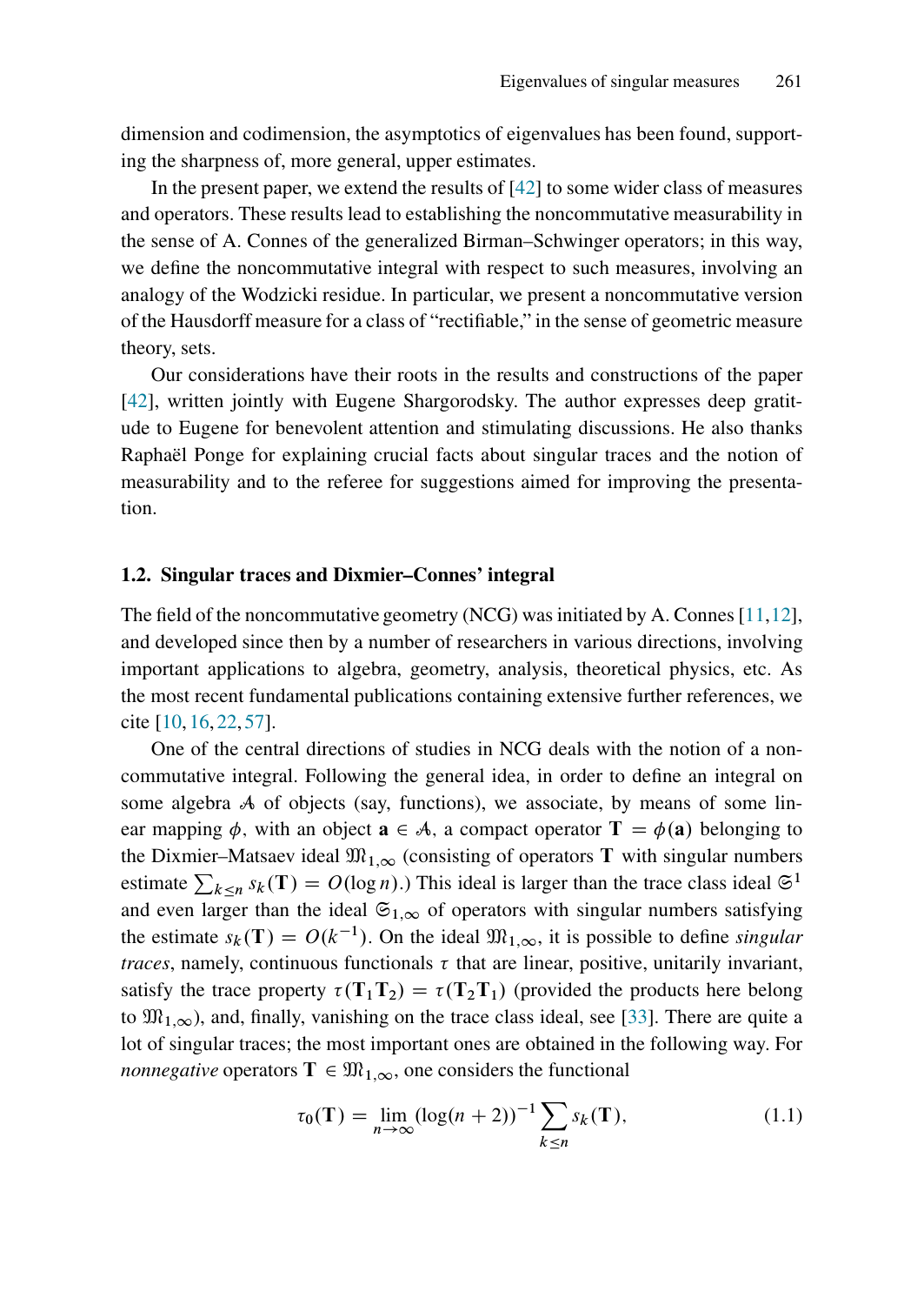dimension and codimension, the asymptotics of eigenvalues has been found, supporting the sharpness of, more general, upper estimates.

In the present paper, we extend the results of [42] to some wider class of measures and operators. These results lead to establishing the noncommutative measurability in the sense of A. Connes of the generalized Birman–Schwinger operators; in this way, we define the noncommutative integral with respect to such measures, involving an analogy of the Wodzicki residue. In particular, we present a noncommutative version of the Hausdorff measure for a class of "rectifiable," in the sense of geometric measure theory, sets.

Our considerations have their roots in the results and constructions of the paper [42], written jointly with Eugene Shargorodsky. The author expresses deep gratitude to Eugene for benevolent attention and stimulating discussions. He also thanks Raphaël Ponge for explaining crucial facts about singular traces and the notion of measurability and to the referee for suggestions aimed for improving the presentation.

### 1.2. Singular traces and Dixmier–Connes' integral

The field of the noncommutative geometry (NCG) was initiated by A. Connes [11,12], and developed since then by a number of researchers in various directions, involving important applications to algebra, geometry, analysis, theoretical physics, etc. As the most recent fundamental publications containing extensive further references, we cite [10, 16, 22, 57].

One of the central directions of studies in NCG deals with the notion of a noncommutative integral. Following the general idea, in order to define an integral on some algebra $\mathcal{A}$ of objects (say, functions), we associate, by means of some linear mapping $\phi$, with an object $\mathbf{a} \in \mathcal{A}$, a compact operator $\mathbf{T} = \phi(\mathbf{a})$ belonging to the Dixmier–Matsaev ideal $\mathfrak{M}_{1,\infty}$ (consisting of operators $\mathbf{T}$ with singular numbers estimate $\sum_{k\le n} s_k(\mathbf{T}) = O(\log n)$.) This ideal is larger than the trace class ideal $\mathfrak{S}^1$ and even larger than the ideal $\mathfrak{S}_{1,\infty}$ of operators with singular numbers satisfying the estimate $s_k(\mathbf{T}) = O(k^{-1})$. On the ideal $\mathfrak{M}_{1,\infty}$, it is possible to define *singular traces*, namely, continuous functionals $\tau$ that are linear, positive, unitarily invariant, satisfy the trace property $\tau(\mathbf{T}_1\mathbf{T}_2) = \tau(\mathbf{T}_2\mathbf{T}_1)$ (provided the products here belong to $\mathfrak{M}_{1,\infty}$), and, finally, vanishing on the trace class ideal, see [33]. There are quite a lot of singular traces; the most important ones are obtained in the following way. For *nonnegative* operators $\mathbf{T} \in \mathfrak{M}_{1,\infty}$, one considers the functional

$$\tau_0(\mathbf{T}) = \lim_{n\to\infty} (\log(n+2))^{-1} \sum_{k\le n} s_k(\mathbf{T}), \tag{1.1}$$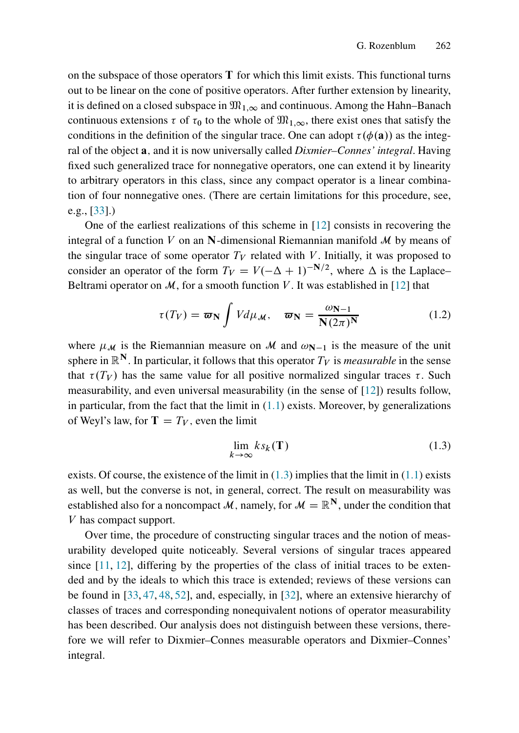on the subspace of those operators $\mathbf{T}$ for which this limit exists. This functional turns out to be linear on the cone of positive operators. After further extension by linearity, it is defined on a closed subspace in $\mathfrak{M}_{1,\infty}$ and continuous. Among the Hahn–Banach continuous extensions $\tau$ of $\tau_0$ to the whole of $\mathfrak{M}_{1,\infty}$, there exist ones that satisfy the conditions in the definition of the singular trace. One can adopt $\tau(\phi(\mathbf{a}))$ as the integral of the object $\mathbf{a}$, and it is now universally called *Dixmier–Connes' integral*. Having fixed such generalized trace for nonnegative operators, one can extend it by linearity to arbitrary operators in this class, since any compact operator is a linear combination of four nonnegative ones. (There are certain limitations for this procedure, see, e.g., [33].)

One of the earliest realizations of this scheme in [12] consists in recovering the integral of a function $V$ on an $\mathbf{N}$-dimensional Riemannian manifold $\mathcal{M}$ by means of the singular trace of some operator $T_V$ related with $V$. Initially, it was proposed to consider an operator of the form $T_V = V(-\Delta + 1)^{-\mathbf{N}/2}$, where $\Delta$ is the Laplace–Beltrami operator on $\mathcal{M}$, for a smooth function $V$. It was established in [12] that

$$\tau(T_V) = \varpi_{\mathbf{N}} \int V d\mu_{\mathcal{M}}, \quad \varpi_{\mathbf{N}} = \frac{\omega_{\mathbf{N}-1}}{\mathbf{N}(2\pi)^{\mathbf{N}}} \tag{1.2}$$

where $\mu_{\mathcal{M}}$ is the Riemannian measure on $\mathcal{M}$ and $\omega_{\mathbf{N}-1}$ is the measure of the unit sphere in $\mathbb{R}^{\mathbf{N}}$. In particular, it follows that this operator $T_V$ is *measurable* in the sense that $\tau(T_V)$ has the same value for all positive normalized singular traces $\tau$. Such measurability, and even universal measurability (in the sense of [12]) results follow, in particular, from the fact that the limit in (1.1) exists. Moreover, by generalizations of Weyl's law, for $\mathbf{T} = T_V$, even the limit

$$\lim_{k\to\infty} k s_k(\mathbf{T}) \tag{1.3}$$

exists. Of course, the existence of the limit in (1.3) implies that the limit in (1.1) exists as well, but the converse is not, in general, correct. The result on measurability was established also for a noncompact $\mathcal{M}$, namely, for $\mathcal{M} = \mathbb{R}^{\mathbf{N}}$, under the condition that $V$ has compact support.

Over time, the procedure of constructing singular traces and the notion of measurability developed quite noticeably. Several versions of singular traces appeared since [11, 12], differing by the properties of the class of initial traces to be extended and by the ideals to which this trace is extended; reviews of these versions can be found in [33, 47, 48, 52], and, especially, in [32], where an extensive hierarchy of classes of traces and corresponding nonequivalent notions of operator measurability has been described. Our analysis does not distinguish between these versions, therefore we will refer to Dixmier–Connes measurable operators and Dixmier–Connes' integral.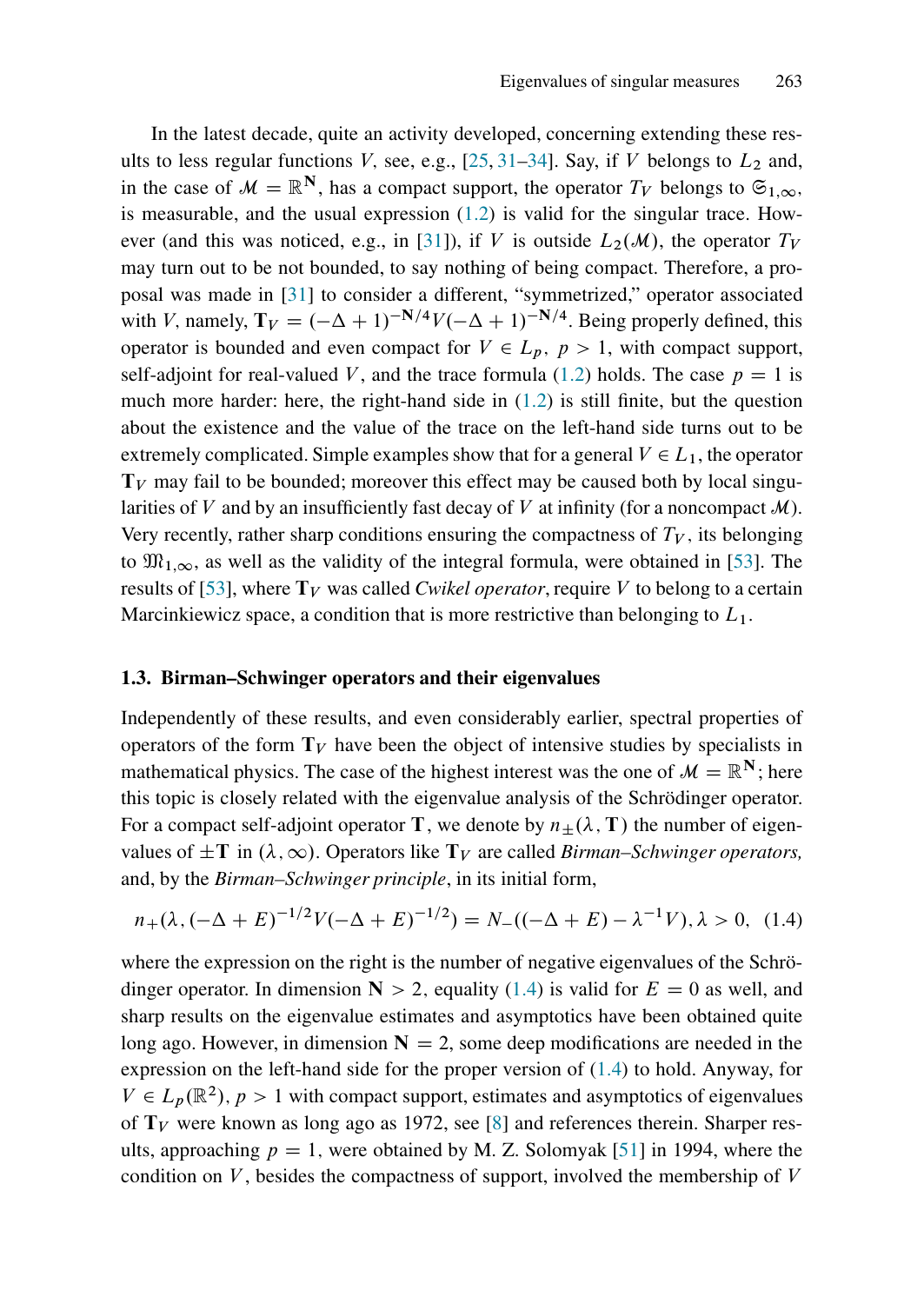In the latest decade, quite an activity developed, concerning extending these results to less regular functions $V$, see, e.g., [25, 31–34]. Say, if $V$ belongs to $L_2$ and, in the case of $\mathcal{M} = \mathbb{R}^{\mathbf{N}}$, has a compact support, the operator $T_V$ belongs to $\mathfrak{S}_{1,\infty}$, is measurable, and the usual expression (1.2) is valid for the singular trace. However (and this was noticed, e.g., in [31]), if $V$ is outside $L_2(\mathcal{M})$, the operator $T_V$ may turn out to be not bounded, to say nothing of being compact. Therefore, a proposal was made in [31] to consider a different, "symmetrized," operator associated with $V$, namely, $\mathbf{T}_V = (-\Delta + 1)^{-\mathbf{N}/4} V (-\Delta + 1)^{-\mathbf{N}/4}$. Being properly defined, this operator is bounded and even compact for $V \in L_p,\ p > 1$, with compact support, self-adjoint for real-valued $V$, and the trace formula (1.2) holds. The case $p = 1$ is much more harder: here, the right-hand side in (1.2) is still finite, but the question about the existence and the value of the trace on the left-hand side turns out to be extremely complicated. Simple examples show that for a general $V \in L_1$, the operator $\mathbf{T}_V$ may fail to be bounded; moreover this effect may be caused both by local singularities of $V$ and by an insufficiently fast decay of $V$ at infinity (for a noncompact $\mathcal{M}$). Very recently, rather sharp conditions ensuring the compactness of $T_V$, its belonging to $\mathfrak{M}_{1,\infty}$, as well as the validity of the integral formula, were obtained in [53]. The results of [53], where $\mathbf{T}_V$ was called *Cwikel operator*, require $V$ to belong to a certain Marcinkiewicz space, a condition that is more restrictive than belonging to $L_1$.

### 1.3. Birman–Schwinger operators and their eigenvalues

Independently of these results, and even considerably earlier, spectral properties of operators of the form $\mathbf{T}_V$ have been the object of intensive studies by specialists in mathematical physics. The case of the highest interest was the one of $\mathcal{M} = \mathbb{R}^{\mathbf{N}}$; here this topic is closely related with the eigenvalue analysis of the Schrödinger operator. For a compact self-adjoint operator $\mathbf{T}$, we denote by $n_{\pm}(\lambda, \mathbf{T})$ the number of eigenvalues of $\pm\mathbf{T}$ in $(\lambda, \infty)$. Operators like $\mathbf{T}_V$ are called *Birman–Schwinger operators,* and, by the *Birman–Schwinger principle*, in its initial form,

$$n_+(\lambda, (-\Delta + E)^{-1/2} V (-\Delta + E)^{-1/2}) = N_-((-\Delta + E) - \lambda^{-1} V), \lambda > 0, \quad (1.4)$$

where the expression on the right is the number of negative eigenvalues of the Schrödinger operator. In dimension $\mathbf{N} > 2$, equality (1.4) is valid for $E = 0$ as well, and sharp results on the eigenvalue estimates and asymptotics have been obtained quite long ago. However, in dimension $\mathbf{N} = 2$, some deep modifications are needed in the expression on the left-hand side for the proper version of (1.4) to hold. Anyway, for $V \in L_p(\mathbb{R}^2)$, $p > 1$ with compact support, estimates and asymptotics of eigenvalues of $\mathbf{T}_V$ were known as long ago as 1972, see [8] and references therein. Sharper results, approaching $p = 1$, were obtained by M. Z. Solomyak [51] in 1994, where the condition on $V$, besides the compactness of support, involved the membership of $V$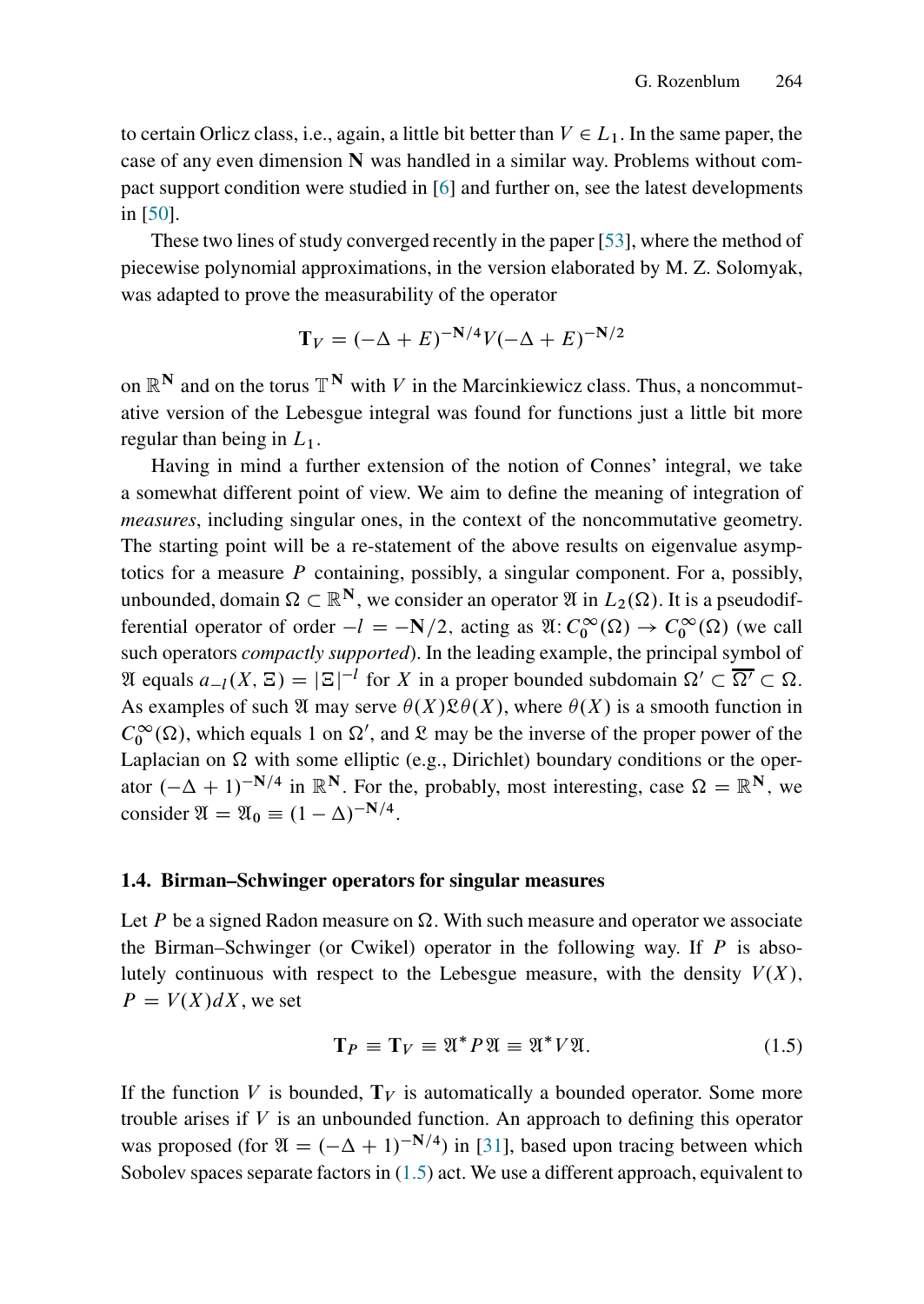to certain Orlicz class, i.e., again, a little bit better than $V \in L_1$. In the same paper, the case of any even dimension $\mathbf{N}$ was handled in a similar way. Problems without compact support condition were studied in [6] and further on, see the latest developments in [50].

These two lines of study converged recently in the paper [53], where the method of piecewise polynomial approximations, in the version elaborated by M. Z. Solomyak, was adapted to prove the measurability of the operator

$$\mathbf{T}_V = (-\Delta + E)^{-\mathbf{N}/4} V (-\Delta + E)^{-\mathbf{N}/2}$$

on $\mathbb{R}^{\mathbf{N}}$ and on the torus $\mathbb{T}^{\mathbf{N}}$ with $V$ in the Marcinkiewicz class. Thus, a noncommutative version of the Lebesgue integral was found for functions just a little bit more regular than being in $L_1$.

Having in mind a further extension of the notion of Connes' integral, we take a somewhat different point of view. We aim to define the meaning of integration of *measures*, including singular ones, in the context of the noncommutative geometry. The starting point will be a re-statement of the above results on eigenvalue asymptotics for a measure $P$ containing, possibly, a singular component. For a, possibly, unbounded, domain $\Omega \subset \mathbb{R}^{\mathbf{N}}$, we consider an operator $\mathfrak{A}$ in $L_2(\Omega)$. It is a pseudodifferential operator of order $-l = -\mathbf{N}/2$, acting as $\mathfrak{A}\colon C_0^\infty(\Omega) \to C_0^\infty(\Omega)$ (we call such operators *compactly supported*). In the leading example, the principal symbol of $\mathfrak{A}$ equals $a_{-l}(X, \Xi) = |\Xi|^{-l}$ for $X$ in a proper bounded subdomain $\Omega' \subset \overline{\Omega'} \subset \Omega$. As examples of such $\mathfrak{A}$ may serve $\theta(X)\mathfrak{L}\theta(X)$, where $\theta(X)$ is a smooth function in $C_0^\infty(\Omega)$, which equals 1 on $\Omega'$, and $\mathfrak{L}$ may be the inverse of the proper power of the Laplacian on $\Omega$ with some elliptic (e.g., Dirichlet) boundary conditions or the operator $(-\Delta + 1)^{-\mathbf{N}/4}$ in $\mathbb{R}^{\mathbf{N}}$. For the, probably, most interesting, case $\Omega = \mathbb{R}^{\mathbf{N}}$, we consider $\mathfrak{A} = \mathfrak{A}_0 \equiv (1 - \Delta)^{-\mathbf{N}/4}$.

### 1.4. Birman–Schwinger operators for singular measures

Let $P$ be a signed Radon measure on $\Omega$. With such measure and operator we associate the Birman–Schwinger (or Cwikel) operator in the following way. If $P$ is absolutely continuous with respect to the Lebesgue measure, with the density $V(X)$, $P = V(X)dX$, we set

$$\mathbf{T}_P \equiv \mathbf{T}_V \equiv \mathfrak{A}^* P \mathfrak{A} \equiv \mathfrak{A}^* V \mathfrak{A}. \tag{1.5}$$

If the function $V$ is bounded, $\mathbf{T}_V$ is automatically a bounded operator. Some more trouble arises if $V$ is an unbounded function. An approach to defining this operator was proposed (for $\mathfrak{A} = (-\Delta + 1)^{-\mathbf{N}/4}$) in [31], based upon tracing between which Sobolev spaces separate factors in (1.5) act. We use a different approach, equivalent to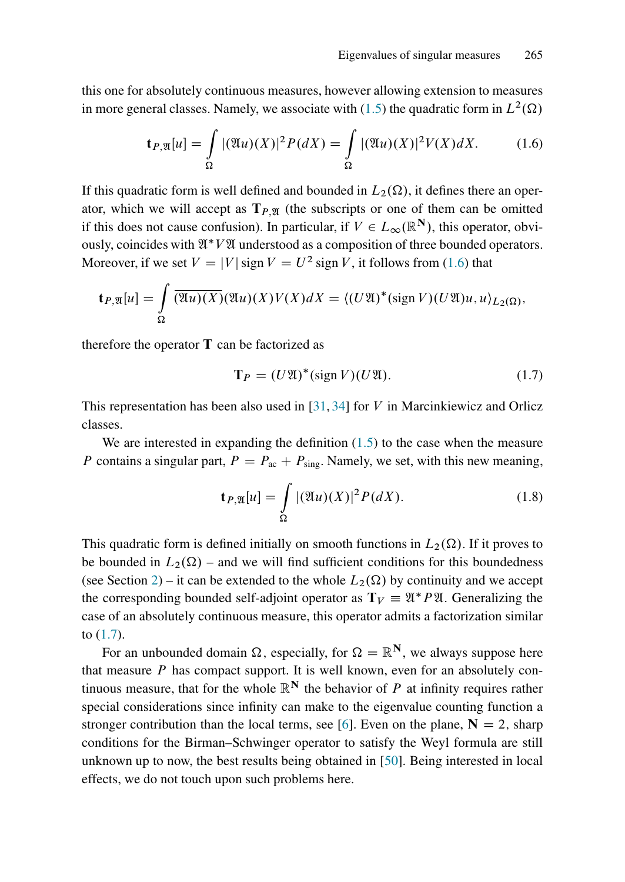this one for absolutely continuous measures, however allowing extension to measures in more general classes. Namely, we associate with (1.5) the quadratic form in $L^2(\Omega)$

$$\mathbf{t}_{P,\mathfrak{A}}[u] = \int\limits_{\Omega} |(\mathfrak{A}u)(X)|^2 P(dX) = \int\limits_{\Omega} |(\mathfrak{A}u)(X)|^2 V(X) dX. \tag{1.6}$$

If this quadratic form is well defined and bounded in $L_2(\Omega)$, it defines there an operator, which we will accept as $\mathbf{T}_{P,\mathfrak{A}}$ (the subscripts or one of them can be omitted if this does not cause confusion). In particular, if $V \in L_\infty(\mathbb{R}^{\mathbf{N}})$, this operator, obviously, coincides with $\mathfrak{A}^* V \mathfrak{A}$ understood as a composition of three bounded operators. Moreover, if we set $V = |V| \operatorname{sign} V = U^2 \operatorname{sign} V$, it follows from (1.6) that

$$\mathbf{t}_{P,\mathfrak{A}}[u] = \int\limits_{\Omega} \overline{(\mathfrak{A}u)(X)}(\mathfrak{A}u)(X)V(X)dX = \langle (U\mathfrak{A})^*(\operatorname{sign} V)(U\mathfrak{A})u, u\rangle_{L_2(\Omega)},$$

therefore the operator $\mathbf{T}$ can be factorized as

$$\mathbf{T}_P = (U\mathfrak{A})^*(\operatorname{sign} V)(U\mathfrak{A}). \tag{1.7}$$

This representation has been also used in [31, 34] for $V$ in Marcinkiewicz and Orlicz classes.

We are interested in expanding the definition (1.5) to the case when the measure $P$ contains a singular part, $P = P_{\text{ac}} + P_{\text{sing}}$. Namely, we set, with this new meaning,

$$\mathbf{t}_{P,\mathfrak{A}}[u] = \int\limits_{\Omega} |(\mathfrak{A}u)(X)|^2 P(dX). \tag{1.8}$$

This quadratic form is defined initially on smooth functions in $L_2(\Omega)$. If it proves to be bounded in $L_2(\Omega)$ – and we will find sufficient conditions for this boundedness (see Section 2) – it can be extended to the whole $L_2(\Omega)$ by continuity and we accept the corresponding bounded self-adjoint operator as $\mathbf{T}_V \equiv \mathfrak{A}^* P \mathfrak{A}$. Generalizing the case of an absolutely continuous measure, this operator admits a factorization similar to (1.7).

For an unbounded domain $\Omega$, especially, for $\Omega = \mathbb{R}^{\mathbf{N}}$, we always suppose here that measure $P$ has compact support. It is well known, even for an absolutely continuous measure, that for the whole $\mathbb{R}^{\mathbf{N}}$ the behavior of $P$ at infinity requires rather special considerations since infinity can make to the eigenvalue counting function a stronger contribution than the local terms, see [6]. Even on the plane, $\mathbf{N} = 2$, sharp conditions for the Birman–Schwinger operator to satisfy the Weyl formula are still unknown up to now, the best results being obtained in [50]. Being interested in local effects, we do not touch upon such problems here.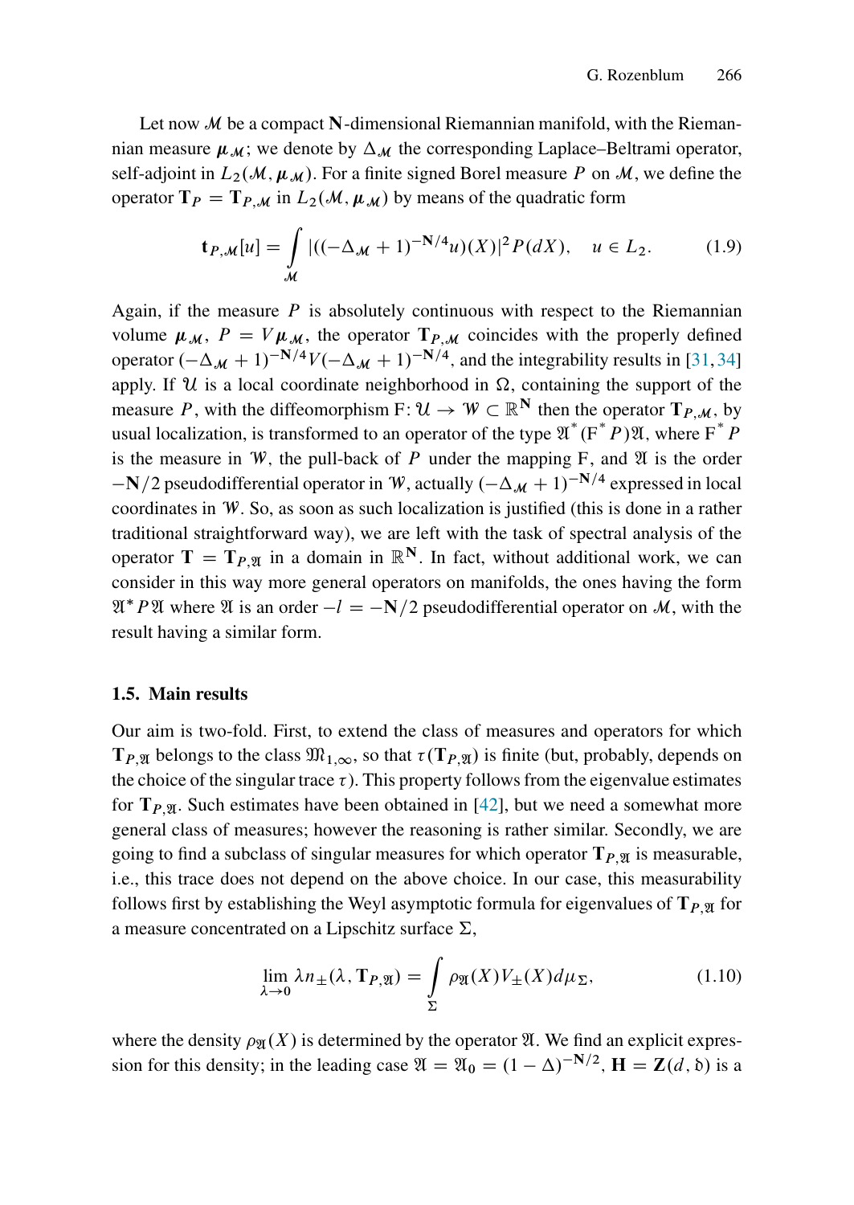Let now $\mathcal{M}$ be a compact $\mathbf{N}$-dimensional Riemannian manifold, with the Riemannian measure $\boldsymbol{\mu}_{\mathcal{M}}$; we denote by $\Delta_{\mathcal{M}}$ the corresponding Laplace–Beltrami operator, self-adjoint in $L_2(\mathcal{M}, \boldsymbol{\mu}_{\mathcal{M}})$. For a finite signed Borel measure $P$ on $\mathcal{M}$, we define the operator $\mathbf{T}_P = \mathbf{T}_{P,\mathcal{M}}$ in $L_2(\mathcal{M}, \boldsymbol{\mu}_{\mathcal{M}})$ by means of the quadratic form

$$\mathbf{t}_{P,\mathcal{M}}[u] = \int\limits_{\mathcal{M}} |((-\Delta_{\mathcal{M}} + 1)^{-\mathbf{N}/4} u)(X)|^2 P(dX), \quad u \in L_2. \tag{1.9}$$

Again, if the measure $P$ is absolutely continuous with respect to the Riemannian volume $\boldsymbol{\mu}_{\mathcal{M}}$, $P = V\boldsymbol{\mu}_{\mathcal{M}}$, the operator $\mathbf{T}_{P,\mathcal{M}}$ coincides with the properly defined operator $(-\Delta_{\mathcal{M}} + 1)^{-\mathbf{N}/4} V (-\Delta_{\mathcal{M}} + 1)^{-\mathbf{N}/4}$, and the integrability results in [31, 34] apply. If $\mathcal{U}$ is a local coordinate neighborhood in $\Omega$, containing the support of the measure $P$, with the diffeomorphism $\mathrm{F}\colon \mathcal{U} \to \mathcal{W} \subset \mathbb{R}^{\mathbf{N}}$ then the operator $\mathbf{T}_{P,\mathcal{M}}$, by usual localization, is transformed to an operator of the type $\mathfrak{A}^*(\mathrm{F}^* P)\mathfrak{A}$, where $\mathrm{F}^* P$ is the measure in $\mathcal{W}$, the pull-back of $P$ under the mapping $\mathrm{F}$, and $\mathfrak{A}$ is the order $-\mathbf{N}/2$ pseudodifferential operator in $\mathcal{W}$, actually $(-\Delta_{\mathcal{M}} + 1)^{-\mathbf{N}/4}$ expressed in local coordinates in $\mathcal{W}$. So, as soon as such localization is justified (this is done in a rather traditional straightforward way), we are left with the task of spectral analysis of the operator $\mathbf{T} = \mathbf{T}_{P,\mathfrak{A}}$ in a domain in $\mathbb{R}^{\mathbf{N}}$. In fact, without additional work, we can consider in this way more general operators on manifolds, the ones having the form $\mathfrak{A}^* P \mathfrak{A}$ where $\mathfrak{A}$ is an order $-l = -\mathbf{N}/2$ pseudodifferential operator on $\mathcal{M}$, with the result having a similar form.

### 1.5. Main results

Our aim is two-fold. First, to extend the class of measures and operators for which $\mathbf{T}_{P,\mathfrak{A}}$ belongs to the class $\mathfrak{M}_{1,\infty}$, so that $\tau(\mathbf{T}_{P,\mathfrak{A}})$ is finite (but, probably, depends on the choice of the singular trace $\tau$). This property follows from the eigenvalue estimates for $\mathbf{T}_{P,\mathfrak{A}}$. Such estimates have been obtained in [42], but we need a somewhat more general class of measures; however the reasoning is rather similar. Secondly, we are going to find a subclass of singular measures for which operator $\mathbf{T}_{P,\mathfrak{A}}$ is measurable, i.e., this trace does not depend on the above choice. In our case, this measurability follows first by establishing the Weyl asymptotic formula for eigenvalues of $\mathbf{T}_{P,\mathfrak{A}}$ for a measure concentrated on a Lipschitz surface $\Sigma$,

$$\lim_{\lambda \to 0} \lambda n_{\pm}(\lambda, \mathbf{T}_{P,\mathfrak{A}}) = \int\limits_{\Sigma} \rho_{\mathfrak{A}}(X) V_{\pm}(X) d\mu_{\Sigma}, \tag{1.10}$$

where the density $\rho_{\mathfrak{A}}(X)$ is determined by the operator $\mathfrak{A}$. We find an explicit expression for this density; in the leading case $\mathfrak{A} = \mathfrak{A}_0 = (1 - \Delta)^{-\mathbf{N}/2}$, $\mathbf{H} = \mathbf{Z}(d, \mathfrak{d})$ is a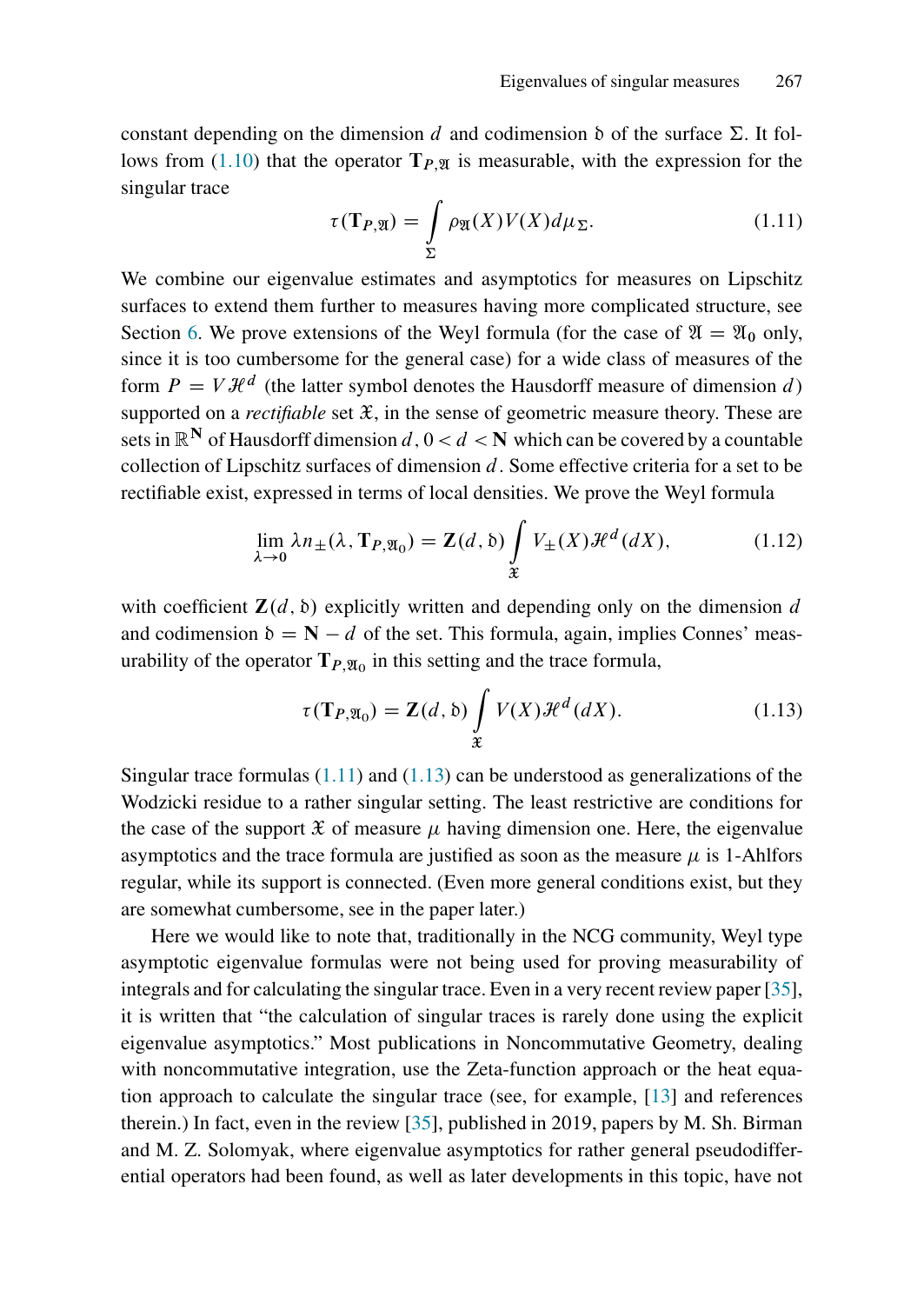constant depending on the dimension $d$ and codimension $\mathfrak{d}$ of the surface $\Sigma$. It follows from (1.10) that the operator $\mathbf{T}_{P,\mathfrak{A}}$ is measurable, with the expression for the singular trace

$$\tau(\mathbf{T}_{P,\mathfrak{A}}) = \int\limits_{\Sigma} \rho_{\mathfrak{A}}(X)V(X)d\mu_{\Sigma}. \tag{1.11}$$

We combine our eigenvalue estimates and asymptotics for measures on Lipschitz surfaces to extend them further to measures having more complicated structure, see Section 6. We prove extensions of the Weyl formula (for the case of $\mathfrak{A} = \mathfrak{A}_0$ only, since it is too cumbersome for the general case) for a wide class of measures of the form $P = V\mathcal{H}^d$ (the latter symbol denotes the Hausdorff measure of dimension $d$) supported on a *rectifiable* set $\mathfrak{X}$, in the sense of geometric measure theory. These are sets in $\mathbb{R}^{\mathbf{N}}$ of Hausdorff dimension $d$, $0 < d < \mathbf{N}$ which can be covered by a countable collection of Lipschitz surfaces of dimension $d$. Some effective criteria for a set to be rectifiable exist, expressed in terms of local densities. We prove the Weyl formula

$$\lim_{\lambda \to 0} \lambda n_{\pm}(\lambda, \mathbf{T}_{P,\mathfrak{A}_0}) = \mathbf{Z}(d, \mathfrak{d}) \int\limits_{\mathfrak{X}} V_{\pm}(X)\mathcal{H}^d(dX), \tag{1.12}$$

with coefficient $\mathbf{Z}(d, \mathfrak{d})$ explicitly written and depending only on the dimension $d$ and codimension $\mathfrak{d} = \mathbf{N} - d$ of the set. This formula, again, implies Connes' measurability of the operator $\mathbf{T}_{P,\mathfrak{A}_0}$ in this setting and the trace formula,

$$\tau(\mathbf{T}_{P,\mathfrak{A}_0}) = \mathbf{Z}(d, \mathfrak{d}) \int\limits_{\mathfrak{X}} V(X)\mathcal{H}^d(dX). \tag{1.13}$$

Singular trace formulas (1.11) and (1.13) can be understood as generalizations of the Wodzicki residue to a rather singular setting. The least restrictive are conditions for the case of the support $\mathfrak{X}$ of measure $\mu$ having dimension one. Here, the eigenvalue asymptotics and the trace formula are justified as soon as the measure $\mu$ is 1-Ahlfors regular, while its support is connected. (Even more general conditions exist, but they are somewhat cumbersome, see in the paper later.)

Here we would like to note that, traditionally in the NCG community, Weyl type asymptotic eigenvalue formulas were not being used for proving measurability of integrals and for calculating the singular trace. Even in a very recent review paper [35], it is written that "the calculation of singular traces is rarely done using the explicit eigenvalue asymptotics." Most publications in Noncommutative Geometry, dealing with noncommutative integration, use the Zeta-function approach or the heat equation approach to calculate the singular trace (see, for example, [13] and references therein.) In fact, even in the review [35], published in 2019, papers by M. Sh. Birman and M. Z. Solomyak, where eigenvalue asymptotics for rather general pseudodifferential operators had been found, as well as later developments in this topic, have not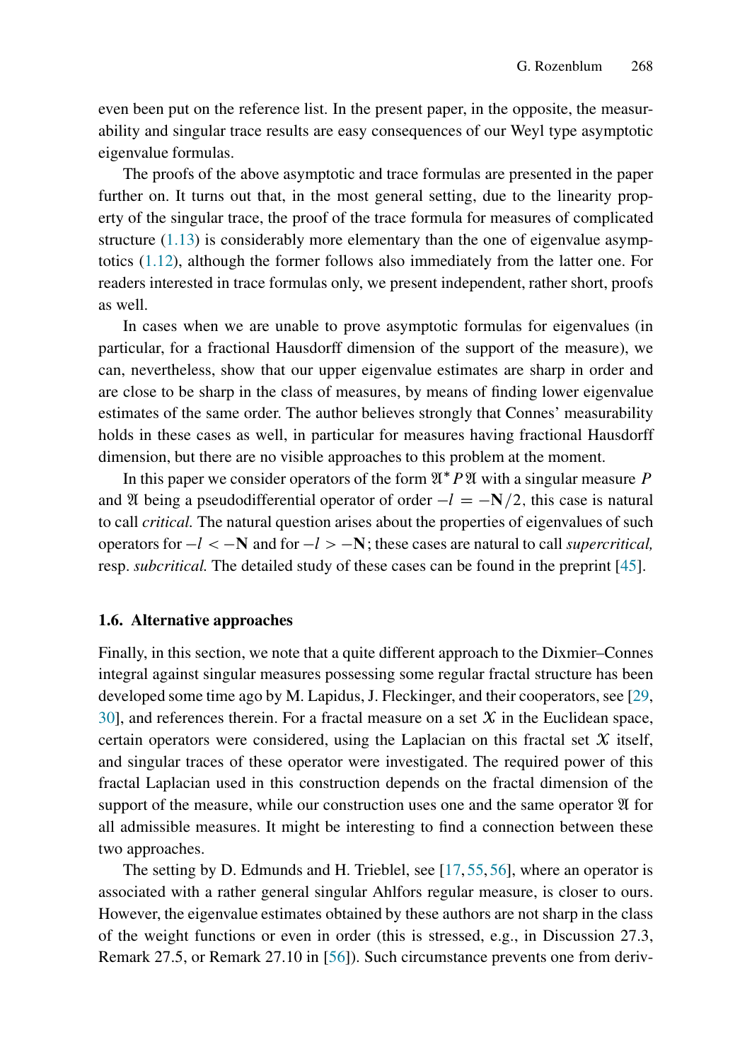even been put on the reference list. In the present paper, in the opposite, the measurability and singular trace results are easy consequences of our Weyl type asymptotic eigenvalue formulas.

The proofs of the above asymptotic and trace formulas are presented in the paper further on. It turns out that, in the most general setting, due to the linearity property of the singular trace, the proof of the trace formula for measures of complicated structure (1.13) is considerably more elementary than the one of eigenvalue asymptotics (1.12), although the former follows also immediately from the latter one. For readers interested in trace formulas only, we present independent, rather short, proofs as well.

In cases when we are unable to prove asymptotic formulas for eigenvalues (in particular, for a fractional Hausdorff dimension of the support of the measure), we can, nevertheless, show that our upper eigenvalue estimates are sharp in order and are close to be sharp in the class of measures, by means of finding lower eigenvalue estimates of the same order. The author believes strongly that Connes' measurability holds in these cases as well, in particular for measures having fractional Hausdorff dimension, but there are no visible approaches to this problem at the moment.

In this paper we consider operators of the form $\mathfrak{A}^* P \mathfrak{A}$ with a singular measure $P$ and $\mathfrak{A}$ being a pseudodifferential operator of order $-l = -\mathbf{N}/2$, this case is natural to call *critical.* The natural question arises about the properties of eigenvalues of such operators for $-l < -\mathbf{N}$ and for $-l > -\mathbf{N}$; these cases are natural to call *supercritical,* resp. *subcritical.* The detailed study of these cases can be found in the preprint [45].

### 1.6. Alternative approaches

Finally, in this section, we note that a quite different approach to the Dixmier–Connes integral against singular measures possessing some regular fractal structure has been developed some time ago by M. Lapidus, J. Fleckinger, and their cooperators, see [29, 30], and references therein. For a fractal measure on a set $\mathcal{X}$ in the Euclidean space, certain operators were considered, using the Laplacian on this fractal set $\mathcal{X}$ itself, and singular traces of these operator were investigated. The required power of this fractal Laplacian used in this construction depends on the fractal dimension of the support of the measure, while our construction uses one and the same operator $\mathfrak{A}$ for all admissible measures. It might be interesting to find a connection between these two approaches.

The setting by D. Edmunds and H. Trieblel, see [17, 55, 56], where an operator is associated with a rather general singular Ahlfors regular measure, is closer to ours. However, the eigenvalue estimates obtained by these authors are not sharp in the class of the weight functions or even in order (this is stressed, e.g., in Discussion 27.3, Remark 27.5, or Remark 27.10 in [56]). Such circumstance prevents one from deriv-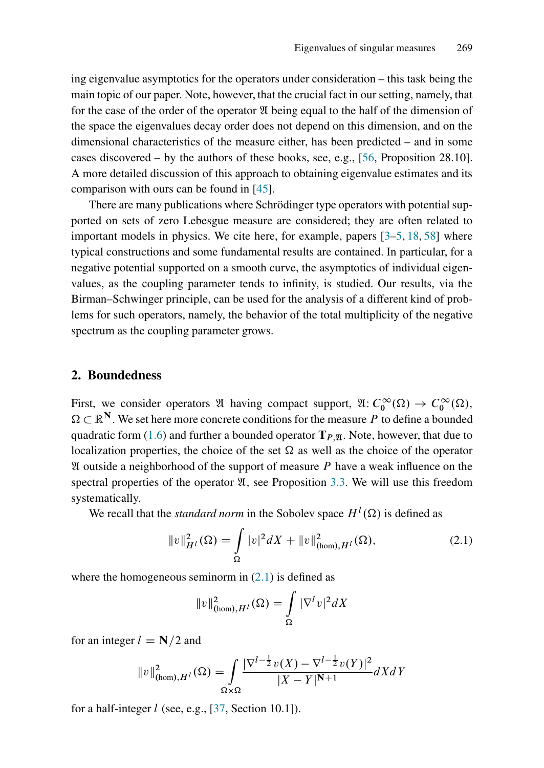ing eigenvalue asymptotics for the operators under consideration – this task being the main topic of our paper. Note, however, that the crucial fact in our setting, namely, that for the case of the order of the operator $\mathfrak{A}$ being equal to the half of the dimension of the space the eigenvalues decay order does not depend on this dimension, and on the dimensional characteristics of the measure either, has been predicted – and in some cases discovered – by the authors of these books, see, e.g., [56, Proposition 28.10]. A more detailed discussion of this approach to obtaining eigenvalue estimates and its comparison with ours can be found in [45].

There are many publications where Schrödinger type operators with potential supported on sets of zero Lebesgue measure are considered; they are often related to important models in physics. We cite here, for example, papers [3–5, 18, 58] where typical constructions and some fundamental results are contained. In particular, for a negative potential supported on a smooth curve, the asymptotics of individual eigenvalues, as the coupling parameter tends to infinity, is studied. Our results, via the Birman–Schwinger principle, can be used for the analysis of a different kind of problems for such operators, namely, the behavior of the total multiplicity of the negative spectrum as the coupling parameter grows.

## 2. Boundedness

First, we consider operators $\mathfrak{A}$ having compact support, $\mathfrak{A}\colon C_0^\infty(\Omega) \to C_0^\infty(\Omega)$, $\Omega \subset \mathbb{R}^{\mathbf{N}}$. We set here more concrete conditions for the measure $P$ to define a bounded quadratic form (1.6) and further a bounded operator $\mathbf{T}_{P,\mathfrak{A}}$. Note, however, that due to localization properties, the choice of the set $\Omega$ as well as the choice of the operator $\mathfrak{A}$ outside a neighborhood of the support of measure $P$ have a weak influence on the spectral properties of the operator $\mathfrak{A}$, see Proposition 3.3. We will use this freedom systematically.

We recall that the *standard norm* in the Sobolev space $H^l(\Omega)$ is defined as

$$\|v\|^2_{H^l}(\Omega) = \int\limits_{\Omega} |v|^2 dX + \|v\|^2_{(\mathrm{hom}),H^l}(\Omega), \tag{2.1}$$

where the homogeneous seminorm in (2.1) is defined as

$$\|v\|^2_{(\mathrm{hom}),H^l}(\Omega) = \int\limits_{\Omega} |\nabla^l v|^2 dX$$

for an integer $l = \mathbf{N}/2$ and

$$\|v\|^2_{(\mathrm{hom}),H^l}(\Omega) = \int\limits_{\Omega\times\Omega} \frac{|\nabla^{l-\frac{1}{2}} v(X) - \nabla^{l-\frac{1}{2}} v(Y)|^2}{|X-Y|^{\mathbf{N}+1}} dX dY$$

for a half-integer $l$ (see, e.g., [37, Section 10.1]).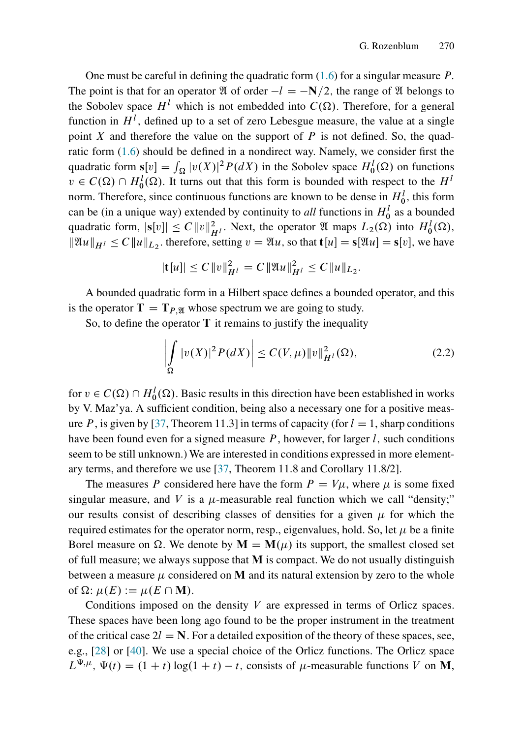One must be careful in defining the quadratic form (1.6) for a singular measure $P$. The point is that for an operator $\mathfrak{A}$ of order $-l = -\mathbf{N}/2$, the range of $\mathfrak{A}$ belongs to the Sobolev space $H^l$ which is not embedded into $C(\Omega)$. Therefore, for a general function in $H^l$, defined up to a set of zero Lebesgue measure, the value at a single point $X$ and therefore the value on the support of $P$ is not defined. So, the quadratic form (1.6) should be defined in a nondirect way. Namely, we consider first the quadratic form $\mathbf{s}[v] = \int_\Omega |v(X)|^2 P(dX)$ in the Sobolev space $H^l_0(\Omega)$ on functions $v \in C(\Omega) \cap H^l_0(\Omega)$. It turns out that this form is bounded with respect to the $H^l$ norm. Therefore, since continuous functions are known to be dense in $H^l_0$, this form can be (in a unique way) extended by continuity to *all* functions in $H^l_0$ as a bounded quadratic form, $|\mathbf{s}[v]| \le C\|v\|^2_{H^l}$. Next, the operator $\mathfrak{A}$ maps $L_2(\Omega)$ into $H^l_0(\Omega)$, $\|\mathfrak{A}u\|_{H^l} \le C\|u\|_{L_2}$. therefore, setting $v = \mathfrak{A}u$, so that $\mathbf{t}[u] = \mathbf{s}[\mathfrak{A}u] = \mathbf{s}[v]$, we have

$$|\mathbf{t}[u]| \le C\|v\|^2_{H^l} = C\|\mathfrak{A}u\|^2_{H^l} \le C\|u\|_{L_2}.$$

A bounded quadratic form in a Hilbert space defines a bounded operator, and this is the operator $\mathbf{T} = \mathbf{T}_{P,\mathfrak{A}}$ whose spectrum we are going to study.

So, to define the operator $\mathbf{T}$ it remains to justify the inequality

$$\left| \int_\Omega |v(X)|^2 P(dX) \right| \le C(V,\mu)\|v\|^2_{H^l}(\Omega), \tag{2.2}$$

for $v \in C(\Omega) \cap H^l_0(\Omega)$. Basic results in this direction have been established in works by V. Maz'ya. A sufficient condition, being also a necessary one for a positive measure $P$, is given by [37, Theorem 11.3] in terms of capacity (for $l = 1$, sharp conditions have been found even for a signed measure $P$, however, for larger $l$, such conditions seem to be still unknown.) We are interested in conditions expressed in more elementary terms, and therefore we use [37, Theorem 11.8 and Corollary 11.8/2].

The measures $P$ considered here have the form $P = V\mu$, where $\mu$ is some fixed singular measure, and $V$ is a $\mu$-measurable real function which we call "density;" our results consist of describing classes of densities for a given $\mu$ for which the required estimates for the operator norm, resp., eigenvalues, hold. So, let $\mu$ be a finite Borel measure on $\Omega$. We denote by $\mathbf{M} = \mathbf{M}(\mu)$ its support, the smallest closed set of full measure; we always suppose that $\mathbf{M}$ is compact. We do not usually distinguish between a measure $\mu$ considered on $\mathbf{M}$ and its natural extension by zero to the whole of $\Omega$: $\mu(E) := \mu(E \cap \mathbf{M})$.

Conditions imposed on the density $V$ are expressed in terms of Orlicz spaces. These spaces have been long ago found to be the proper instrument in the treatment of the critical case $2l = \mathbf{N}$. For a detailed exposition of the theory of these spaces, see, e.g., [28] or [40]. We use a special choice of the Orlicz functions. The Orlicz space $L^{\Psi,\mu}$, $\Psi(t) = (1+t)\log(1+t) - t$, consists of $\mu$-measurable functions $V$ on $\mathbf{M}$,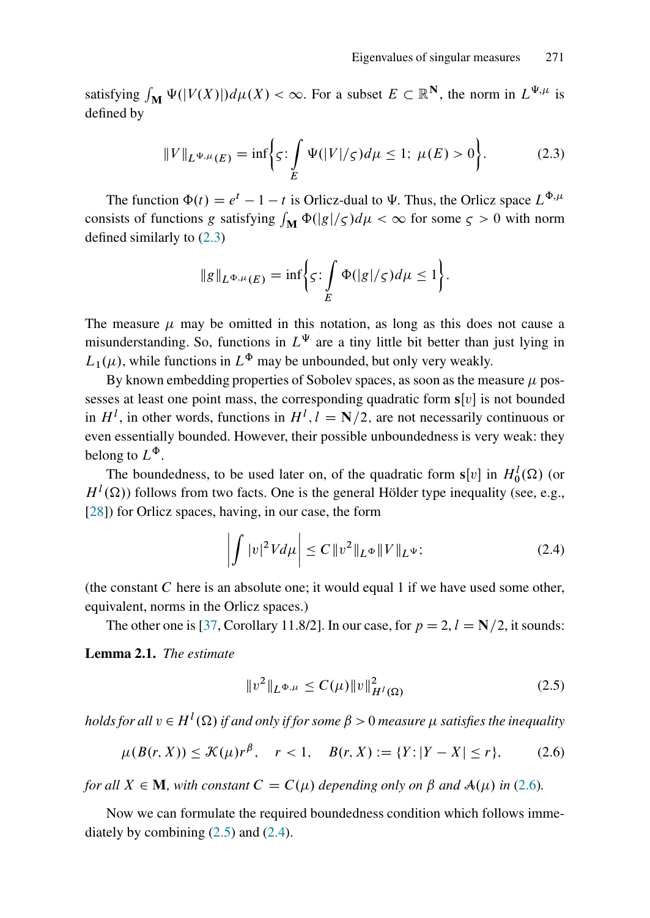satisfying $\int_{\mathbf{M}} \Psi(|V(X)|)d\mu(X) < \infty$. For a subset $E \subset \mathbb{R}^{\mathbf{N}}$, the norm in $L^{\Psi,\mu}$ is defined by

$$\|V\|_{L^{\Psi,\mu}(E)} = \inf\left\{\varsigma\colon \int\limits_E \Psi(|V|/\varsigma)d\mu \le 1;\ \mu(E) > 0\right\}. \tag{2.3}$$

The function $\Phi(t) = e^t - 1 - t$ is Orlicz-dual to $\Psi$. Thus, the Orlicz space $L^{\Phi,\mu}$ consists of functions $g$ satisfying $\int_{\mathbf{M}} \Phi(|g|/\varsigma)d\mu < \infty$ for some $\varsigma > 0$ with norm defined similarly to (2.3)

$$\|g\|_{L^{\Phi,\mu}(E)} = \inf\left\{\varsigma\colon \int\limits_E \Phi(|g|/\varsigma)d\mu \le 1\right\}.$$

The measure $\mu$ may be omitted in this notation, as long as this does not cause a misunderstanding. So, functions in $L^{\Psi}$ are a tiny little bit better than just lying in $L_1(\mu)$, while functions in $L^{\Phi}$ may be unbounded, but only very weakly.

By known embedding properties of Sobolev spaces, as soon as the measure $\mu$ possesses at least one point mass, the corresponding quadratic form $\mathbf{s}[v]$ is not bounded in $H^l$, in other words, functions in $H^l, l = \mathbf{N}/2$, are not necessarily continuous or even essentially bounded. However, their possible unboundedness is very weak: they belong to $L^{\Phi}$.

The boundedness, to be used later on, of the quadratic form $\mathbf{s}[v]$ in $H_0^l(\Omega)$ (or $H^l(\Omega)$) follows from two facts. One is the general Hölder type inequality (see, e.g., [28]) for Orlicz spaces, having, in our case, the form

$$\left|\int |v|^2 V d\mu\right| \le C\|v^2\|_{L^{\Phi}}\|V\|_{L^{\Psi}}; \tag{2.4}$$

(the constant $C$ here is an absolute one; it would equal 1 if we have used some other, equivalent, norms in the Orlicz spaces.)

The other one is [37, Corollary 11.8/2]. In our case, for $p = 2, l = \mathbf{N}/2$, it sounds:

**Lemma 2.1.** *The estimate*

$$\|v^2\|_{L^{\Phi,\mu}} \le C(\mu)\|v\|^2_{H^l(\Omega)} \tag{2.5}$$

*holds for all* $v \in H^l(\Omega)$ *if and only if for some* $\beta > 0$ *measure* $\mu$ *satisfies the inequality*

$$\mu(B(r,X)) \le \mathcal{K}(\mu)r^{\beta}, \quad r < 1, \quad B(r,X) := \{Y : |Y - X| \le r\}, \tag{2.6}$$

*for all* $X \in \mathbf{M}$, *with constant* $C = C(\mu)$ *depending only on* $\beta$ *and* $\mathcal{A}(\mu)$ *in* (2.6).

Now we can formulate the required boundedness condition which follows immediately by combining (2.5) and (2.4).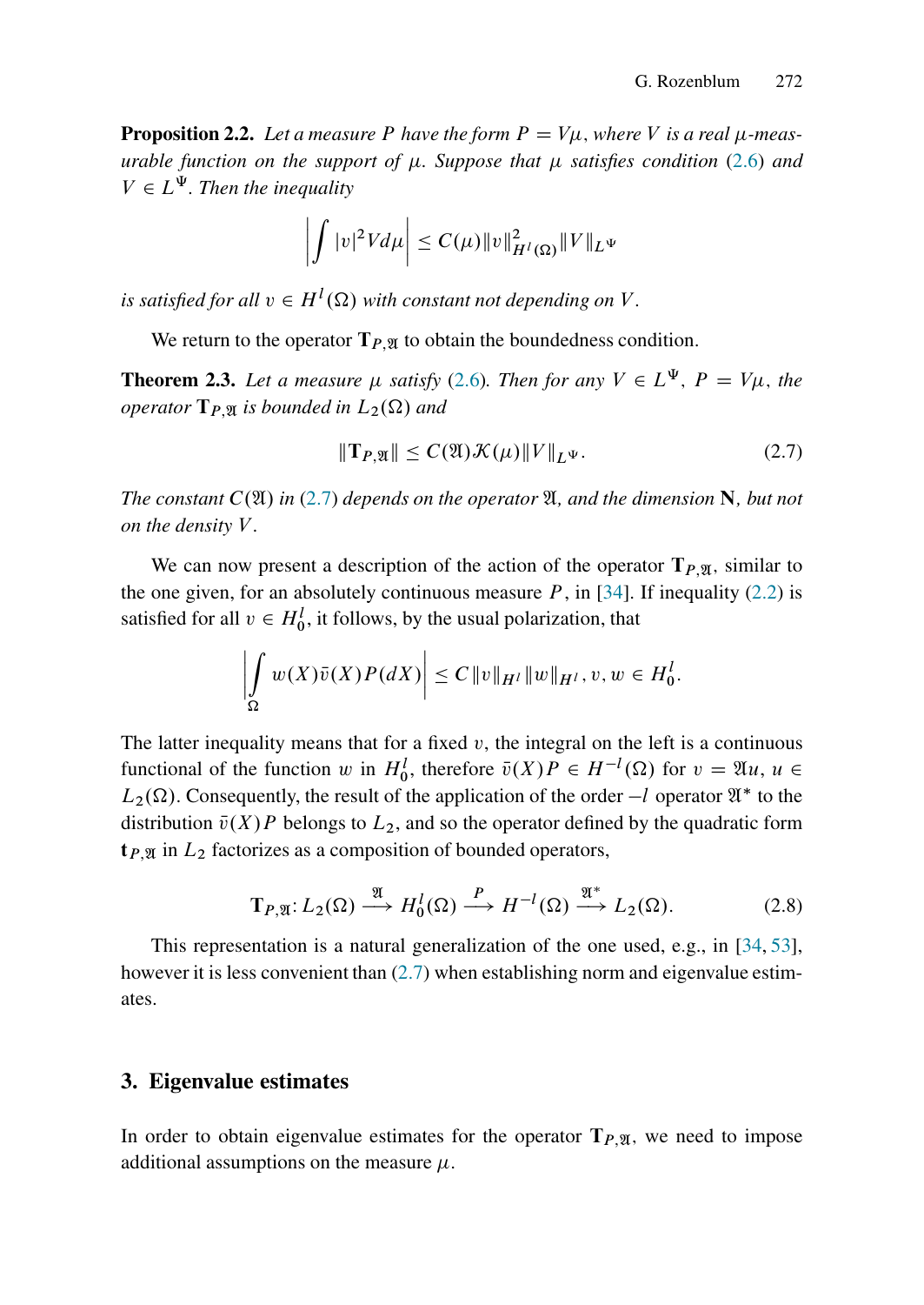**Proposition 2.2.** *Let a measure $P$ have the form $P = V\mu$, where $V$ is a real $\mu$-measurable function on the support of $\mu$. Suppose that $\mu$ satisfies condition (2.6) and $V \in L^{\Psi}$. Then the inequality*

$$\left| \int |v|^2 V d\mu \right| \leq C(\mu) \|v\|^2_{H^l(\Omega)} \|V\|_{L^{\Psi}}$$

*is satisfied for all $v \in H^l(\Omega)$ with constant not depending on $V$.*

We return to the operator $\mathbf{T}_{P,\mathfrak{A}}$ to obtain the boundedness condition.

**Theorem 2.3.** *Let a measure $\mu$ satisfy (2.6). Then for any $V \in L^{\Psi}$, $P = V\mu$, the operator $\mathbf{T}_{P,\mathfrak{A}}$ is bounded in $L_2(\Omega)$ and*

$$\|\mathbf{T}_{P,\mathfrak{A}}\| \leq C(\mathfrak{A})\mathcal{K}(\mu)\|V\|_{L^{\Psi}}. \tag{2.7}$$

*The constant $C(\mathfrak{A})$ in (2.7) depends on the operator $\mathfrak{A}$, and the dimension $\mathbf{N}$, but not on the density $V$.*

We can now present a description of the action of the operator $\mathbf{T}_{P,\mathfrak{A}}$, similar to the one given, for an absolutely continuous measure $P$, in [34]. If inequality (2.2) is satisfied for all $v \in H^l_0$, it follows, by the usual polarization, that

$$\left| \int_{\Omega} w(X)\bar{v}(X)P(dX) \right| \leq C\|v\|_{H^l}\|w\|_{H^l}, v, w \in H^l_0.$$

The latter inequality means that for a fixed $v$, the integral on the left is a continuous functional of the function $w$ in $H^l_0$, therefore $\bar{v}(X)P \in H^{-l}(\Omega)$ for $v = \mathfrak{A}u$, $u \in L_2(\Omega)$. Consequently, the result of the application of the order $-l$ operator $\mathfrak{A}^*$ to the distribution $\bar{v}(X)P$ belongs to $L_2$, and so the operator defined by the quadratic form $\mathbf{t}_{P,\mathfrak{A}}$ in $L_2$ factorizes as a composition of bounded operators,

$$\mathbf{T}_{P,\mathfrak{A}}: L_2(\Omega) \xrightarrow{\mathfrak{A}} H^l_0(\Omega) \xrightarrow{P} H^{-l}(\Omega) \xrightarrow{\mathfrak{A}^*} L_2(\Omega). \tag{2.8}$$

This representation is a natural generalization of the one used, e.g., in [34, 53], however it is less convenient than (2.7) when establishing norm and eigenvalue estimates.

## 3. Eigenvalue estimates

In order to obtain eigenvalue estimates for the operator $\mathbf{T}_{P,\mathfrak{A}}$, we need to impose additional assumptions on the measure $\mu$.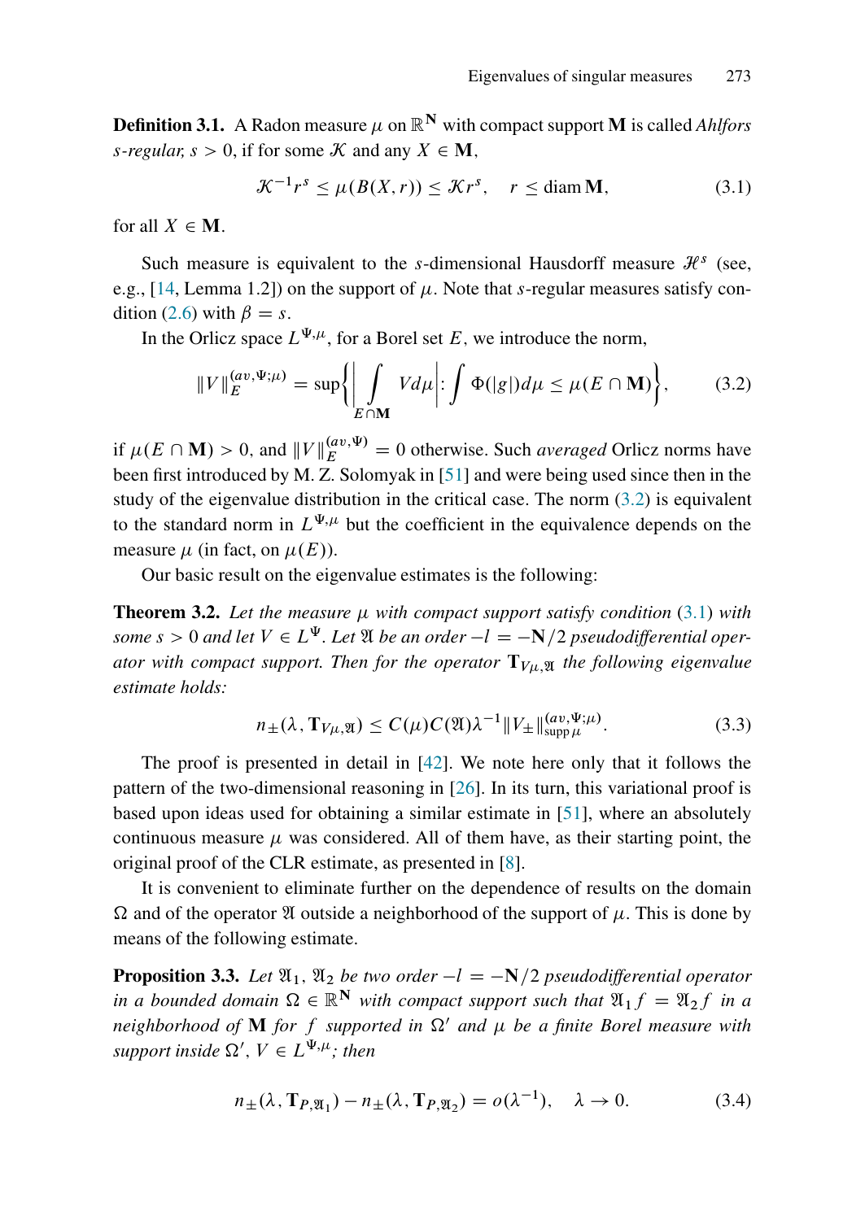**Definition 3.1.** A Radon measure $\mu$ on $\mathbb{R}^{\mathbf{N}}$ with compact support $\mathbf{M}$ is called *Ahlfors $s$-regular, $s > 0$*, if for some $\mathcal{K}$ and any $X \in \mathbf{M}$,

$$\mathcal{K}^{-1} r^s \le \mu(B(X,r)) \le \mathcal{K} r^s, \quad r \le \operatorname{diam} \mathbf{M}, \tag{3.1}$$

for all $X \in \mathbf{M}$.

Such measure is equivalent to the $s$-dimensional Hausdorff measure $\mathcal{H}^s$ (see, e.g., [14, Lemma 1.2]) on the support of $\mu$. Note that $s$-regular measures satisfy condition (2.6) with $\beta = s$.

In the Orlicz space $L^{\Psi,\mu}$, for a Borel set $E$, we introduce the norm,

$$\|V\|_E^{(av,\Psi;\mu)} = \sup\left\{\left|\int\limits_{E\cap\mathbf{M}} V d\mu\right| : \int \Phi(|g|) d\mu \le \mu(E \cap \mathbf{M})\right\}, \tag{3.2}$$

if $\mu(E \cap \mathbf{M}) > 0$, and $\|V\|_E^{(av,\Psi)} = 0$ otherwise. Such *averaged* Orlicz norms have been first introduced by M. Z. Solomyak in [51] and were being used since then in the study of the eigenvalue distribution in the critical case. The norm (3.2) is equivalent to the standard norm in $L^{\Psi,\mu}$ but the coefficient in the equivalence depends on the measure $\mu$ (in fact, on $\mu(E)$).

Our basic result on the eigenvalue estimates is the following:

**Theorem 3.2.** *Let the measure $\mu$ with compact support satisfy condition* (3.1) *with some $s > 0$ and let $V \in L^{\Psi}$. Let $\mathfrak{A}$ be an order $-l = -\mathbf{N}/2$ pseudodifferential operator with compact support. Then for the operator $\mathbf{T}_{V\mu,\mathfrak{A}}$ the following eigenvalue estimate holds:*

$$n_{\pm}(\lambda, \mathbf{T}_{V\mu,\mathfrak{A}}) \le C(\mu) C(\mathfrak{A}) \lambda^{-1} \|V_{\pm}\|_{\operatorname{supp}\mu}^{(av,\Psi;\mu)}. \tag{3.3}$$

The proof is presented in detail in [42]. We note here only that it follows the pattern of the two-dimensional reasoning in [26]. In its turn, this variational proof is based upon ideas used for obtaining a similar estimate in [51], where an absolutely continuous measure $\mu$ was considered. All of them have, as their starting point, the original proof of the CLR estimate, as presented in [8].

It is convenient to eliminate further on the dependence of results on the domain $\Omega$ and of the operator $\mathfrak{A}$ outside a neighborhood of the support of $\mu$. This is done by means of the following estimate.

**Proposition 3.3.** *Let $\mathfrak{A}_1$, $\mathfrak{A}_2$ be two order $-l = -\mathbf{N}/2$ pseudodifferential operator in a bounded domain $\Omega \in \mathbb{R}^{\mathbf{N}}$ with compact support such that $\mathfrak{A}_1 f = \mathfrak{A}_2 f$ in a neighborhood of $\mathbf{M}$ for $f$ supported in $\Omega'$ and $\mu$ be a finite Borel measure with support inside $\Omega'$, $V \in L^{\Psi,\mu}$; then*

$$n_{\pm}(\lambda, \mathbf{T}_{P,\mathfrak{A}_1}) - n_{\pm}(\lambda, \mathbf{T}_{P,\mathfrak{A}_2}) = o(\lambda^{-1}), \quad \lambda \to 0. \tag{3.4}$$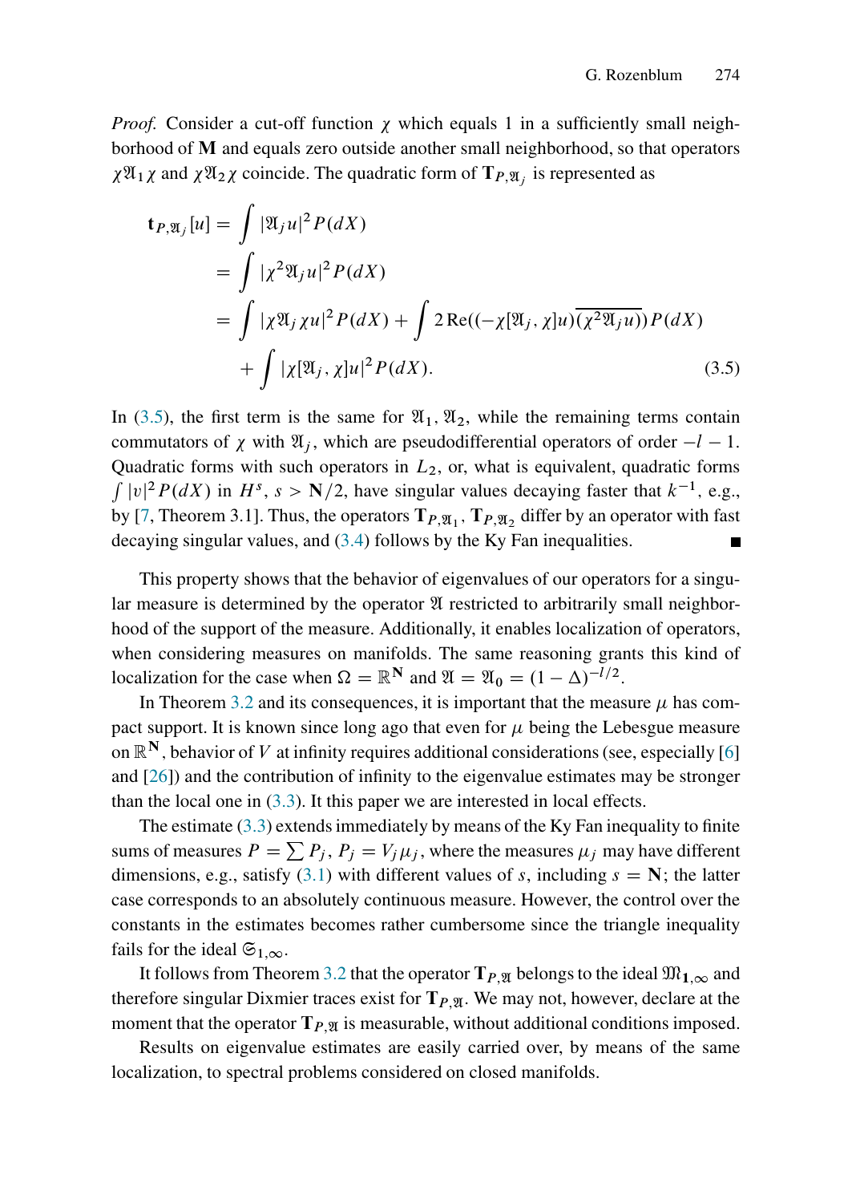*Proof.* Consider a cut-off function $\chi$ which equals 1 in a sufficiently small neighborhood of $\mathbf{M}$ and equals zero outside another small neighborhood, so that operators $\chi\mathfrak{A}_1\chi$ and $\chi\mathfrak{A}_2\chi$ coincide. The quadratic form of $\mathbf{T}_{P,\mathfrak{A}_j}$ is represented as

$$
\begin{aligned}
\mathbf{t}_{P,\mathfrak{A}_j}[u] &= \int |\mathfrak{A}_j u|^2 P(dX) \\
&= \int |\chi^2 \mathfrak{A}_j u|^2 P(dX) \\
&= \int |\chi \mathfrak{A}_j \chi u|^2 P(dX) + \int 2\,\mathrm{Re}((-\chi[\mathfrak{A}_j,\chi]u)\overline{(\chi^2\mathfrak{A}_j u)})P(dX) \\
&\quad + \int |\chi[\mathfrak{A}_j,\chi]u|^2 P(dX).
\end{aligned}
\tag{3.5}
$$

In (3.5), the first term is the same for $\mathfrak{A}_1, \mathfrak{A}_2$, while the remaining terms contain commutators of $\chi$ with $\mathfrak{A}_j$, which are pseudodifferential operators of order $-l-1$. Quadratic forms with such operators in $L_2$, or, what is equivalent, quadratic forms $\int |v|^2 P(dX)$ in $H^s$, $s > \mathbf{N}/2$, have singular values decaying faster that $k^{-1}$, e.g., by [7, Theorem 3.1]. Thus, the operators $\mathbf{T}_{P,\mathfrak{A}_1}, \mathbf{T}_{P,\mathfrak{A}_2}$ differ by an operator with fast decaying singular values, and (3.4) follows by the Ky Fan inequalities. ∎

This property shows that the behavior of eigenvalues of our operators for a singular measure is determined by the operator $\mathfrak{A}$ restricted to arbitrarily small neighborhood of the support of the measure. Additionally, it enables localization of operators, when considering measures on manifolds. The same reasoning grants this kind of localization for the case when $\Omega = \mathbb{R}^{\mathbf{N}}$ and $\mathfrak{A} = \mathfrak{A}_0 = (1-\Delta)^{-l/2}$.

In Theorem 3.2 and its consequences, it is important that the measure $\mu$ has compact support. It is known since long ago that even for $\mu$ being the Lebesgue measure on $\mathbb{R}^{\mathbf{N}}$, behavior of $V$ at infinity requires additional considerations (see, especially [6] and [26]) and the contribution of infinity to the eigenvalue estimates may be stronger than the local one in (3.3). It this paper we are interested in local effects.

The estimate (3.3) extends immediately by means of the Ky Fan inequality to finite sums of measures $P = \sum P_j$, $P_j = V_j\mu_j$, where the measures $\mu_j$ may have different dimensions, e.g., satisfy (3.1) with different values of $s$, including $s = \mathbf{N}$; the latter case corresponds to an absolutely continuous measure. However, the control over the constants in the estimates becomes rather cumbersome since the triangle inequality fails for the ideal $\mathfrak{S}_{1,\infty}$.

It follows from Theorem 3.2 that the operator $\mathbf{T}_{P,\mathfrak{A}}$ belongs to the ideal $\mathfrak{M}_{\mathbf{1},\infty}$ and therefore singular Dixmier traces exist for $\mathbf{T}_{P,\mathfrak{A}}$. We may not, however, declare at the moment that the operator $\mathbf{T}_{P,\mathfrak{A}}$ is measurable, without additional conditions imposed.

Results on eigenvalue estimates are easily carried over, by means of the same localization, to spectral problems considered on closed manifolds.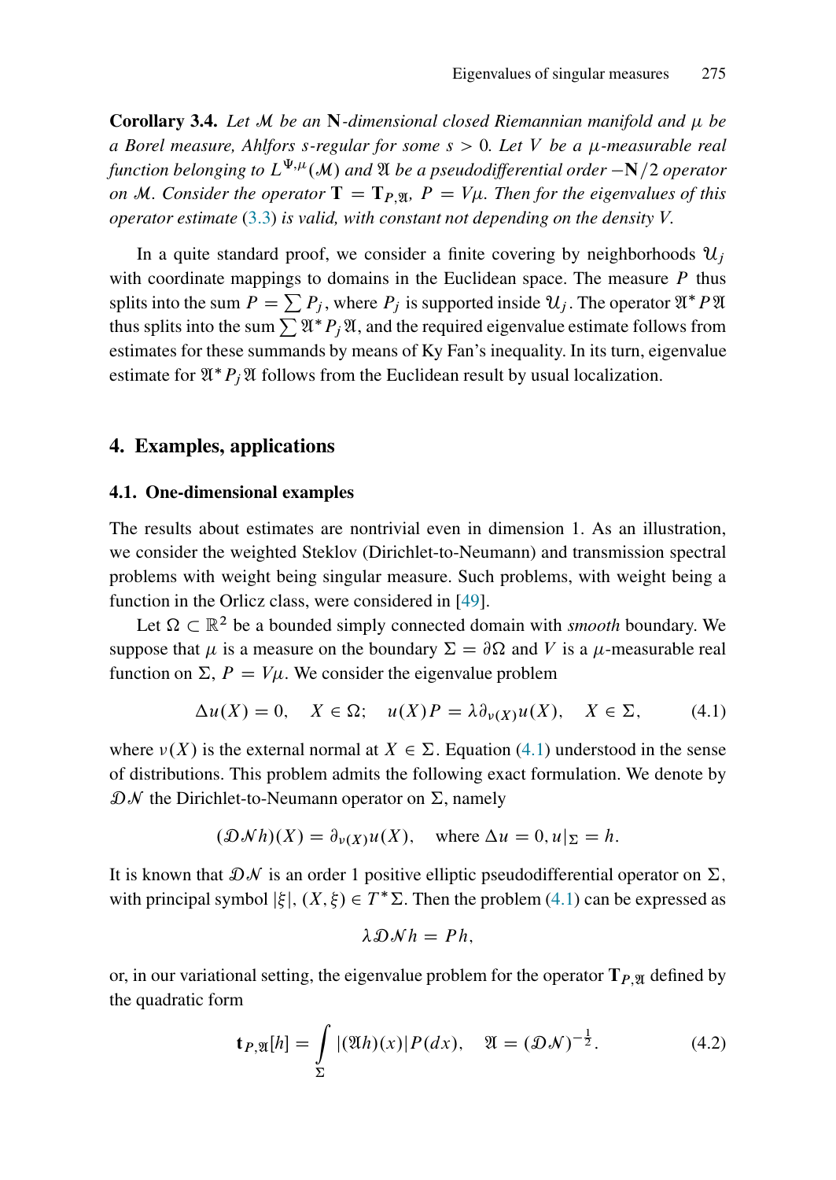**Corollary 3.4.** *Let $\mathcal{M}$ be an $\mathbf{N}$-dimensional closed Riemannian manifold and $\mu$ be a Borel measure, Ahlfors $s$-regular for some $s > 0$. Let $V$ be a $\mu$-measurable real function belonging to $L^{\Psi,\mu}(\mathcal{M})$ and $\mathfrak{A}$ be a pseudodifferential order $-\mathbf{N}/2$ operator on $\mathcal{M}$. Consider the operator $\mathbf{T} = \mathbf{T}_{P,\mathfrak{A}}$, $P = V\mu$. Then for the eigenvalues of this operator estimate (3.3) is valid, with constant not depending on the density $V$.*

In a quite standard proof, we consider a finite covering by neighborhoods $\mathcal{U}_j$ with coordinate mappings to domains in the Euclidean space. The measure $P$ thus splits into the sum $P = \sum P_j$, where $P_j$ is supported inside $\mathcal{U}_j$. The operator $\mathfrak{A}^* P \mathfrak{A}$ thus splits into the sum $\sum \mathfrak{A}^* P_j \mathfrak{A}$, and the required eigenvalue estimate follows from estimates for these summands by means of Ky Fan's inequality. In its turn, eigenvalue estimate for $\mathfrak{A}^* P_j \mathfrak{A}$ follows from the Euclidean result by usual localization.

## 4. Examples, applications

### 4.1. One-dimensional examples

The results about estimates are nontrivial even in dimension 1. As an illustration, we consider the weighted Steklov (Dirichlet-to-Neumann) and transmission spectral problems with weight being singular measure. Such problems, with weight being a function in the Orlicz class, were considered in [49].

Let $\Omega \subset \mathbb{R}^2$ be a bounded simply connected domain with *smooth* boundary. We suppose that $\mu$ is a measure on the boundary $\Sigma = \partial\Omega$ and $V$ is a $\mu$-measurable real function on $\Sigma$, $P = V\mu$. We consider the eigenvalue problem

$$\Delta u(X) = 0, \quad X \in \Omega; \quad u(X)P = \lambda \partial_{\nu(X)} u(X), \quad X \in \Sigma, \tag{4.1}$$

where $\nu(X)$ is the external normal at $X \in \Sigma$. Equation (4.1) understood in the sense of distributions. This problem admits the following exact formulation. We denote by $\mathcal{DN}$ the Dirichlet-to-Neumann operator on $\Sigma$, namely

$$(\mathcal{DN}h)(X) = \partial_{\nu(X)} u(X), \quad \text{where } \Delta u = 0, u|_\Sigma = h.$$

It is known that $\mathcal{DN}$ is an order 1 positive elliptic pseudodifferential operator on $\Sigma$, with principal symbol $|\xi|$, $(X, \xi) \in T^*\Sigma$. Then the problem (4.1) can be expressed as

$$\lambda \mathcal{DN} h = Ph,$$

or, in our variational setting, the eigenvalue problem for the operator $\mathbf{T}_{P,\mathfrak{A}}$ defined by the quadratic form

$$\mathbf{t}_{P,\mathfrak{A}}[h] = \int_\Sigma |(\mathfrak{A}h)(x)| P(dx), \quad \mathfrak{A} = (\mathcal{DN})^{-\frac{1}{2}}. \tag{4.2}$$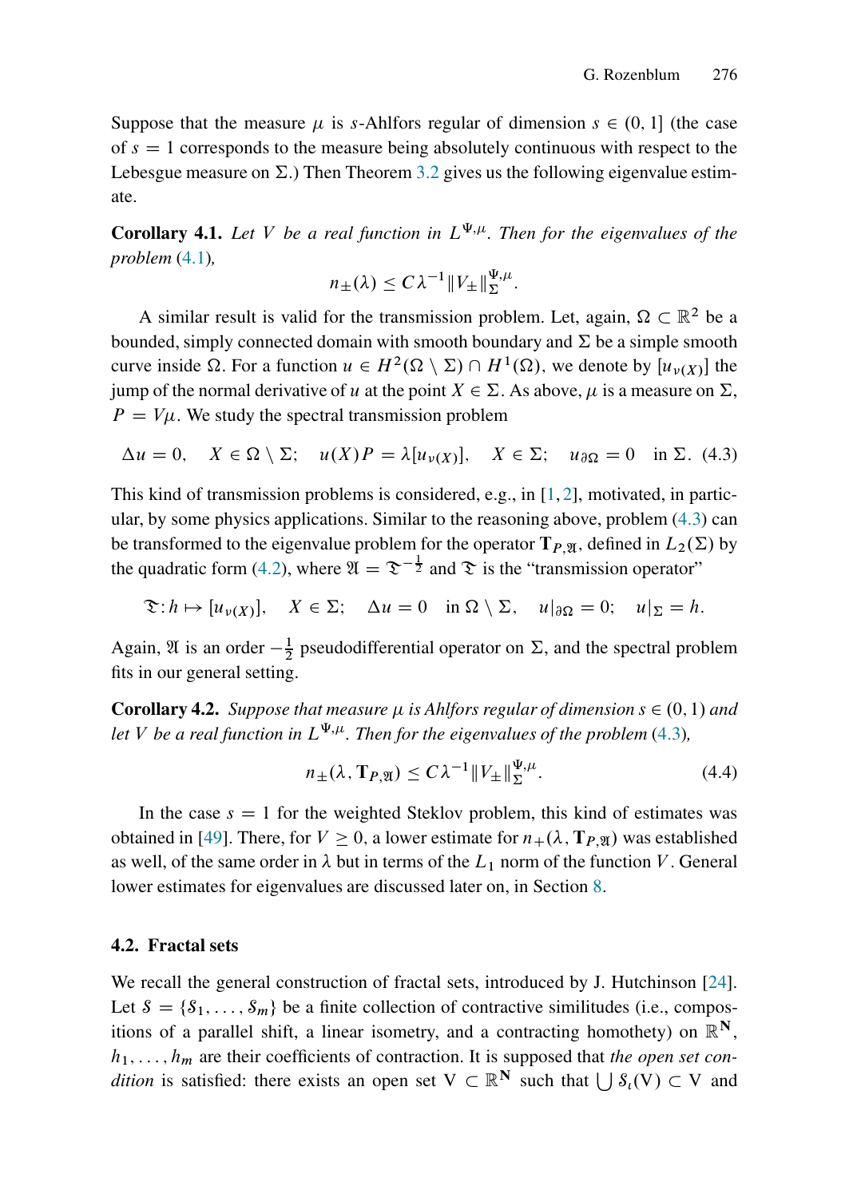Suppose that the measure $\mu$ is $s$-Ahlfors regular of dimension $s \in (0, 1]$ (the case of $s = 1$ corresponds to the measure being absolutely continuous with respect to the Lebesgue measure on $\Sigma$.) Then Theorem 3.2 gives us the following eigenvalue estimate.

**Corollary 4.1.** *Let $V$ be a real function in $L^{\Psi,\mu}$. Then for the eigenvalues of the problem* (4.1)*,*

$$n_{\pm}(\lambda) \leq C\lambda^{-1}\|V_{\pm}\|_{\Sigma}^{\Psi,\mu}.$$

A similar result is valid for the transmission problem. Let, again, $\Omega \subset \mathbb{R}^2$ be a bounded, simply connected domain with smooth boundary and $\Sigma$ be a simple smooth curve inside $\Omega$. For a function $u \in H^2(\Omega \setminus \Sigma) \cap H^1(\Omega)$, we denote by $[u_{\nu(X)}]$ the jump of the normal derivative of $u$ at the point $X \in \Sigma$. As above, $\mu$ is a measure on $\Sigma$, $P = V\mu$. We study the spectral transmission problem

$$\Delta u = 0, \quad X \in \Omega \setminus \Sigma; \quad u(X)P = \lambda[u_{\nu(X)}], \quad X \in \Sigma; \quad u_{\partial\Omega} = 0 \quad \text{in } \Sigma. \tag{4.3}$$

This kind of transmission problems is considered, e.g., in [1, 2], motivated, in particular, by some physics applications. Similar to the reasoning above, problem (4.3) can be transformed to the eigenvalue problem for the operator $\mathbf{T}_{P,\mathfrak{A}}$, defined in $L_2(\Sigma)$ by the quadratic form (4.2), where $\mathfrak{A} = \mathfrak{T}^{-\frac{1}{2}}$ and $\mathfrak{T}$ is the "transmission operator"

$$\mathfrak{T}: h \mapsto [u_{\nu(X)}], \quad X \in \Sigma; \quad \Delta u = 0 \quad \text{in } \Omega \setminus \Sigma, \quad u|_{\partial\Omega} = 0; \quad u|_{\Sigma} = h.$$

Again, $\mathfrak{A}$ is an order $-\frac{1}{2}$ pseudodifferential operator on $\Sigma$, and the spectral problem fits in our general setting.

**Corollary 4.2.** *Suppose that measure $\mu$ is Ahlfors regular of dimension $s \in (0, 1)$ and let $V$ be a real function in $L^{\Psi,\mu}$. Then for the eigenvalues of the problem* (4.3)*,*

$$n_{\pm}(\lambda, \mathbf{T}_{P,\mathfrak{A}}) \leq C\lambda^{-1}\|V_{\pm}\|_{\Sigma}^{\Psi,\mu}. \tag{4.4}$$

In the case $s = 1$ for the weighted Steklov problem, this kind of estimates was obtained in [49]. There, for $V \geq 0$, a lower estimate for $n_{+}(\lambda, \mathbf{T}_{P,\mathfrak{A}})$ was established as well, of the same order in $\lambda$ but in terms of the $L_1$ norm of the function $V$. General lower estimates for eigenvalues are discussed later on, in Section 8.

### 4.2. Fractal sets

We recall the general construction of fractal sets, introduced by J. Hutchinson [24]. Let $\mathcal{S} = \{\mathcal{S}_1, \ldots, \mathcal{S}_m\}$ be a finite collection of contractive similitudes (i.e., compositions of a parallel shift, a linear isometry, and a contracting homothety) on $\mathbb{R}^{\mathbf{N}}$, $h_1, \ldots, h_m$ are their coefficients of contraction. It is supposed that *the open set condition* is satisfied: there exists an open set $\mathrm{V} \subset \mathbb{R}^{\mathbf{N}}$ such that $\bigcup \mathcal{S}_\iota(\mathrm{V}) \subset \mathrm{V}$ and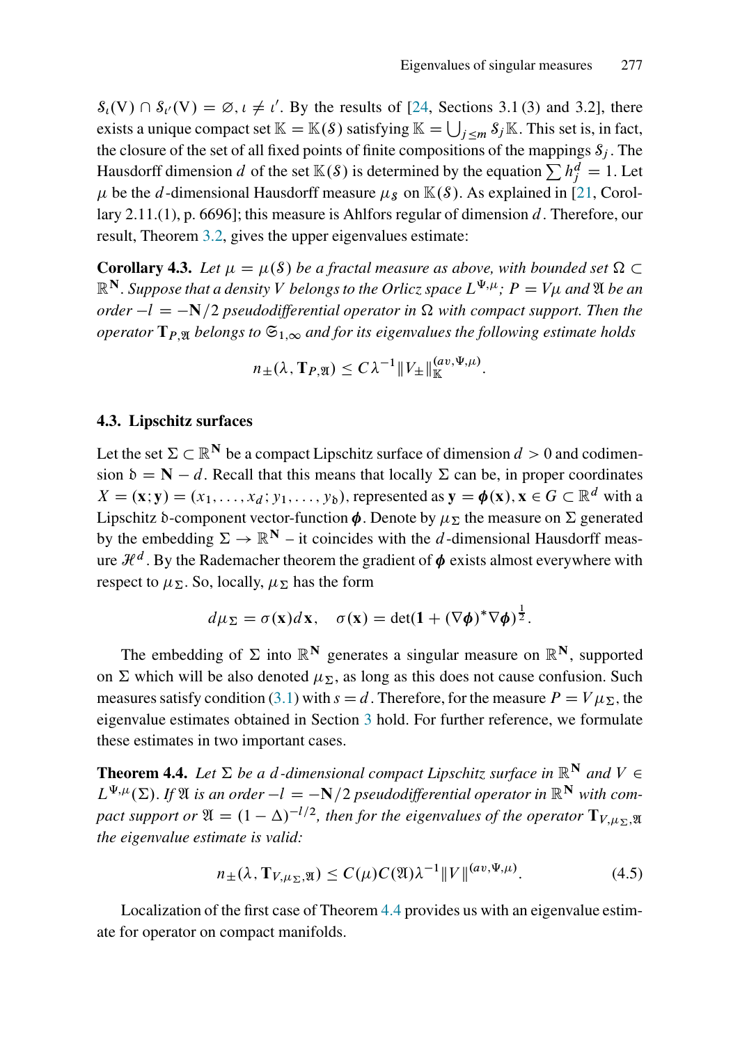$\mathcal{S}_\iota(\mathrm{V}) \cap \mathcal{S}_{\iota'}(\mathrm{V}) = \varnothing$, $\iota \neq \iota'$. By the results of [24, Sections 3.1 (3) and 3.2], there exists a unique compact set $\mathbb{K} = \mathbb{K}(\mathcal{S})$ satisfying $\mathbb{K} = \bigcup_{j \le m} \mathcal{S}_j \mathbb{K}$. This set is, in fact, the closure of the set of all fixed points of finite compositions of the mappings $\mathcal{S}_j$. The Hausdorff dimension $d$ of the set $\mathbb{K}(\mathcal{S})$ is determined by the equation $\sum h_j^d = 1$. Let $\mu$ be the $d$-dimensional Hausdorff measure $\mu_{\mathcal{S}}$ on $\mathbb{K}(\mathcal{S})$. As explained in [21, Corollary 2.11.(1), p. 6696]; this measure is Ahlfors regular of dimension $d$. Therefore, our result, Theorem 3.2, gives the upper eigenvalues estimate:

**Corollary 4.3.** *Let $\mu = \mu(\mathcal{S})$ be a fractal measure as above, with bounded set $\Omega \subset \mathbb{R}^{\mathbf{N}}$. Suppose that a density $V$ belongs to the Orlicz space $L^{\Psi,\mu}$; $P = V\mu$ and $\mathfrak{A}$ be an order $-l = -\mathbf{N}/2$ pseudodifferential operator in $\Omega$ with compact support. Then the operator $\mathbf{T}_{P,\mathfrak{A}}$ belongs to $\mathfrak{S}_{1,\infty}$ and for its eigenvalues the following estimate holds*

$$n_\pm(\lambda, \mathbf{T}_{P,\mathfrak{A}}) \le C\lambda^{-1}\|V_\pm\|_{\mathbb{K}}^{(av,\Psi,\mu)}.$$

### 4.3. Lipschitz surfaces

Let the set $\Sigma \subset \mathbb{R}^{\mathbf{N}}$ be a compact Lipschitz surface of dimension $d > 0$ and codimension $\mathfrak{d} = \mathbf{N} - d$. Recall that this means that locally $\Sigma$ can be, in proper coordinates $X = (\mathbf{x}; \mathbf{y}) = (x_1, \dots, x_d; y_1, \dots, y_{\mathfrak{d}})$, represented as $\mathbf{y} = \boldsymbol{\phi}(\mathbf{x})$, $\mathbf{x} \in G \subset \mathbb{R}^d$ with a Lipschitz $\mathfrak{d}$-component vector-function $\boldsymbol{\phi}$. Denote by $\mu_\Sigma$ the measure on $\Sigma$ generated by the embedding $\Sigma \to \mathbb{R}^{\mathbf{N}}$ – it coincides with the $d$-dimensional Hausdorff measure $\mathcal{H}^d$. By the Rademacher theorem the gradient of $\boldsymbol{\phi}$ exists almost everywhere with respect to $\mu_\Sigma$. So, locally, $\mu_\Sigma$ has the form

$$d\mu_\Sigma = \sigma(\mathbf{x})d\mathbf{x}, \quad \sigma(\mathbf{x}) = \det(\mathbf{1} + (\nabla\boldsymbol{\phi})^*\nabla\boldsymbol{\phi})^{\frac{1}{2}}.$$

The embedding of $\Sigma$ into $\mathbb{R}^{\mathbf{N}}$ generates a singular measure on $\mathbb{R}^{\mathbf{N}}$, supported on $\Sigma$ which will be also denoted $\mu_\Sigma$, as long as this does not cause confusion. Such measures satisfy condition (3.1) with $s = d$. Therefore, for the measure $P = V\mu_\Sigma$, the eigenvalue estimates obtained in Section 3 hold. For further reference, we formulate these estimates in two important cases.

**Theorem 4.4.** *Let $\Sigma$ be a $d$-dimensional compact Lipschitz surface in $\mathbb{R}^{\mathbf{N}}$ and $V \in L^{\Psi,\mu}(\Sigma)$. If $\mathfrak{A}$ is an order $-l = -\mathbf{N}/2$ pseudodifferential operator in $\mathbb{R}^{\mathbf{N}}$ with compact support or $\mathfrak{A} = (1-\Delta)^{-l/2}$, then for the eigenvalues of the operator $\mathbf{T}_{V,\mu_\Sigma,\mathfrak{A}}$ the eigenvalue estimate is valid:*

$$n_\pm(\lambda, \mathbf{T}_{V,\mu_\Sigma,\mathfrak{A}}) \le C(\mu)C(\mathfrak{A})\lambda^{-1}\|V\|^{(av,\Psi,\mu)}. \tag{4.5}$$

Localization of the first case of Theorem 4.4 provides us with an eigenvalue estimate for operator on compact manifolds.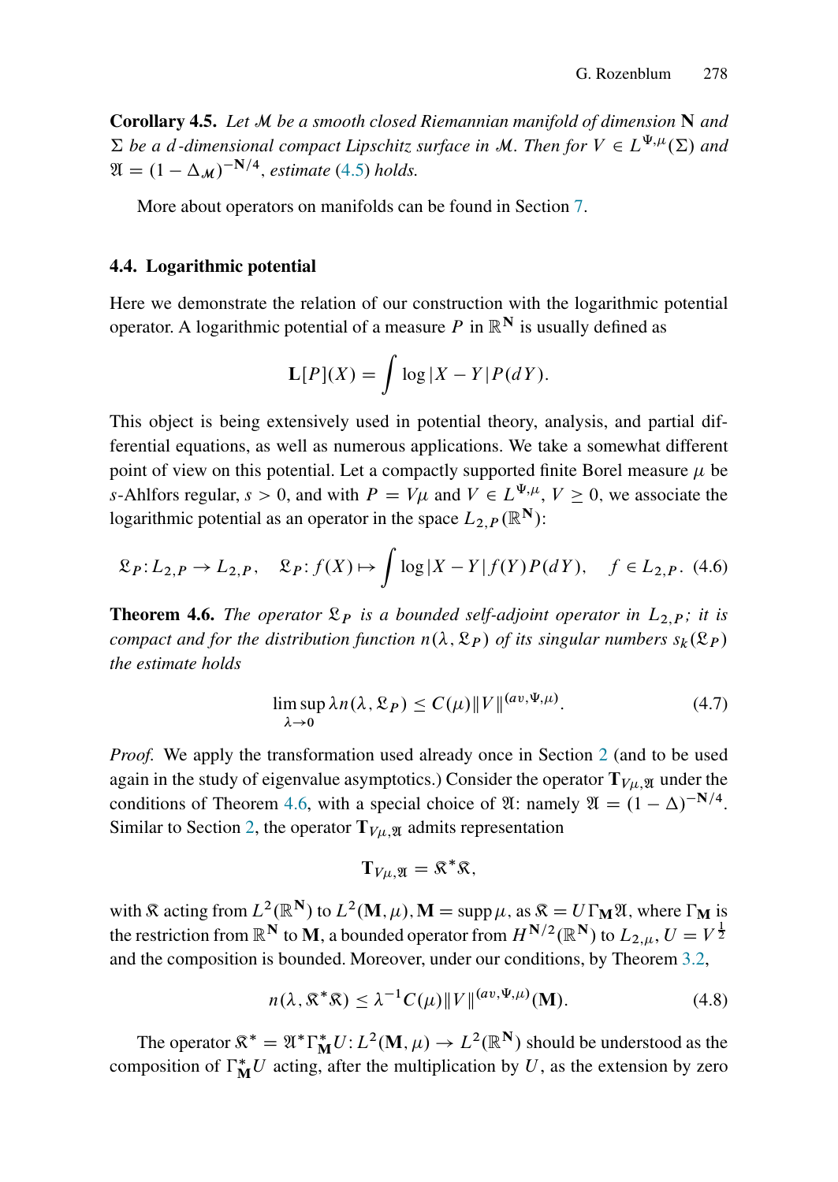**Corollary 4.5.** *Let $\mathcal{M}$ be a smooth closed Riemannian manifold of dimension $\mathbf{N}$ and $\Sigma$ be a $d$-dimensional compact Lipschitz surface in $\mathcal{M}$. Then for $V \in L^{\Psi,\mu}(\Sigma)$ and $\mathfrak{A} = (1 - \Delta_{\mathcal{M}})^{-\mathbf{N}/4}$, estimate (4.5) holds.*

More about operators on manifolds can be found in Section 7.

### 4.4. Logarithmic potential

Here we demonstrate the relation of our construction with the logarithmic potential operator. A logarithmic potential of a measure $P$ in $\mathbb{R}^{\mathbf{N}}$ is usually defined as

$$\mathbf{L}[P](X) = \int \log|X - Y| P(dY).$$

This object is being extensively used in potential theory, analysis, and partial differential equations, as well as numerous applications. We take a somewhat different point of view on this potential. Let a compactly supported finite Borel measure $\mu$ be $s$-Ahlfors regular, $s > 0$, and with $P = V\mu$ and $V \in L^{\Psi,\mu}$, $V \geq 0$, we associate the logarithmic potential as an operator in the space $L_{2,P}(\mathbb{R}^{\mathbf{N}})$:

$$\mathfrak{L}_P \colon L_{2,P} \to L_{2,P}, \quad \mathfrak{L}_P \colon f(X) \mapsto \int \log|X - Y| f(Y) P(dY), \quad f \in L_{2,P}. \tag{4.6}$$

**Theorem 4.6.** *The operator $\mathfrak{L}_P$ is a bounded self-adjoint operator in $L_{2,P}$; it is compact and for the distribution function $n(\lambda, \mathfrak{L}_P)$ of its singular numbers $s_k(\mathfrak{L}_P)$ the estimate holds*

$$\limsup_{\lambda \to 0} \lambda n(\lambda, \mathfrak{L}_P) \leq C(\mu) \|V\|^{(av,\Psi,\mu)}. \tag{4.7}$$

*Proof.* We apply the transformation used already once in Section 2 (and to be used again in the study of eigenvalue asymptotics.) Consider the operator $\mathbf{T}_{V\mu,\mathfrak{A}}$ under the conditions of Theorem 4.6, with a special choice of $\mathfrak{A}$: namely $\mathfrak{A} = (1 - \Delta)^{-\mathbf{N}/4}$. Similar to Section 2, the operator $\mathbf{T}_{V\mu,\mathfrak{A}}$ admits representation

$$\mathbf{T}_{V\mu,\mathfrak{A}} = \mathfrak{K}^* \mathfrak{K},$$

with $\mathfrak{K}$ acting from $L^2(\mathbb{R}^{\mathbf{N}})$ to $L^2(\mathbf{M}, \mu)$, $\mathbf{M} = \operatorname{supp} \mu$, as $\mathfrak{K} = U \Gamma_{\mathbf{M}} \mathfrak{A}$, where $\Gamma_{\mathbf{M}}$ is the restriction from $\mathbb{R}^{\mathbf{N}}$ to $\mathbf{M}$, a bounded operator from $H^{\mathbf{N}/2}(\mathbb{R}^{\mathbf{N}})$ to $L_{2,\mu}$, $U = V^{\frac{1}{2}}$ and the composition is bounded. Moreover, under our conditions, by Theorem 3.2,

$$n(\lambda, \mathfrak{K}^* \mathfrak{K}) \leq \lambda^{-1} C(\mu) \|V\|^{(av,\Psi,\mu)}(\mathbf{M}). \tag{4.8}$$

The operator $\mathfrak{K}^* = \mathfrak{A}^* \Gamma_{\mathbf{M}}^* U \colon L^2(\mathbf{M}, \mu) \to L^2(\mathbb{R}^{\mathbf{N}})$ should be understood as the composition of $\Gamma_{\mathbf{M}}^* U$ acting, after the multiplication by $U$, as the extension by zero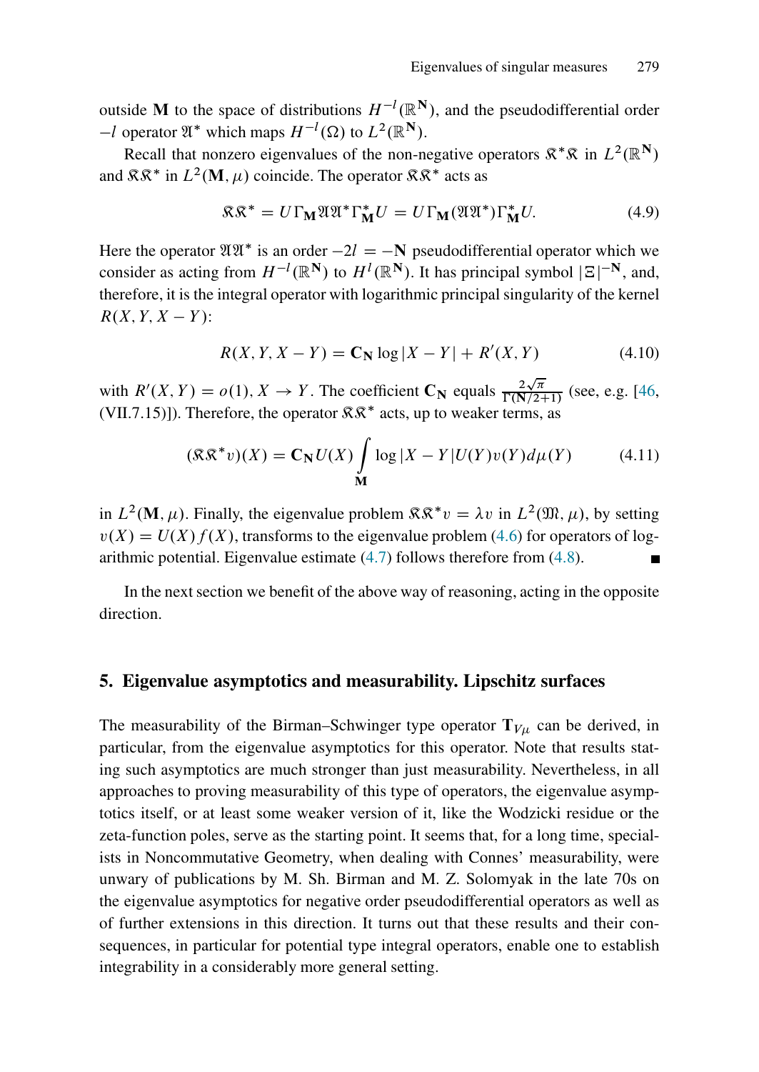outside $\mathbf{M}$ to the space of distributions $H^{-l}(\mathbb{R}^{\mathbf{N}})$, and the pseudodifferential order $-l$ operator $\mathfrak{A}^*$ which maps $H^{-l}(\Omega)$ to $L^2(\mathbb{R}^{\mathbf{N}})$.

Recall that nonzero eigenvalues of the non-negative operators $\mathfrak{K}^*\mathfrak{K}$ in $L^2(\mathbb{R}^{\mathbf{N}})$ and $\mathfrak{K}\mathfrak{K}^*$ in $L^2(\mathbf{M}, \mu)$ coincide. The operator $\mathfrak{K}\mathfrak{K}^*$ acts as

$$\mathfrak{K}\mathfrak{K}^* = U\Gamma_{\mathbf{M}}\mathfrak{A}\mathfrak{A}^*\Gamma_{\mathbf{M}}^* U = U\Gamma_{\mathbf{M}}(\mathfrak{A}\mathfrak{A}^*)\Gamma_{\mathbf{M}}^* U. \tag{4.9}$$

Here the operator $\mathfrak{A}\mathfrak{A}^*$ is an order $-2l = -\mathbf{N}$ pseudodifferential operator which we consider as acting from $H^{-l}(\mathbb{R}^{\mathbf{N}})$ to $H^{l}(\mathbb{R}^{\mathbf{N}})$. It has principal symbol $|\Xi|^{-\mathbf{N}}$, and, therefore, it is the integral operator with logarithmic principal singularity of the kernel $R(X, Y, X-Y)$:

$$R(X, Y, X-Y) = \mathbf{C_N} \log|X-Y| + R'(X, Y) \tag{4.10}$$

with $R'(X, Y) = o(1)$, $X \to Y$. The coefficient $\mathbf{C_N}$ equals $\frac{2\sqrt{\pi}}{\Gamma(\mathbf{N}/2+1)}$ (see, e.g. [46, (VII.7.15)]). Therefore, the operator $\mathfrak{K}\mathfrak{K}^*$ acts, up to weaker terms, as

$$(\mathfrak{K}\mathfrak{K}^* v)(X) = \mathbf{C_N} U(X) \int_{\mathbf{M}} \log|X-Y| U(Y) v(Y) d\mu(Y) \tag{4.11}$$

in $L^2(\mathbf{M}, \mu)$. Finally, the eigenvalue problem $\mathfrak{K}\mathfrak{K}^* v = \lambda v$ in $L^2(\mathfrak{M}, \mu)$, by setting $v(X) = U(X) f(X)$, transforms to the eigenvalue problem (4.6) for operators of logarithmic potential. Eigenvalue estimate (4.7) follows therefore from (4.8). ∎

In the next section we benefit of the above way of reasoning, acting in the opposite direction.

## 5. Eigenvalue asymptotics and measurability. Lipschitz surfaces

The measurability of the Birman–Schwinger type operator $\mathbf{T}_{V\mu}$ can be derived, in particular, from the eigenvalue asymptotics for this operator. Note that results stating such asymptotics are much stronger than just measurability. Nevertheless, in all approaches to proving measurability of this type of operators, the eigenvalue asymptotics itself, or at least some weaker version of it, like the Wodzicki residue or the zeta-function poles, serve as the starting point. It seems that, for a long time, specialists in Noncommutative Geometry, when dealing with Connes' measurability, were unwary of publications by M. Sh. Birman and M. Z. Solomyak in the late 70s on the eigenvalue asymptotics for negative order pseudodifferential operators as well as of further extensions in this direction. It turns out that these results and their consequences, in particular for potential type integral operators, enable one to establish integrability in a considerably more general setting.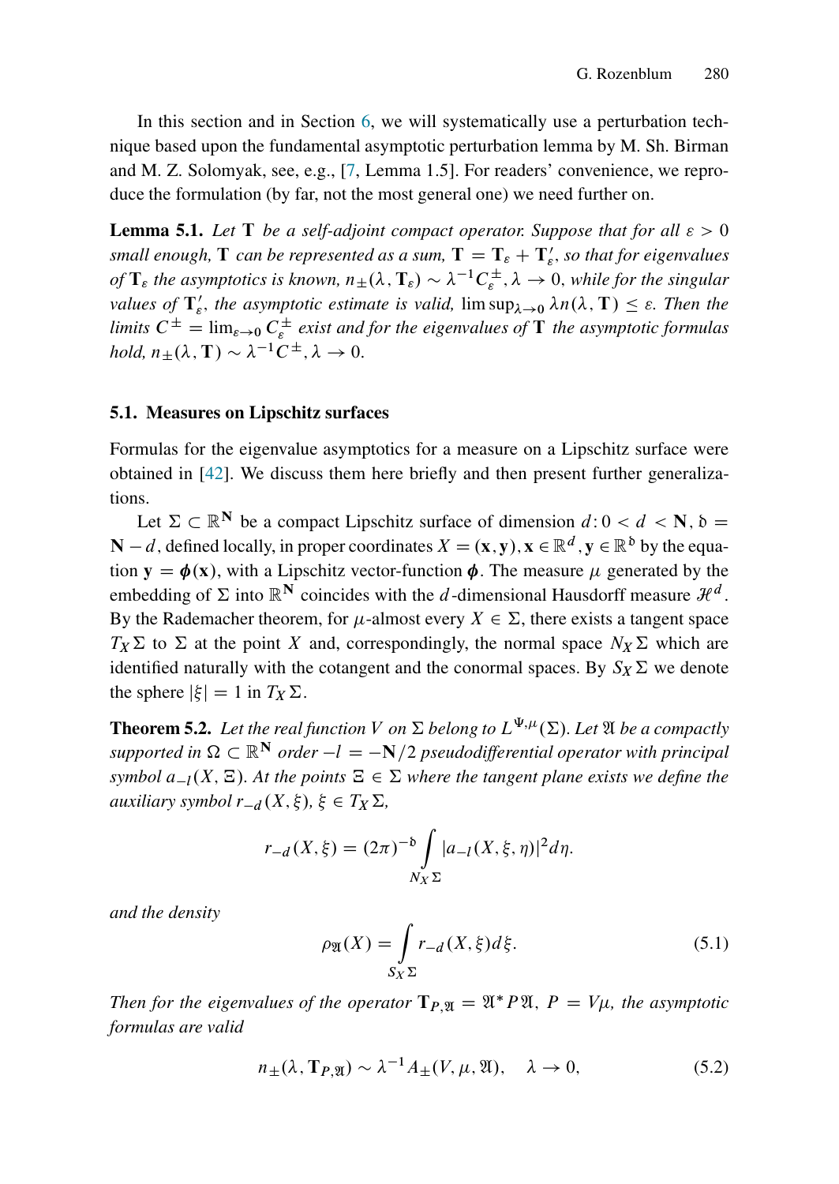In this section and in Section 6, we will systematically use a perturbation technique based upon the fundamental asymptotic perturbation lemma by M. Sh. Birman and M. Z. Solomyak, see, e.g., [7, Lemma 1.5]. For readers' convenience, we reproduce the formulation (by far, not the most general one) we need further on.

**Lemma 5.1.** *Let* $\mathbf{T}$ *be a self-adjoint compact operator. Suppose that for all* $\varepsilon > 0$ *small enough,* $\mathbf{T}$ *can be represented as a sum,* $\mathbf{T} = \mathbf{T}_\varepsilon + \mathbf{T}'_\varepsilon$*, so that for eigenvalues of* $\mathbf{T}_\varepsilon$ *the asymptotics is known,* $n_\pm(\lambda, \mathbf{T}_\varepsilon) \sim \lambda^{-1} C^\pm_\varepsilon, \lambda \to 0$*, while for the singular values of* $\mathbf{T}'_\varepsilon$*, the asymptotic estimate is valid,* $\limsup_{\lambda\to 0} \lambda n(\lambda, \mathbf{T}) \le \varepsilon$*. Then the limits* $C^\pm = \lim_{\varepsilon\to 0} C^\pm_\varepsilon$ *exist and for the eigenvalues of* $\mathbf{T}$ *the asymptotic formulas hold,* $n_\pm(\lambda, \mathbf{T}) \sim \lambda^{-1} C^\pm, \lambda \to 0$.

### 5.1. Measures on Lipschitz surfaces

Formulas for the eigenvalue asymptotics for a measure on a Lipschitz surface were obtained in [42]. We discuss them here briefly and then present further generalizations.

Let $\Sigma \subset \mathbb{R}^{\mathbf{N}}$ be a compact Lipschitz surface of dimension $d : 0 < d < \mathbf{N}$, $\mathfrak{d} = \mathbf{N} - d$, defined locally, in proper coordinates $X = (\mathbf{x}, \mathbf{y}), \mathbf{x} \in \mathbb{R}^d, \mathbf{y} \in \mathbb{R}^{\mathfrak{d}}$ by the equation $\mathbf{y} = \boldsymbol{\phi}(\mathbf{x})$, with a Lipschitz vector-function $\boldsymbol{\phi}$. The measure $\mu$ generated by the embedding of $\Sigma$ into $\mathbb{R}^{\mathbf{N}}$ coincides with the $d$-dimensional Hausdorff measure $\mathcal{H}^d$. By the Rademacher theorem, for $\mu$-almost every $X \in \Sigma$, there exists a tangent space $T_X\Sigma$ to $\Sigma$ at the point $X$ and, correspondingly, the normal space $N_X\Sigma$ which are identified naturally with the cotangent and the conormal spaces. By $S_X\Sigma$ we denote the sphere $|\xi| = 1$ in $T_X\Sigma$.

**Theorem 5.2.** *Let the real function* $V$ *on* $\Sigma$ *belong to* $L^{\Psi,\mu}(\Sigma)$*. Let* $\mathfrak{A}$ *be a compactly supported in* $\Omega \subset \mathbb{R}^{\mathbf{N}}$ *order* $-l = -\mathbf{N}/2$ *pseudodifferential operator with principal symbol* $a_{-l}(X, \Xi)$*. At the points* $\Xi \in \Sigma$ *where the tangent plane exists we define the auxiliary symbol* $r_{-d}(X, \xi)$*,* $\xi \in T_X\Sigma$*,*

$$r_{-d}(X, \xi) = (2\pi)^{-\mathfrak{d}} \int\limits_{N_X\Sigma} |a_{-l}(X, \xi, \eta)|^2 d\eta.$$

*and the density*

$$\rho_{\mathfrak{A}}(X) = \int\limits_{S_X\Sigma} r_{-d}(X, \xi) d\xi. \tag{5.1}$$

*Then for the eigenvalues of the operator* $\mathbf{T}_{P,\mathfrak{A}} = \mathfrak{A}^* P \mathfrak{A}$*,* $P = V\mu$*, the asymptotic formulas are valid*

$$n_\pm(\lambda, \mathbf{T}_{P,\mathfrak{A}}) \sim \lambda^{-1} A_\pm(V, \mu, \mathfrak{A}), \quad \lambda \to 0, \tag{5.2}$$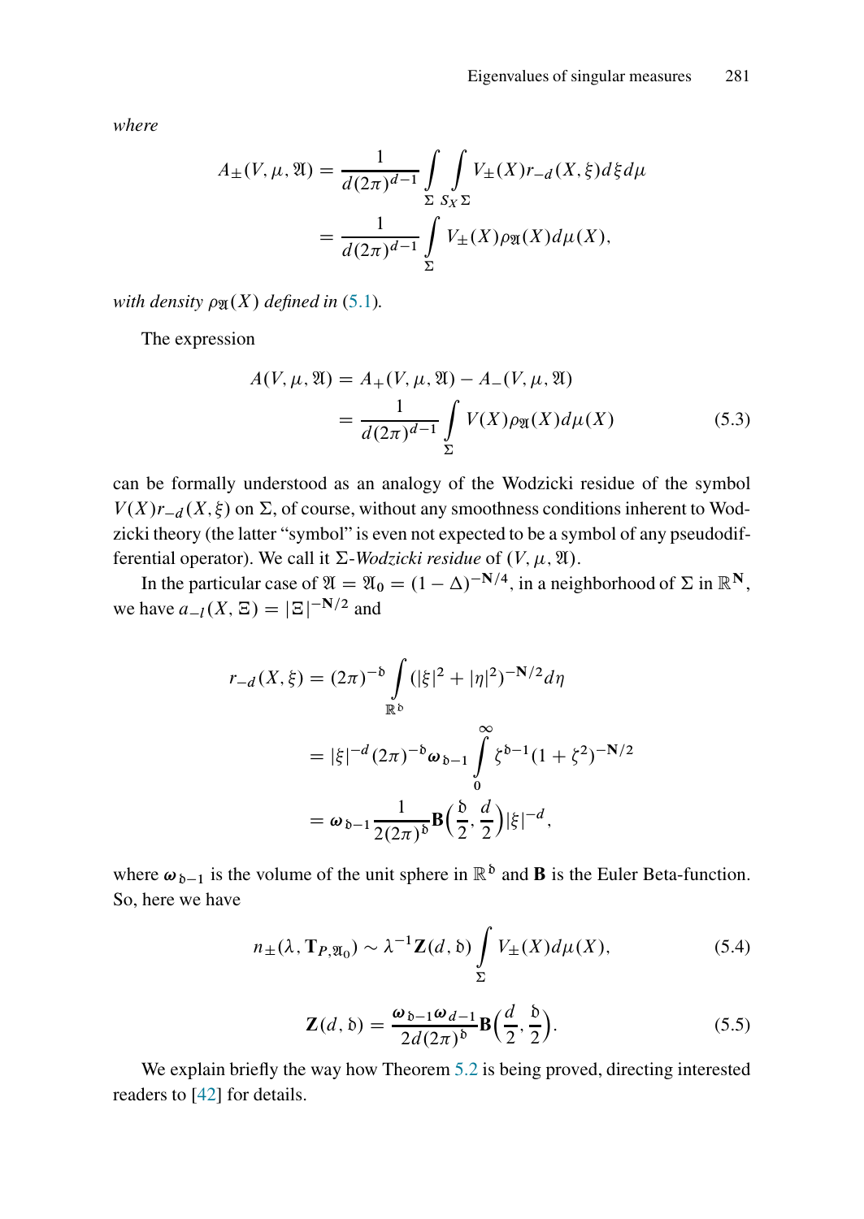*where*

$$
\begin{aligned}
A_{\pm}(V,\mu,\mathfrak{A}) &= \frac{1}{d(2\pi)^{d-1}} \int\limits_{\Sigma} \int\limits_{S_X\Sigma} V_{\pm}(X) r_{-d}(X,\xi)\, d\xi\, d\mu \\
&= \frac{1}{d(2\pi)^{d-1}} \int\limits_{\Sigma} V_{\pm}(X)\rho_{\mathfrak{A}}(X)\, d\mu(X),
\end{aligned}
$$

*with density $\rho_{\mathfrak{A}}(X)$ defined in* (5.1)*.*

The expression

$$
\begin{aligned}
A(V,\mu,\mathfrak{A}) &= A_{+}(V,\mu,\mathfrak{A}) - A_{-}(V,\mu,\mathfrak{A}) \\
&= \frac{1}{d(2\pi)^{d-1}} \int\limits_{\Sigma} V(X)\rho_{\mathfrak{A}}(X)\, d\mu(X)
\end{aligned} \tag{5.3}
$$

can be formally understood as an analogy of the Wodzicki residue of the symbol $V(X)r_{-d}(X,\xi)$ on $\Sigma$, of course, without any smoothness conditions inherent to Wodzicki theory (the latter "symbol" is even not expected to be a symbol of any pseudodifferential operator). We call it $\Sigma$-*Wodzicki residue* of $(V,\mu,\mathfrak{A})$.

In the particular case of $\mathfrak{A} = \mathfrak{A}_0 = (1-\Delta)^{-\mathbf{N}/4}$, in a neighborhood of $\Sigma$ in $\mathbb{R}^{\mathbf{N}}$, we have $a_{-l}(X,\Xi) = |\Xi|^{-\mathbf{N}/2}$ and

$$
\begin{aligned}
r_{-d}(X,\xi) &= (2\pi)^{-\mathfrak{d}} \int\limits_{\mathbb{R}^{\mathfrak{d}}} (|\xi|^2 + |\eta|^2)^{-\mathbf{N}/2} d\eta \\
&= |\xi|^{-d} (2\pi)^{-\mathfrak{d}} \boldsymbol{\omega}_{\mathfrak{d}-1} \int\limits_0^{\infty} \zeta^{\mathfrak{d}-1}(1+\zeta^2)^{-\mathbf{N}/2} \\
&= \boldsymbol{\omega}_{\mathfrak{d}-1} \frac{1}{2(2\pi)^{\mathfrak{d}}} \mathbf{B}\Big(\frac{\mathfrak{d}}{2}, \frac{d}{2}\Big) |\xi|^{-d},
\end{aligned}
$$

where $\boldsymbol{\omega}_{\mathfrak{d}-1}$ is the volume of the unit sphere in $\mathbb{R}^{\mathfrak{d}}$ and $\mathbf{B}$ is the Euler Beta-function. So, here we have

$$
n_{\pm}(\lambda, \mathbf{T}_{P,\mathfrak{A}_0}) \sim \lambda^{-1} \mathbf{Z}(d,\mathfrak{d}) \int\limits_{\Sigma} V_{\pm}(X)\, d\mu(X), \tag{5.4}
$$

$$
\mathbf{Z}(d,\mathfrak{d}) = \frac{\boldsymbol{\omega}_{\mathfrak{d}-1}\boldsymbol{\omega}_{d-1}}{2d(2\pi)^{\mathfrak{d}}} \mathbf{B}\Big(\frac{d}{2}, \frac{\mathfrak{d}}{2}\Big). \tag{5.5}
$$

We explain briefly the way how Theorem 5.2 is being proved, directing interested readers to [42] for details.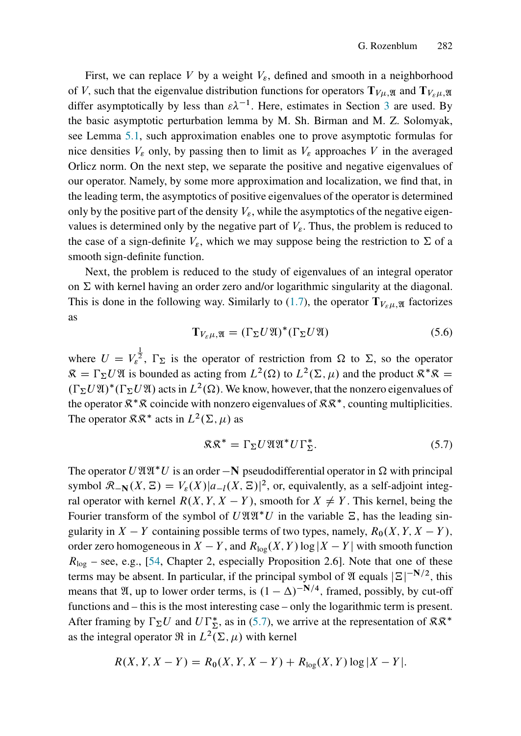First, we can replace $V$ by a weight $V_\varepsilon$, defined and smooth in a neighborhood of $V$, such that the eigenvalue distribution functions for operators $\mathbf{T}_{V\mu,\mathfrak{A}}$ and $\mathbf{T}_{V_\varepsilon\mu,\mathfrak{A}}$ differ asymptotically by less than $\varepsilon\lambda^{-1}$. Here, estimates in Section 3 are used. By the basic asymptotic perturbation lemma by M. Sh. Birman and M. Z. Solomyak, see Lemma 5.1, such approximation enables one to prove asymptotic formulas for nice densities $V_\varepsilon$ only, by passing then to limit as $V_\varepsilon$ approaches $V$ in the averaged Orlicz norm. On the next step, we separate the positive and negative eigenvalues of our operator. Namely, by some more approximation and localization, we find that, in the leading term, the asymptotics of positive eigenvalues of the operator is determined only by the positive part of the density $V_\varepsilon$, while the asymptotics of the negative eigenvalues is determined only by the negative part of $V_\varepsilon$. Thus, the problem is reduced to the case of a sign-definite $V_\varepsilon$, which we may suppose being the restriction to $\Sigma$ of a smooth sign-definite function.

Next, the problem is reduced to the study of eigenvalues of an integral operator on $\Sigma$ with kernel having an order zero and/or logarithmic singularity at the diagonal. This is done in the following way. Similarly to (1.7), the operator $\mathbf{T}_{V_\varepsilon\mu,\mathfrak{A}}$ factorizes as

$$\mathbf{T}_{V_\varepsilon\mu,\mathfrak{A}} = (\Gamma_\Sigma U\mathfrak{A})^*(\Gamma_\Sigma U\mathfrak{A}) \tag{5.6}$$

where $U = V_\varepsilon^{\frac{1}{2}}$, $\Gamma_\Sigma$ is the operator of restriction from $\Omega$ to $\Sigma$, so the operator $\mathfrak{K} = \Gamma_\Sigma U\mathfrak{A}$ is bounded as acting from $L^2(\Omega)$ to $L^2(\Sigma,\mu)$ and the product $\mathfrak{K}^*\mathfrak{K} = (\Gamma_\Sigma U\mathfrak{A})^*(\Gamma_\Sigma U\mathfrak{A})$ acts in $L^2(\Omega)$. We know, however, that the nonzero eigenvalues of the operator $\mathfrak{K}^*\mathfrak{K}$ coincide with nonzero eigenvalues of $\mathfrak{K}\mathfrak{K}^*$, counting multiplicities. The operator $\mathfrak{K}\mathfrak{K}^*$ acts in $L^2(\Sigma,\mu)$ as

$$\mathfrak{K}\mathfrak{K}^* = \Gamma_\Sigma U\mathfrak{A}\mathfrak{A}^*U\Gamma_\Sigma^*. \tag{5.7}$$

The operator $U\mathfrak{A}\mathfrak{A}^*U$ is an order $-\mathbf{N}$ pseudodifferential operator in $\Omega$ with principal symbol $\mathcal{R}_{-\mathbf{N}}(X,\Xi) = V_\varepsilon(X)|a_{-l}(X,\Xi)|^2$, or, equivalently, as a self-adjoint integral operator with kernel $R(X,Y,X-Y)$, smooth for $X \neq Y$. This kernel, being the Fourier transform of the symbol of $U\mathfrak{A}\mathfrak{A}^*U$ in the variable $\Xi$, has the leading singularity in $X-Y$ containing possible terms of two types, namely, $R_0(X,Y,X-Y)$, order zero homogeneous in $X-Y$, and $R_{\log}(X,Y)\log|X-Y|$ with smooth function $R_{\log}$ – see, e.g., [54, Chapter 2, especially Proposition 2.6]. Note that one of these terms may be absent. In particular, if the principal symbol of $\mathfrak{A}$ equals $|\Xi|^{-\mathbf{N}/2}$, this means that $\mathfrak{A}$, up to lower order terms, is $(1-\Delta)^{-\mathbf{N}/4}$, framed, possibly, by cut-off functions and – this is the most interesting case – only the logarithmic term is present. After framing by $\Gamma_\Sigma U$ and $U\Gamma_\Sigma^*$, as in (5.7), we arrive at the representation of $\mathfrak{K}\mathfrak{K}^*$ as the integral operator $\mathfrak{R}$ in $L^2(\Sigma,\mu)$ with kernel

$$R(X,Y,X-Y) = R_0(X,Y,X-Y) + R_{\log}(X,Y)\log|X-Y|.$$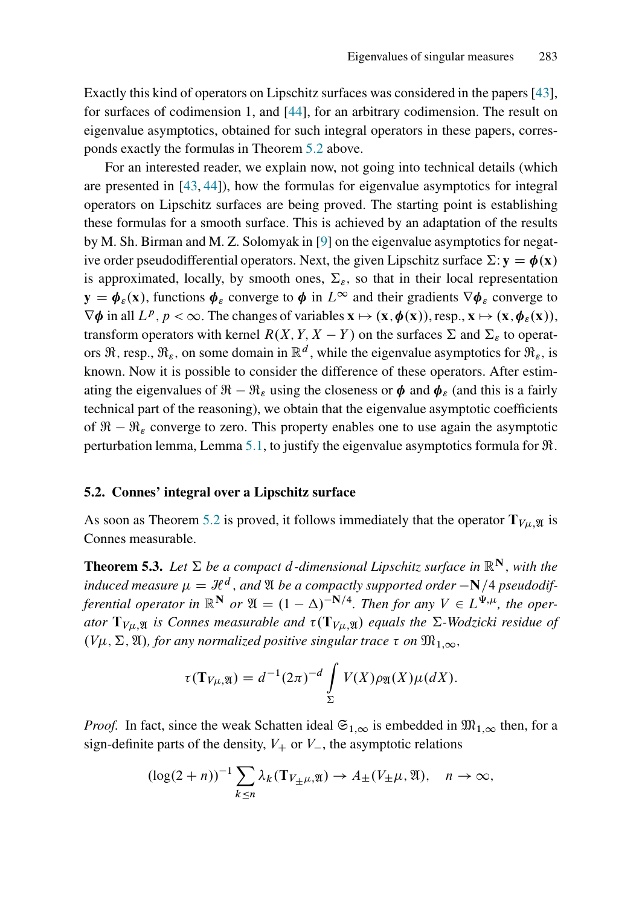Exactly this kind of operators on Lipschitz surfaces was considered in the papers [43], for surfaces of codimension 1, and [44], for an arbitrary codimension. The result on eigenvalue asymptotics, obtained for such integral operators in these papers, corresponds exactly the formulas in Theorem 5.2 above.

For an interested reader, we explain now, not going into technical details (which are presented in [43, 44]), how the formulas for eigenvalue asymptotics for integral operators on Lipschitz surfaces are being proved. The starting point is establishing these formulas for a smooth surface. This is achieved by an adaptation of the results by M. Sh. Birman and M. Z. Solomyak in [9] on the eigenvalue asymptotics for negative order pseudodifferential operators. Next, the given Lipschitz surface $\Sigma\colon \mathbf{y} = \boldsymbol{\phi}(\mathbf{x})$ is approximated, locally, by smooth ones, $\Sigma_\varepsilon$, so that in their local representation $\mathbf{y} = \boldsymbol{\phi}_\varepsilon(\mathbf{x})$, functions $\boldsymbol{\phi}_\varepsilon$ converge to $\boldsymbol{\phi}$ in $L^\infty$ and their gradients $\nabla\boldsymbol{\phi}_\varepsilon$ converge to $\nabla\boldsymbol{\phi}$ in all $L^p$, $p<\infty$. The changes of variables $\mathbf{x}\mapsto(\mathbf{x},\boldsymbol{\phi}(\mathbf{x}))$, resp., $\mathbf{x}\mapsto(\mathbf{x},\boldsymbol{\phi}_\varepsilon(\mathbf{x}))$, transform operators with kernel $R(X,Y,X-Y)$ on the surfaces $\Sigma$ and $\Sigma_\varepsilon$ to operators $\mathfrak{R}$, resp., $\mathfrak{R}_\varepsilon$, on some domain in $\mathbb{R}^d$, while the eigenvalue asymptotics for $\mathfrak{R}_\varepsilon$, is known. Now it is possible to consider the difference of these operators. After estimating the eigenvalues of $\mathfrak{R}-\mathfrak{R}_\varepsilon$ using the closeness or $\boldsymbol{\phi}$ and $\boldsymbol{\phi}_\varepsilon$ (and this is a fairly technical part of the reasoning), we obtain that the eigenvalue asymptotic coefficients of $\mathfrak{R}-\mathfrak{R}_\varepsilon$ converge to zero. This property enables one to use again the asymptotic perturbation lemma, Lemma 5.1, to justify the eigenvalue asymptotics formula for $\mathfrak{R}$.

### 5.2. Connes' integral over a Lipschitz surface

As soon as Theorem 5.2 is proved, it follows immediately that the operator $\mathbf{T}_{V\mu,\mathfrak{A}}$ is Connes measurable.

**Theorem 5.3.** *Let $\Sigma$ be a compact $d$-dimensional Lipschitz surface in $\mathbb{R}^{\mathbf{N}}$, with the induced measure $\mu=\mathcal{H}^d$, and $\mathfrak{A}$ be a compactly supported order $-\mathbf{N}/4$ pseudodifferential operator in $\mathbb{R}^{\mathbf{N}}$ or $\mathfrak{A}=(1-\Delta)^{-\mathbf{N}/4}$. Then for any $V\in L^{\Psi,\mu}$, the operator $\mathbf{T}_{V\mu,\mathfrak{A}}$ is Connes measurable and $\tau(\mathbf{T}_{V\mu,\mathfrak{A}})$ equals the $\Sigma$-Wodzicki residue of $(V\mu,\Sigma,\mathfrak{A})$, for any normalized positive singular trace $\tau$ on $\mathfrak{M}_{1,\infty}$,*

$$\tau(\mathbf{T}_{V\mu,\mathfrak{A}}) = d^{-1}(2\pi)^{-d}\int\limits_{\Sigma} V(X)\rho_{\mathfrak{A}}(X)\mu(dX).$$

*Proof.* In fact, since the weak Schatten ideal $\mathfrak{S}_{1,\infty}$ is embedded in $\mathfrak{M}_{1,\infty}$ then, for a sign-definite parts of the density, $V_+$ or $V_-$, the asymptotic relations

$$(\log(2+n))^{-1}\sum_{k\le n}\lambda_k(\mathbf{T}_{V_\pm\mu,\mathfrak{A}})\to A_\pm(V_\pm\mu,\mathfrak{A}),\quad n\to\infty,$$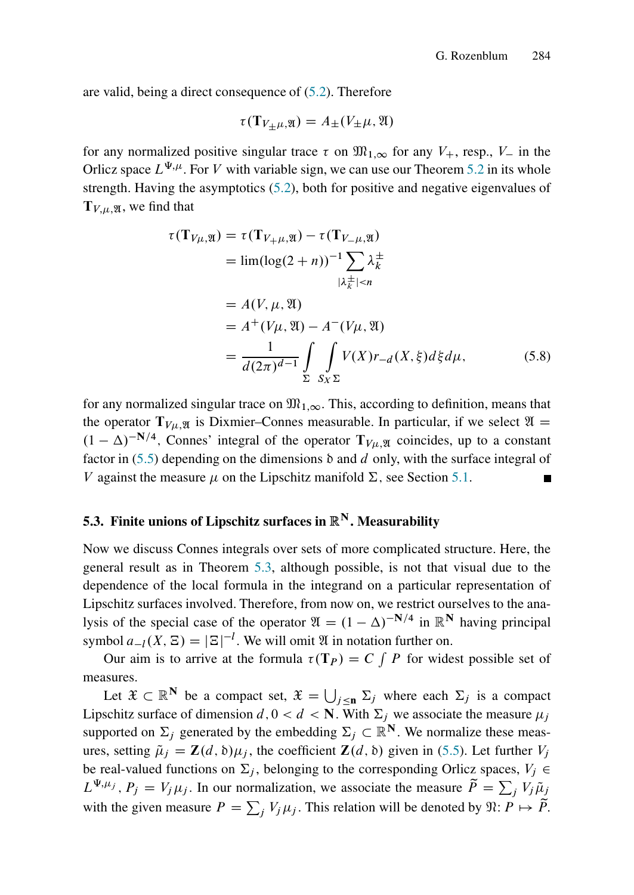are valid, being a direct consequence of (5.2). Therefore

$$\tau(\mathbf{T}_{V_\pm\mu,\mathfrak{A}}) = A_\pm(V_\pm\mu, \mathfrak{A})$$

for any normalized positive singular trace $\tau$ on $\mathfrak{M}_{1,\infty}$ for any $V_+$, resp., $V_-$ in the Orlicz space $L^{\Psi,\mu}$. For $V$ with variable sign, we can use our Theorem 5.2 in its whole strength. Having the asymptotics (5.2), both for positive and negative eigenvalues of $\mathbf{T}_{V,\mu,\mathfrak{A}}$, we find that

$$\begin{aligned}
\tau(\mathbf{T}_{V\mu,\mathfrak{A}}) &= \tau(\mathbf{T}_{V_+\mu,\mathfrak{A}}) - \tau(\mathbf{T}_{V_-\mu,\mathfrak{A}}) \\
&= \lim(\log(2+n))^{-1} \sum_{|\lambda_k^\pm|<n} \lambda_k^\pm \\
&= A(V, \mu, \mathfrak{A}) \\
&= A^+(V\mu, \mathfrak{A}) - A^-(V\mu, \mathfrak{A}) \\
&= \frac{1}{d(2\pi)^{d-1}} \int_\Sigma \int_{S_X\Sigma} V(X) r_{-d}(X,\xi) d\xi d\mu, \qquad (5.8)
\end{aligned}$$

for any normalized singular trace on $\mathfrak{M}_{1,\infty}$. This, according to definition, means that the operator $\mathbf{T}_{V\mu,\mathfrak{A}}$ is Dixmier–Connes measurable. In particular, if we select $\mathfrak{A} = (1-\Delta)^{-\mathbf{N}/4}$, Connes' integral of the operator $\mathbf{T}_{V\mu,\mathfrak{A}}$ coincides, up to a constant factor in (5.5) depending on the dimensions $\mathfrak{d}$ and $d$ only, with the surface integral of $V$ against the measure $\mu$ on the Lipschitz manifold $\Sigma$, see Section 5.1. ∎

### 5.3. Finite unions of Lipschitz surfaces in $\mathbb{R}^{\mathbf{N}}$. Measurability

Now we discuss Connes integrals over sets of more complicated structure. Here, the general result as in Theorem 5.3, although possible, is not that visual due to the dependence of the local formula in the integrand on a particular representation of Lipschitz surfaces involved. Therefore, from now on, we restrict ourselves to the analysis of the special case of the operator $\mathfrak{A} = (1-\Delta)^{-\mathbf{N}/4}$ in $\mathbb{R}^{\mathbf{N}}$ having principal symbol $a_{-l}(X, \Xi) = |\Xi|^{-l}$. We will omit $\mathfrak{A}$ in notation further on.

Our aim is to arrive at the formula $\tau(\mathbf{T}_P) = C \int P$ for widest possible set of measures.

Let $\mathfrak{X} \subset \mathbb{R}^{\mathbf{N}}$ be a compact set, $\mathfrak{X} = \bigcup_{j\le \mathbf{n}} \Sigma_j$ where each $\Sigma_j$ is a compact Lipschitz surface of dimension $d$, $0 < d < \mathbf{N}$. With $\Sigma_j$ we associate the measure $\mu_j$ supported on $\Sigma_j$ generated by the embedding $\Sigma_j \subset \mathbb{R}^{\mathbf{N}}$. We normalize these measures, setting $\tilde{\mu}_j = \mathbf{Z}(d, \mathfrak{d})\mu_j$, the coefficient $\mathbf{Z}(d, \mathfrak{d})$ given in (5.5). Let further $V_j$ be real-valued functions on $\Sigma_j$, belonging to the corresponding Orlicz spaces, $V_j \in L^{\Psi,\mu_j}$, $P_j = V_j\mu_j$. In our normalization, we associate the measure $\widetilde{P} = \sum_j V_j\tilde{\mu}_j$ with the given measure $P = \sum_j V_j\mu_j$. This relation will be denoted by $\mathfrak{N}$: $P \mapsto \widetilde{P}$.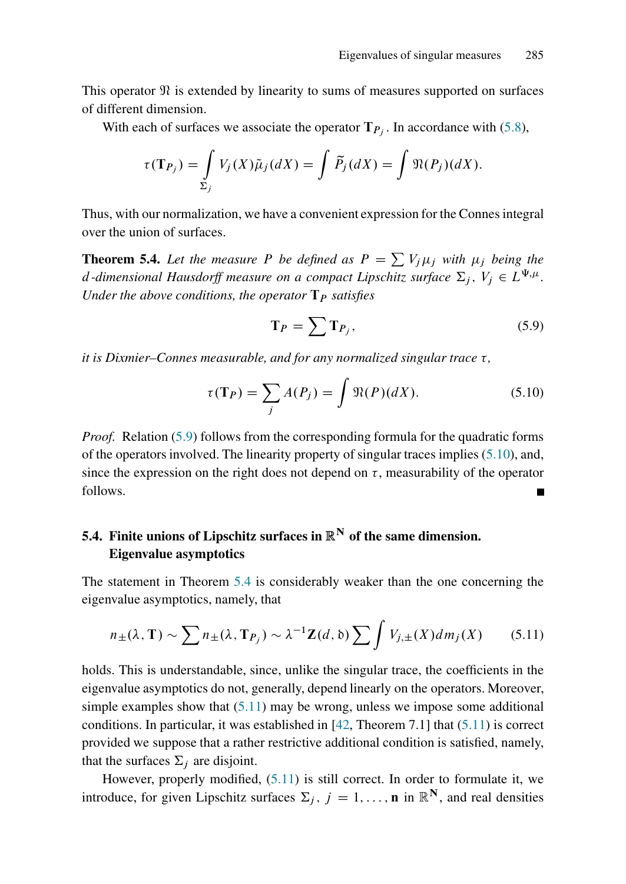This operator $\mathfrak{N}$ is extended by linearity to sums of measures supported on surfaces of different dimension.

With each of surfaces we associate the operator $\mathbf{T}_{P_j}$. In accordance with (5.8),

$$\tau(\mathbf{T}_{P_j}) = \int_{\Sigma_j} V_j(X)\tilde{\mu}_j(dX) = \int \widetilde{P}_j(dX) = \int \mathfrak{N}(P_j)(dX).$$

Thus, with our normalization, we have a convenient expression for the Connes integral over the union of surfaces.

**Theorem 5.4.** *Let the measure $P$ be defined as $P = \sum V_j\mu_j$ with $\mu_j$ being the $d$-dimensional Hausdorff measure on a compact Lipschitz surface $\Sigma_j$, $V_j \in L^{\Psi,\mu}$. Under the above conditions, the operator $\mathbf{T}_P$ satisfies*

$$\mathbf{T}_P = \sum \mathbf{T}_{P_j}, \tag{5.9}$$

*it is Dixmier–Connes measurable, and for any normalized singular trace $\tau$,*

$$\tau(\mathbf{T}_P) = \sum_j A(P_j) = \int \mathfrak{N}(P)(dX). \tag{5.10}$$

*Proof.* Relation (5.9) follows from the corresponding formula for the quadratic forms of the operators involved. The linearity property of singular traces implies (5.10), and, since the expression on the right does not depend on $\tau$, measurability of the operator follows. ∎

## 5.4. Finite unions of Lipschitz surfaces in $\mathbb{R}^{\mathbf{N}}$ of the same dimension. Eigenvalue asymptotics

The statement in Theorem 5.4 is considerably weaker than the one concerning the eigenvalue asymptotics, namely, that

$$n_\pm(\lambda, \mathbf{T}) \sim \sum n_\pm(\lambda, \mathbf{T}_{P_j}) \sim \lambda^{-1}\mathbf{Z}(d, \mathfrak{d}) \sum \int V_{j,\pm}(X)dm_j(X) \tag{5.11}$$

holds. This is understandable, since, unlike the singular trace, the coefficients in the eigenvalue asymptotics do not, generally, depend linearly on the operators. Moreover, simple examples show that (5.11) may be wrong, unless we impose some additional conditions. In particular, it was established in [42, Theorem 7.1] that (5.11) is correct provided we suppose that a rather restrictive additional condition is satisfied, namely, that the surfaces $\Sigma_j$ are disjoint.

However, properly modified, (5.11) is still correct. In order to formulate it, we introduce, for given Lipschitz surfaces $\Sigma_j$, $j = 1, \ldots, \mathbf{n}$ in $\mathbb{R}^{\mathbf{N}}$, and real densities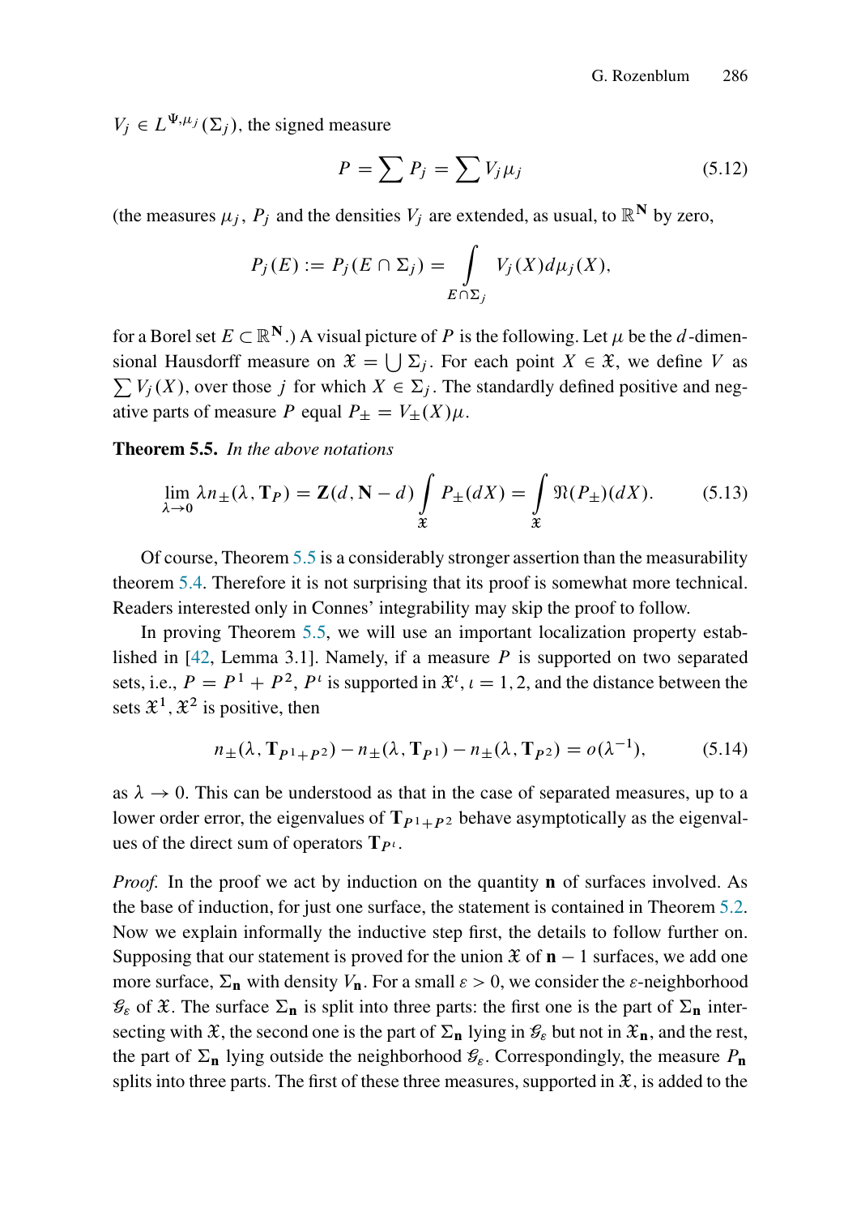$V_j \in L^{\Psi,\mu_j}(\Sigma_j)$, the signed measure

$$P = \sum P_j = \sum V_j \mu_j \tag{5.12}$$

(the measures $\mu_j$, $P_j$ and the densities $V_j$ are extended, as usual, to $\mathbb{R}^{\mathbf{N}}$ by zero,

$$P_j(E) := P_j(E \cap \Sigma_j) = \int_{E\cap\Sigma_j} V_j(X) d\mu_j(X),$$

for a Borel set $E \subset \mathbb{R}^{\mathbf{N}}$.) A visual picture of $P$ is the following. Let $\mu$ be the $d$-dimensional Hausdorff measure on $\mathfrak{X} = \bigcup \Sigma_j$. For each point $X \in \mathfrak{X}$, we define $V$ as $\sum V_j(X)$, over those $j$ for which $X \in \Sigma_j$. The standardly defined positive and negative parts of measure $P$ equal $P_\pm = V_\pm(X)\mu$.

**Theorem 5.5.** *In the above notations*

$$\lim_{\lambda\to 0} \lambda n_\pm(\lambda, \mathbf{T}_P) = \mathbf{Z}(d, \mathbf{N} - d) \int_{\mathfrak{X}} P_\pm(dX) = \int_{\mathfrak{X}} \mathfrak{N}(P_\pm)(dX). \tag{5.13}$$

Of course, Theorem 5.5 is a considerably stronger assertion than the measurability theorem 5.4. Therefore it is not surprising that its proof is somewhat more technical. Readers interested only in Connes' integrability may skip the proof to follow.

In proving Theorem 5.5, we will use an important localization property established in [42, Lemma 3.1]. Namely, if a measure $P$ is supported on two separated sets, i.e., $P = P^1 + P^2$, $P^\iota$ is supported in $\mathfrak{X}^\iota$, $\iota = 1, 2$, and the distance between the sets $\mathfrak{X}^1, \mathfrak{X}^2$ is positive, then

$$n_\pm(\lambda, \mathbf{T}_{P^1+P^2}) - n_\pm(\lambda, \mathbf{T}_{P^1}) - n_\pm(\lambda, \mathbf{T}_{P^2}) = o(\lambda^{-1}), \tag{5.14}$$

as $\lambda \to 0$. This can be understood as that in the case of separated measures, up to a lower order error, the eigenvalues of $\mathbf{T}_{P^1+P^2}$ behave asymptotically as the eigenvalues of the direct sum of operators $\mathbf{T}_{P^\iota}$.

*Proof.* In the proof we act by induction on the quantity $\mathbf{n}$ of surfaces involved. As the base of induction, for just one surface, the statement is contained in Theorem 5.2. Now we explain informally the inductive step first, the details to follow further on. Supposing that our statement is proved for the union $\mathfrak{X}$ of $\mathbf{n} - 1$ surfaces, we add one more surface, $\Sigma_\mathbf{n}$ with density $V_\mathbf{n}$. For a small $\varepsilon > 0$, we consider the $\varepsilon$-neighborhood $\mathcal{G}_\varepsilon$ of $\mathfrak{X}$. The surface $\Sigma_\mathbf{n}$ is split into three parts: the first one is the part of $\Sigma_\mathbf{n}$ intersecting with $\mathfrak{X}$, the second one is the part of $\Sigma_\mathbf{n}$ lying in $\mathcal{G}_\varepsilon$ but not in $\mathfrak{X}_\mathbf{n}$, and the rest, the part of $\Sigma_\mathbf{n}$ lying outside the neighborhood $\mathcal{G}_\varepsilon$. Correspondingly, the measure $P_\mathbf{n}$ splits into three parts. The first of these three measures, supported in $\mathfrak{X}$, is added to the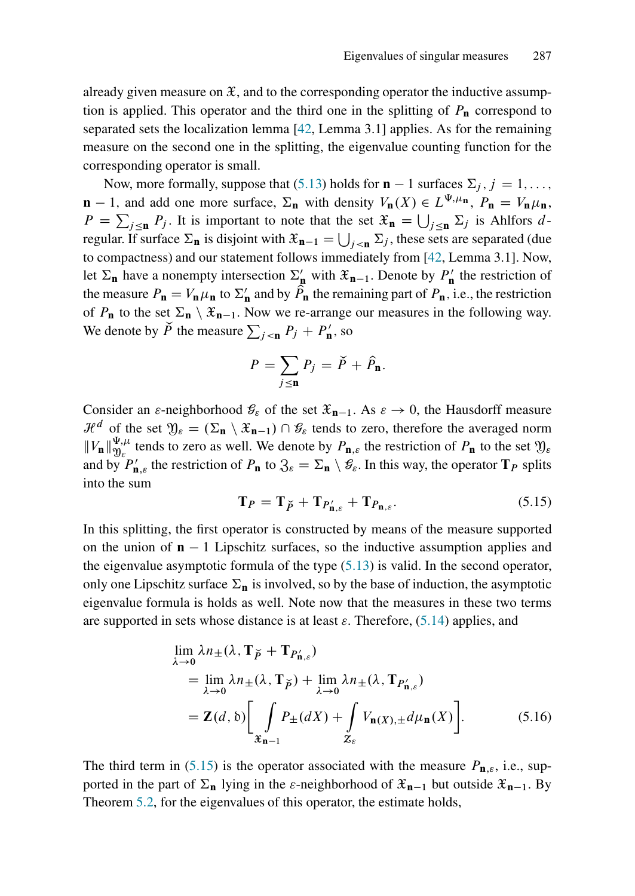already given measure on $\mathfrak{X}$, and to the corresponding operator the inductive assumption is applied. This operator and the third one in the splitting of $P_{\mathbf{n}}$ correspond to separated sets the localization lemma [42, Lemma 3.1] applies. As for the remaining measure on the second one in the splitting, the eigenvalue counting function for the corresponding operator is small.

Now, more formally, suppose that (5.13) holds for $\mathbf{n}-1$ surfaces $\Sigma_j$, $j=1,\dots,\mathbf{n}-1$, and add one more surface, $\Sigma_{\mathbf{n}}$ with density $V_{\mathbf{n}}(X)\in L^{\Psi,\mu_{\mathbf{n}}}$, $P_{\mathbf{n}}=V_{\mathbf{n}}\mu_{\mathbf{n}}$, $P=\sum_{j\le\mathbf{n}}P_j$. It is important to note that the set $\mathfrak{X}_{\mathbf{n}}=\bigcup_{j\le\mathbf{n}}\Sigma_j$ is Ahlfors $d$-regular. If surface $\Sigma_{\mathbf{n}}$ is disjoint with $\mathfrak{X}_{\mathbf{n}-1}=\bigcup_{j<\mathbf{n}}\Sigma_j$, these sets are separated (due to compactness) and our statement follows immediately from [42, Lemma 3.1]. Now, let $\Sigma_{\mathbf{n}}$ have a nonempty intersection $\Sigma'_{\mathbf{n}}$ with $\mathfrak{X}_{\mathbf{n}-1}$. Denote by $P'_{\mathbf{n}}$ the restriction of the measure $P_{\mathbf{n}}=V_{\mathbf{n}}\mu_{\mathbf{n}}$ to $\Sigma'_{\mathbf{n}}$ and by $\hat{P}_{\mathbf{n}}$ the remaining part of $P_{\mathbf{n}}$, i.e., the restriction of $P_{\mathbf{n}}$ to the set $\Sigma_{\mathbf{n}}\setminus\mathfrak{X}_{\mathbf{n}-1}$. Now we re-arrange our measures in the following way. We denote by $\check{P}$ the measure $\sum_{j<\mathbf{n}}P_j+P'_{\mathbf{n}}$, so

$$
P=\sum_{j\le\mathbf{n}}P_j=\check{P}+\hat{P}_{\mathbf{n}}.
$$

Consider an $\varepsilon$-neighborhood $\mathscr{G}_\varepsilon$ of the set $\mathfrak{X}_{\mathbf{n}-1}$. As $\varepsilon\to 0$, the Hausdorff measure $\mathscr{H}^d$ of the set $\mathfrak{Y}_\varepsilon=(\Sigma_{\mathbf{n}}\setminus\mathfrak{X}_{\mathbf{n}-1})\cap\mathscr{G}_\varepsilon$ tends to zero, therefore the averaged norm $\|V_{\mathbf{n}}\|^{\Psi,\mu}_{\mathfrak{Y}_\varepsilon}$ tends to zero as well. We denote by $P_{\mathbf{n},\varepsilon}$ the restriction of $P_{\mathbf{n}}$ to the set $\mathfrak{Y}_\varepsilon$ and by $P'_{\mathbf{n},\varepsilon}$ the restriction of $P_{\mathbf{n}}$ to $\mathfrak{Z}_\varepsilon=\Sigma_{\mathbf{n}}\setminus\mathscr{G}_\varepsilon$. In this way, the operator $\mathbf{T}_P$ splits into the sum

$$
\mathbf{T}_P=\mathbf{T}_{\check{P}}+\mathbf{T}_{P'_{\mathbf{n},\varepsilon}}+\mathbf{T}_{P_{\mathbf{n},\varepsilon}}. \tag{5.15}
$$

In this splitting, the first operator is constructed by means of the measure supported on the union of $\mathbf{n}-1$ Lipschitz surfaces, so the inductive assumption applies and the eigenvalue asymptotic formula of the type (5.13) is valid. In the second operator, only one Lipschitz surface $\Sigma_{\mathbf{n}}$ is involved, so by the base of induction, the asymptotic eigenvalue formula is holds as well. Note now that the measures in these two terms are supported in sets whose distance is at least $\varepsilon$. Therefore, (5.14) applies, and

$$
\begin{aligned}
&\lim_{\lambda\to 0}\lambda n_{\pm}(\lambda,\mathbf{T}_{\check{P}}+\mathbf{T}_{P'_{\mathbf{n},\varepsilon}})\\
&\quad=\lim_{\lambda\to 0}\lambda n_{\pm}(\lambda,\mathbf{T}_{\check{P}})+\lim_{\lambda\to 0}\lambda n_{\pm}(\lambda,\mathbf{T}_{P'_{\mathbf{n},\varepsilon}})\\
&\quad=\mathbf{Z}(d,\mathfrak{d})\Bigg[\int_{\mathfrak{X}_{\mathbf{n}-1}}P_{\pm}(dX)+\int_{\mathcal{Z}_\varepsilon}V_{\mathbf{n}(X),\pm}d\mu_{\mathbf{n}}(X)\Bigg].
\end{aligned}\tag{5.16}
$$

The third term in (5.15) is the operator associated with the measure $P_{\mathbf{n},\varepsilon}$, i.e., supported in the part of $\Sigma_{\mathbf{n}}$ lying in the $\varepsilon$-neighborhood of $\mathfrak{X}_{\mathbf{n}-1}$ but outside $\mathfrak{X}_{\mathbf{n}-1}$. By Theorem 5.2, for the eigenvalues of this operator, the estimate holds,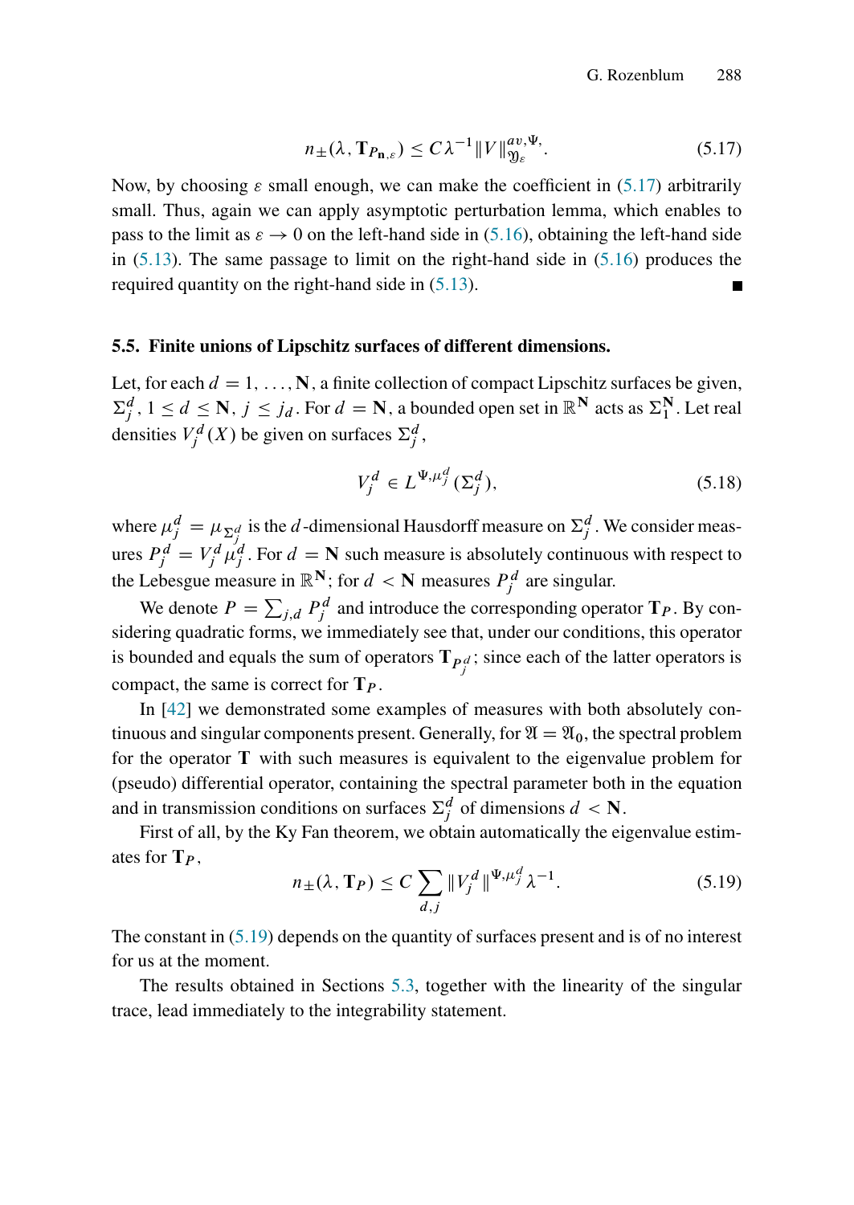$$n_{\pm}(\lambda, \mathbf{T}_{P_{\mathbf{n},\varepsilon}}) \le C\lambda^{-1}\|V\|^{av,\Psi,}_{\mathfrak{Y}_\varepsilon}. \tag{5.17}$$

Now, by choosing $\varepsilon$ small enough, we can make the coefficient in (5.17) arbitrarily small. Thus, again we can apply asymptotic perturbation lemma, which enables to pass to the limit as $\varepsilon \to 0$ on the left-hand side in (5.16), obtaining the left-hand side in (5.13). The same passage to limit on the right-hand side in (5.16) produces the required quantity on the right-hand side in (5.13). ∎

### 5.5. Finite unions of Lipschitz surfaces of different dimensions.

Let, for each $d = 1, \dots, \mathbf{N}$, a finite collection of compact Lipschitz surfaces be given, $\Sigma_j^d$, $1 \le d \le \mathbf{N}$, $j \le j_d$. For $d = \mathbf{N}$, a bounded open set in $\mathbb{R}^{\mathbf{N}}$ acts as $\Sigma_1^{\mathbf{N}}$. Let real densities $V_j^d(X)$ be given on surfaces $\Sigma_j^d$,

$$V_j^d \in L^{\Psi,\mu_j^d}(\Sigma_j^d), \tag{5.18}$$

where $\mu_j^d = \mu_{\Sigma_j^d}$ is the $d$-dimensional Hausdorff measure on $\Sigma_j^d$. We consider measures $P_j^d = V_j^d \mu_j^d$. For $d = \mathbf{N}$ such measure is absolutely continuous with respect to the Lebesgue measure in $\mathbb{R}^{\mathbf{N}}$; for $d < \mathbf{N}$ measures $P_j^d$ are singular.

We denote $P = \sum_{j,d} P_j^d$ and introduce the corresponding operator $\mathbf{T}_P$. By considering quadratic forms, we immediately see that, under our conditions, this operator is bounded and equals the sum of operators $\mathbf{T}_{P_j^d}$; since each of the latter operators is compact, the same is correct for $\mathbf{T}_P$.

In [42] we demonstrated some examples of measures with both absolutely continuous and singular components present. Generally, for $\mathfrak{A} = \mathfrak{A}_0$, the spectral problem for the operator $\mathbf{T}$ with such measures is equivalent to the eigenvalue problem for (pseudo) differential operator, containing the spectral parameter both in the equation and in transmission conditions on surfaces $\Sigma_j^d$ of dimensions $d < \mathbf{N}$.

First of all, by the Ky Fan theorem, we obtain automatically the eigenvalue estimates for $\mathbf{T}_P$,

$$n_{\pm}(\lambda, \mathbf{T}_P) \le C \sum_{d,j} \|V_j^d\|^{\Psi,\mu_j^d} \lambda^{-1}. \tag{5.19}$$

The constant in (5.19) depends on the quantity of surfaces present and is of no interest for us at the moment.

The results obtained in Sections 5.3, together with the linearity of the singular trace, lead immediately to the integrability statement.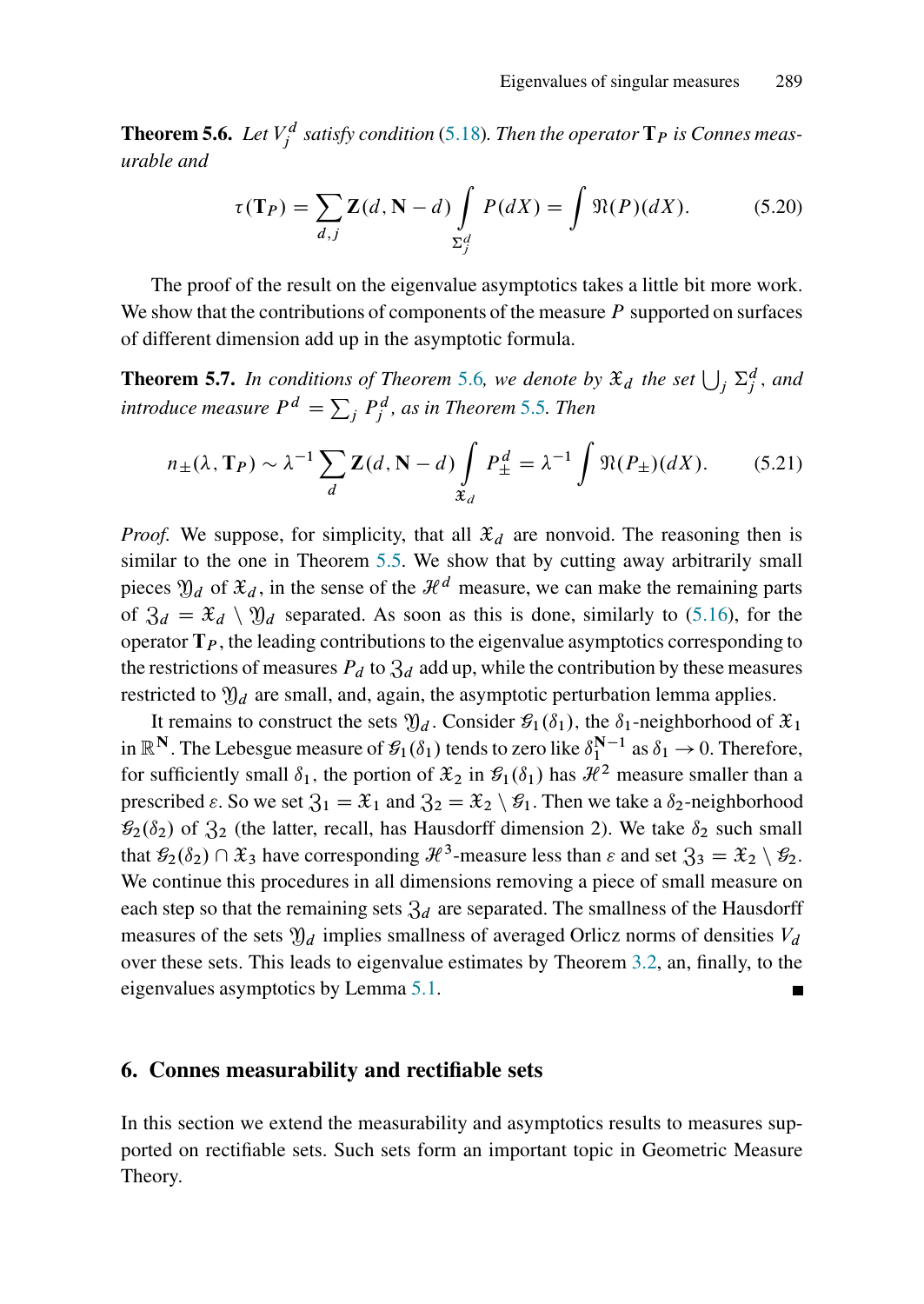**Theorem 5.6.** *Let $V_j^d$ satisfy condition (5.18). Then the operator $\mathbf{T}_P$ is Connes measurable and*

$$\tau(\mathbf{T}_P) = \sum_{d,j} \mathbf{Z}(d, \mathbf{N} - d) \int_{\Sigma_j^d} P(dX) = \int \mathfrak{N}(P)(dX). \tag{5.20}$$

The proof of the result on the eigenvalue asymptotics takes a little bit more work. We show that the contributions of components of the measure $P$ supported on surfaces of different dimension add up in the asymptotic formula.

**Theorem 5.7.** *In conditions of Theorem 5.6, we denote by $\mathfrak{X}_d$ the set $\bigcup_j \Sigma_j^d$, and introduce measure $P^d = \sum_j P_j^d$, as in Theorem 5.5. Then*

$$n_\pm(\lambda, \mathbf{T}_P) \sim \lambda^{-1} \sum_d \mathbf{Z}(d, \mathbf{N} - d) \int_{\mathfrak{X}_d} P_\pm^d = \lambda^{-1} \int \mathfrak{N}(P_\pm)(dX). \tag{5.21}$$

*Proof.* We suppose, for simplicity, that all $\mathfrak{X}_d$ are nonvoid. The reasoning then is similar to the one in Theorem 5.5. We show that by cutting away arbitrarily small pieces $\mathfrak{Y}_d$ of $\mathfrak{X}_d$, in the sense of the $\mathcal{H}^d$ measure, we can make the remaining parts of $\mathfrak{Z}_d = \mathfrak{X}_d \setminus \mathfrak{Y}_d$ separated. As soon as this is done, similarly to (5.16), for the operator $\mathbf{T}_P$, the leading contributions to the eigenvalue asymptotics corresponding to the restrictions of measures $P_d$ to $\mathfrak{Z}_d$ add up, while the contribution by these measures restricted to $\mathfrak{Y}_d$ are small, and, again, the asymptotic perturbation lemma applies.

It remains to construct the sets $\mathfrak{Y}_d$. Consider $\mathcal{G}_1(\delta_1)$, the $\delta_1$-neighborhood of $\mathfrak{X}_1$ in $\mathbb{R}^\mathbf{N}$. The Lebesgue measure of $\mathcal{G}_1(\delta_1)$ tends to zero like $\delta_1^{\mathbf{N}-1}$ as $\delta_1 \to 0$. Therefore, for sufficiently small $\delta_1$, the portion of $\mathfrak{X}_2$ in $\mathcal{G}_1(\delta_1)$ has $\mathcal{H}^2$ measure smaller than a prescribed $\varepsilon$. So we set $\mathfrak{Z}_1 = \mathfrak{X}_1$ and $\mathfrak{Z}_2 = \mathfrak{X}_2 \setminus \mathcal{G}_1$. Then we take a $\delta_2$-neighborhood $\mathcal{G}_2(\delta_2)$ of $\mathfrak{Z}_2$ (the latter, recall, has Hausdorff dimension 2). We take $\delta_2$ such small that $\mathcal{G}_2(\delta_2) \cap \mathfrak{X}_3$ have corresponding $\mathcal{H}^3$-measure less than $\varepsilon$ and set $\mathfrak{Z}_3 = \mathfrak{X}_2 \setminus \mathcal{G}_2$. We continue this procedures in all dimensions removing a piece of small measure on each step so that the remaining sets $\mathfrak{Z}_d$ are separated. The smallness of the Hausdorff measures of the sets $\mathfrak{Y}_d$ implies smallness of averaged Orlicz norms of densities $V_d$ over these sets. This leads to eigenvalue estimates by Theorem 3.2, an, finally, to the eigenvalues asymptotics by Lemma 5.1. ∎

## 6. Connes measurability and rectifiable sets

In this section we extend the measurability and asymptotics results to measures supported on rectifiable sets. Such sets form an important topic in Geometric Measure Theory.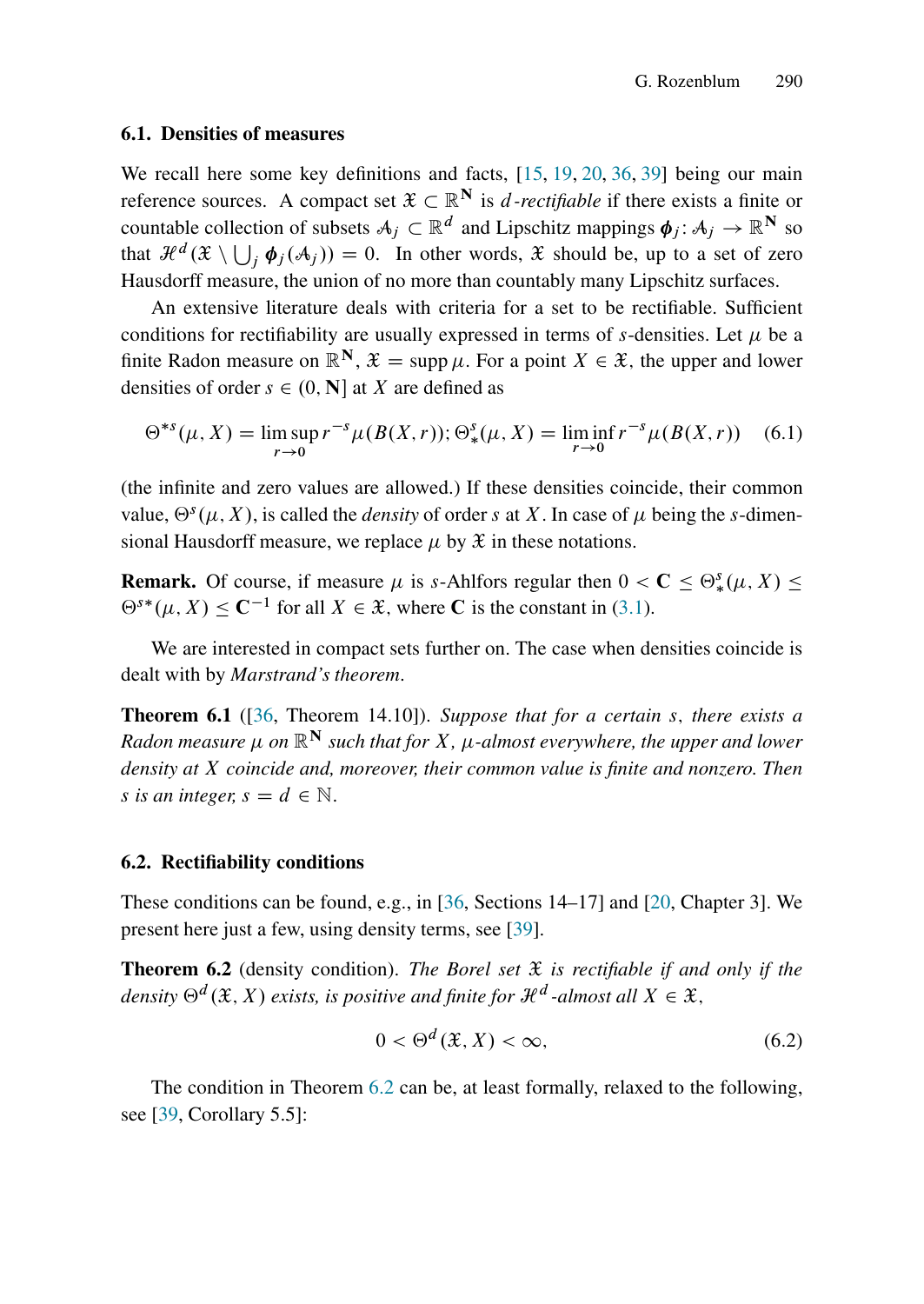### 6.1. Densities of measures

We recall here some key definitions and facts, [15, 19, 20, 36, 39] being our main reference sources. A compact set $\mathfrak{X} \subset \mathbb{R}^{\mathbf{N}}$ is *$d$-rectifiable* if there exists a finite or countable collection of subsets $\mathcal{A}_j \subset \mathbb{R}^d$ and Lipschitz mappings $\boldsymbol{\phi}_j \colon \mathcal{A}_j \to \mathbb{R}^{\mathbf{N}}$ so that $\mathcal{H}^d(\mathfrak{X} \setminus \bigcup_j \boldsymbol{\phi}_j(\mathcal{A}_j)) = 0$. In other words, $\mathfrak{X}$ should be, up to a set of zero Hausdorff measure, the union of no more than countably many Lipschitz surfaces.

An extensive literature deals with criteria for a set to be rectifiable. Sufficient conditions for rectifiability are usually expressed in terms of $s$-densities. Let $\mu$ be a finite Radon measure on $\mathbb{R}^{\mathbf{N}}$, $\mathfrak{X} = \operatorname{supp} \mu$. For a point $X \in \mathfrak{X}$, the upper and lower densities of order $s \in (0, \mathbf{N}]$ at $X$ are defined as

$$\Theta^{*s}(\mu, X) = \limsup_{r \to 0} r^{-s} \mu(B(X, r)); \Theta_*^s(\mu, X) = \liminf_{r \to 0} r^{-s} \mu(B(X, r)) \tag{6.1}$$

(the infinite and zero values are allowed.) If these densities coincide, their common value, $\Theta^s(\mu, X)$, is called the *density* of order $s$ at $X$. In case of $\mu$ being the $s$-dimensional Hausdorff measure, we replace $\mu$ by $\mathfrak{X}$ in these notations.

**Remark.** Of course, if measure $\mu$ is $s$-Ahlfors regular then $0 < \mathbf{C} \leq \Theta_*^s(\mu, X) \leq \Theta^{s*}(\mu, X) \leq \mathbf{C}^{-1}$ for all $X \in \mathfrak{X}$, where $\mathbf{C}$ is the constant in (3.1).

We are interested in compact sets further on. The case when densities coincide is dealt with by *Marstrand's theorem*.

**Theorem 6.1** ([36, Theorem 14.10]). *Suppose that for a certain $s$, there exists a Radon measure $\mu$ on $\mathbb{R}^{\mathbf{N}}$ such that for $X$, $\mu$-almost everywhere, the upper and lower density at $X$ coincide and, moreover, their common value is finite and nonzero. Then $s$ is an integer, $s = d \in \mathbb{N}$.*

### 6.2. Rectifiability conditions

These conditions can be found, e.g., in [36, Sections 14–17] and [20, Chapter 3]. We present here just a few, using density terms, see [39].

**Theorem 6.2** (density condition). *The Borel set $\mathfrak{X}$ is rectifiable if and only if the density $\Theta^d(\mathfrak{X}, X)$ exists, is positive and finite for $\mathcal{H}^d$-almost all $X \in \mathfrak{X}$,*

$$0 < \Theta^d(\mathfrak{X}, X) < \infty, \tag{6.2}$$

The condition in Theorem 6.2 can be, at least formally, relaxed to the following, see [39, Corollary 5.5]: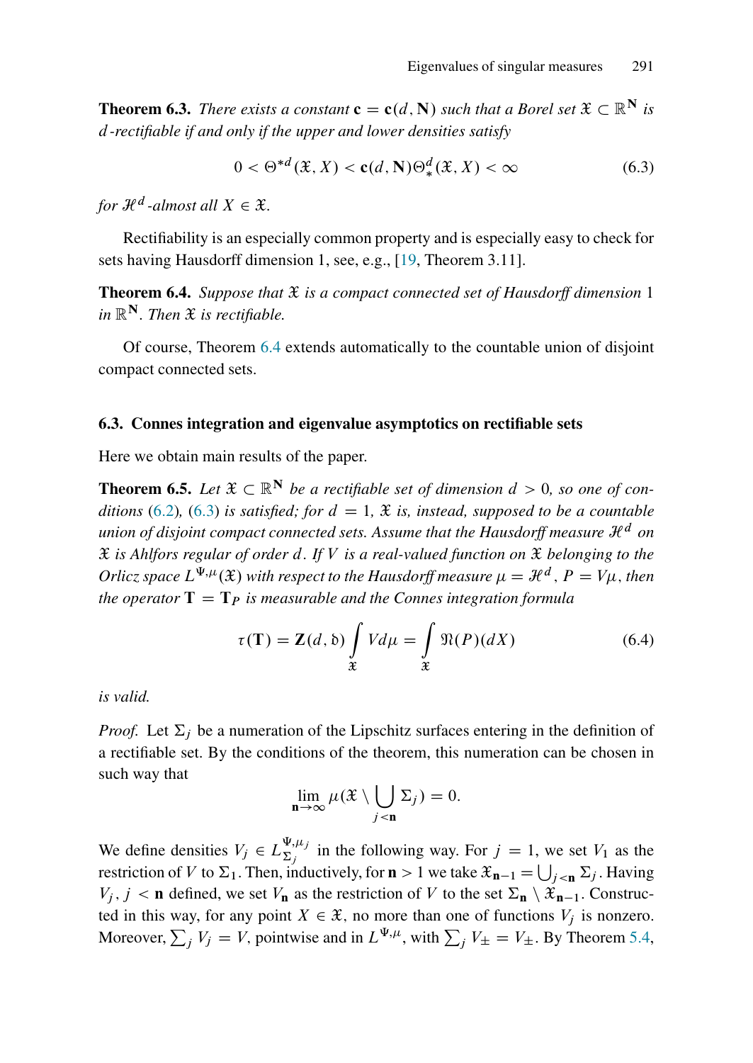**Theorem 6.3.** *There exists a constant $\mathbf{c} = \mathbf{c}(d, \mathbf{N})$ such that a Borel set $\mathfrak{X} \subset \mathbb{R}^{\mathbf{N}}$ is $d$-rectifiable if and only if the upper and lower densities satisfy*

$$0 < \Theta^{*d}(\mathfrak{X}, X) < \mathbf{c}(d, \mathbf{N}) \Theta_*^d(\mathfrak{X}, X) < \infty \tag{6.3}$$

*for $\mathcal{H}^d$-almost all $X \in \mathfrak{X}$.*

Rectifiability is an especially common property and is especially easy to check for sets having Hausdorff dimension 1, see, e.g., [19, Theorem 3.11].

**Theorem 6.4.** *Suppose that $\mathfrak{X}$ is a compact connected set of Hausdorff dimension 1 in $\mathbb{R}^{\mathbf{N}}$. Then $\mathfrak{X}$ is rectifiable.*

Of course, Theorem 6.4 extends automatically to the countable union of disjoint compact connected sets.

### 6.3. Connes integration and eigenvalue asymptotics on rectifiable sets

Here we obtain main results of the paper.

**Theorem 6.5.** *Let $\mathfrak{X} \subset \mathbb{R}^{\mathbf{N}}$ be a rectifiable set of dimension $d > 0$, so one of conditions (6.2), (6.3) is satisfied; for $d = 1$, $\mathfrak{X}$ is, instead, supposed to be a countable union of disjoint compact connected sets. Assume that the Hausdorff measure $\mathcal{H}^d$ on $\mathfrak{X}$ is Ahlfors regular of order $d$. If $V$ is a real-valued function on $\mathfrak{X}$ belonging to the Orlicz space $L^{\Psi,\mu}(\mathfrak{X})$ with respect to the Hausdorff measure $\mu = \mathcal{H}^d$, $P = V\mu$, then the operator $\mathbf{T} = \mathbf{T}_P$ is measurable and the Connes integration formula*

$$\tau(\mathbf{T}) = \mathbf{Z}(d, \mathfrak{d}) \int_{\mathfrak{X}} V d\mu = \int_{\mathfrak{X}} \mathfrak{N}(P)(dX) \tag{6.4}$$

*is valid.*

*Proof.* Let $\Sigma_j$ be a numeration of the Lipschitz surfaces entering in the definition of a rectifiable set. By the conditions of the theorem, this numeration can be chosen in such way that

$$\lim_{\mathbf{n} \to \infty} \mu(\mathfrak{X} \setminus \bigcup_{j < \mathbf{n}} \Sigma_j) = 0.$$

We define densities $V_j \in L^{\Psi,\mu_j}_{\Sigma_j}$ in the following way. For $j = 1$, we set $V_1$ as the restriction of $V$ to $\Sigma_1$. Then, inductively, for $\mathbf{n} > 1$ we take $\mathfrak{X}_{\mathbf{n}-1} = \bigcup_{j<\mathbf{n}} \Sigma_j$. Having $V_j$, $j < \mathbf{n}$ defined, we set $V_{\mathbf{n}}$ as the restriction of $V$ to the set $\Sigma_{\mathbf{n}} \setminus \mathfrak{X}_{\mathbf{n}-1}$. Constructed in this way, for any point $X \in \mathfrak{X}$, no more than one of functions $V_j$ is nonzero. Moreover, $\sum_j V_j = V$, pointwise and in $L^{\Psi,\mu}$, with $\sum_j V_{\pm} = V_{\pm}$. By Theorem 5.4,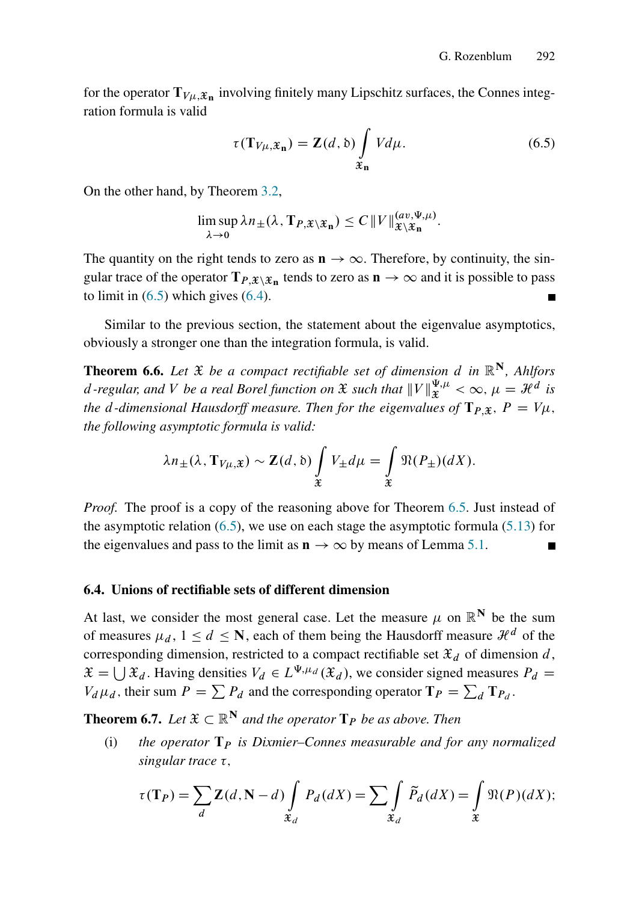for the operator $\mathbf{T}_{V\mu,\mathfrak{X}_\mathbf{n}}$ involving finitely many Lipschitz surfaces, the Connes integration formula is valid

$$\tau(\mathbf{T}_{V\mu,\mathfrak{X}_\mathbf{n}}) = \mathbf{Z}(d,\mathfrak{d}) \int\limits_{\mathfrak{X}_\mathbf{n}} V d\mu. \tag{6.5}$$

On the other hand, by Theorem 3.2,

$$\limsup_{\lambda\to 0} \lambda n_\pm(\lambda, \mathbf{T}_{P,\mathfrak{X}\setminus\mathfrak{X}_\mathbf{n}}) \le C \|V\|^{(av,\Psi,\mu)}_{\mathfrak{X}\setminus\mathfrak{X}_\mathbf{n}}.$$

The quantity on the right tends to zero as $\mathbf{n}\to\infty$. Therefore, by continuity, the singular trace of the operator $\mathbf{T}_{P,\mathfrak{X}\setminus\mathfrak{X}_\mathbf{n}}$ tends to zero as $\mathbf{n}\to\infty$ and it is possible to pass to limit in (6.5) which gives (6.4). ∎

Similar to the previous section, the statement about the eigenvalue asymptotics, obviously a stronger one than the integration formula, is valid.

**Theorem 6.6.** *Let $\mathfrak{X}$ be a compact rectifiable set of dimension $d$ in $\mathbb{R}^\mathbf{N}$, Ahlfors $d$-regular, and $V$ be a real Borel function on $\mathfrak{X}$ such that $\|V\|^{\Psi,\mu}_{\mathfrak{X}} < \infty$, $\mu = \mathcal{H}^d$ is the $d$-dimensional Hausdorff measure. Then for the eigenvalues of $\mathbf{T}_{P,\mathfrak{X}}$, $P = V\mu$, the following asymptotic formula is valid:*

$$\lambda n_\pm(\lambda, \mathbf{T}_{V\mu,\mathfrak{X}}) \sim \mathbf{Z}(d,\mathfrak{d}) \int\limits_{\mathfrak{X}} V_\pm d\mu = \int\limits_{\mathfrak{X}} \mathfrak{N}(P_\pm)(dX).$$

*Proof.* The proof is a copy of the reasoning above for Theorem 6.5. Just instead of the asymptotic relation (6.5), we use on each stage the asymptotic formula (5.13) for the eigenvalues and pass to the limit as $\mathbf{n}\to\infty$ by means of Lemma 5.1. ∎

### 6.4. Unions of rectifiable sets of different dimension

At last, we consider the most general case. Let the measure $\mu$ on $\mathbb{R}^\mathbf{N}$ be the sum of measures $\mu_d$, $1 \le d \le \mathbf{N}$, each of them being the Hausdorff measure $\mathcal{H}^d$ of the corresponding dimension, restricted to a compact rectifiable set $\mathfrak{X}_d$ of dimension $d$, $\mathfrak{X} = \bigcup \mathfrak{X}_d$. Having densities $V_d \in L^{\Psi,\mu_d}(\mathfrak{X}_d)$, we consider signed measures $P_d = V_d\mu_d$, their sum $P = \sum P_d$ and the corresponding operator $\mathbf{T}_P = \sum_d \mathbf{T}_{P_d}$.

**Theorem 6.7.** *Let $\mathfrak{X} \subset \mathbb{R}^\mathbf{N}$ and the operator $\mathbf{T}_P$ be as above. Then*

(i) *the operator $\mathbf{T}_P$ is Dixmier–Connes measurable and for any normalized singular trace $\tau$,*

$$\tau(\mathbf{T}_P) = \sum_d \mathbf{Z}(d,\mathbf{N}-d) \int\limits_{\mathfrak{X}_d} P_d(dX) = \sum \int\limits_{\mathfrak{X}_d} \widetilde{P}_d(dX) = \int\limits_{\mathfrak{X}} \mathfrak{N}(P)(dX);$$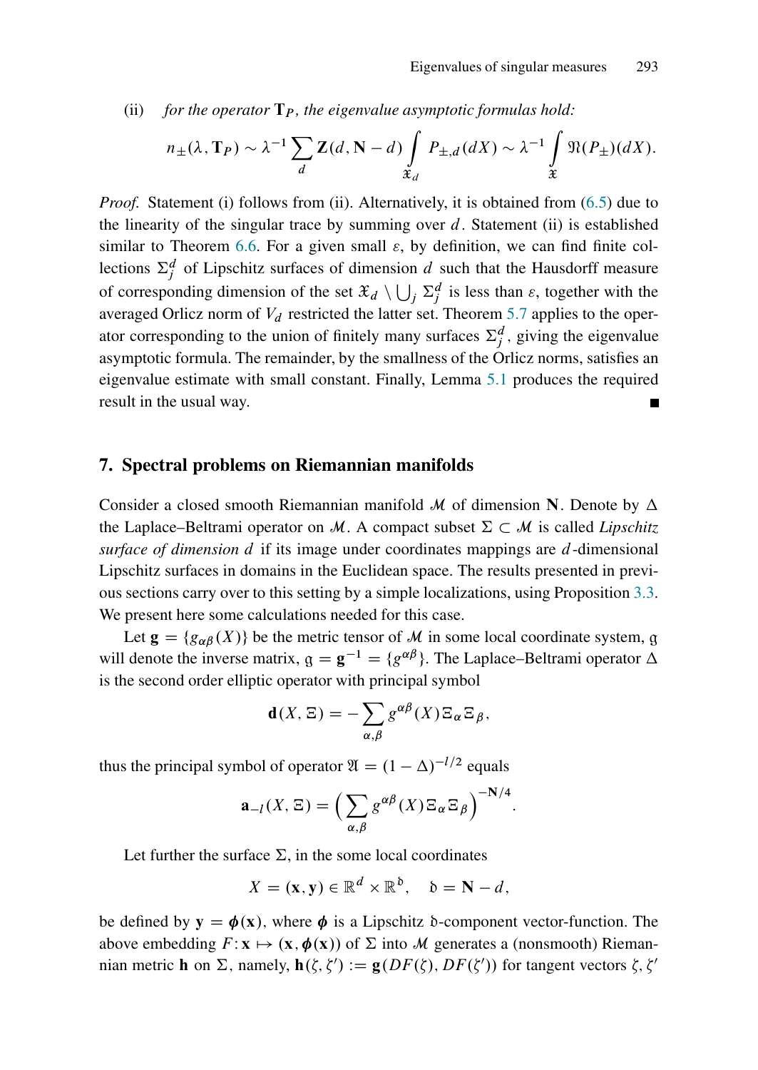(ii) *for the operator* $\mathbf{T}_P$*, the eigenvalue asymptotic formulas hold:*

$$n_\pm(\lambda, \mathbf{T}_P) \sim \lambda^{-1} \sum_d \mathbf{Z}(d, \mathbf{N}-d) \int_{\mathfrak{X}_d} P_{\pm,d}(dX) \sim \lambda^{-1} \int_{\mathfrak{X}} \mathfrak{N}(P_\pm)(dX).$$

*Proof.* Statement (i) follows from (ii). Alternatively, it is obtained from (6.5) due to the linearity of the singular trace by summing over $d$. Statement (ii) is established similar to Theorem 6.6. For a given small $\varepsilon$, by definition, we can find finite collections $\Sigma_j^d$ of Lipschitz surfaces of dimension $d$ such that the Hausdorff measure of corresponding dimension of the set $\mathfrak{X}_d \setminus \bigcup_j \Sigma_j^d$ is less than $\varepsilon$, together with the averaged Orlicz norm of $V_d$ restricted the latter set. Theorem 5.7 applies to the operator corresponding to the union of finitely many surfaces $\Sigma_j^d$, giving the eigenvalue asymptotic formula. The remainder, by the smallness of the Orlicz norms, satisfies an eigenvalue estimate with small constant. Finally, Lemma 5.1 produces the required result in the usual way. ∎

## 7. Spectral problems on Riemannian manifolds

Consider a closed smooth Riemannian manifold $\mathcal{M}$ of dimension $\mathbf{N}$. Denote by $\Delta$ the Laplace–Beltrami operator on $\mathcal{M}$. A compact subset $\Sigma \subset \mathcal{M}$ is called *Lipschitz surface of dimension* $d$ if its image under coordinates mappings are $d$-dimensional Lipschitz surfaces in domains in the Euclidean space. The results presented in previous sections carry over to this setting by a simple localizations, using Proposition 3.3. We present here some calculations needed for this case.

Let $\mathbf{g} = \{g_{\alpha\beta}(X)\}$ be the metric tensor of $\mathcal{M}$ in some local coordinate system, $\mathfrak{g}$ will denote the inverse matrix, $\mathfrak{g} = \mathbf{g}^{-1} = \{g^{\alpha\beta}\}$. The Laplace–Beltrami operator $\Delta$ is the second order elliptic operator with principal symbol

$$\mathbf{d}(X, \Xi) = -\sum_{\alpha,\beta} g^{\alpha\beta}(X)\Xi_\alpha \Xi_\beta,$$

thus the principal symbol of operator $\mathfrak{A} = (1-\Delta)^{-l/2}$ equals

$$\mathbf{a}_{-l}(X, \Xi) = \Big(\sum_{\alpha,\beta} g^{\alpha\beta}(X)\Xi_\alpha \Xi_\beta\Big)^{-\mathbf{N}/4}.$$

Let further the surface $\Sigma$, in the some local coordinates

$$X = (\mathbf{x}, \mathbf{y}) \in \mathbb{R}^d \times \mathbb{R}^{\mathfrak{d}}, \quad \mathfrak{d} = \mathbf{N} - d,$$

be defined by $\mathbf{y} = \boldsymbol{\phi}(\mathbf{x})$, where $\boldsymbol{\phi}$ is a Lipschitz $\mathfrak{d}$-component vector-function. The above embedding $F: \mathbf{x} \mapsto (\mathbf{x}, \boldsymbol{\phi}(\mathbf{x}))$ of $\Sigma$ into $\mathcal{M}$ generates a (nonsmooth) Riemannian metric $\mathbf{h}$ on $\Sigma$, namely, $\mathbf{h}(\zeta, \zeta') := \mathbf{g}(DF(\zeta), DF(\zeta'))$ for tangent vectors $\zeta, \zeta'$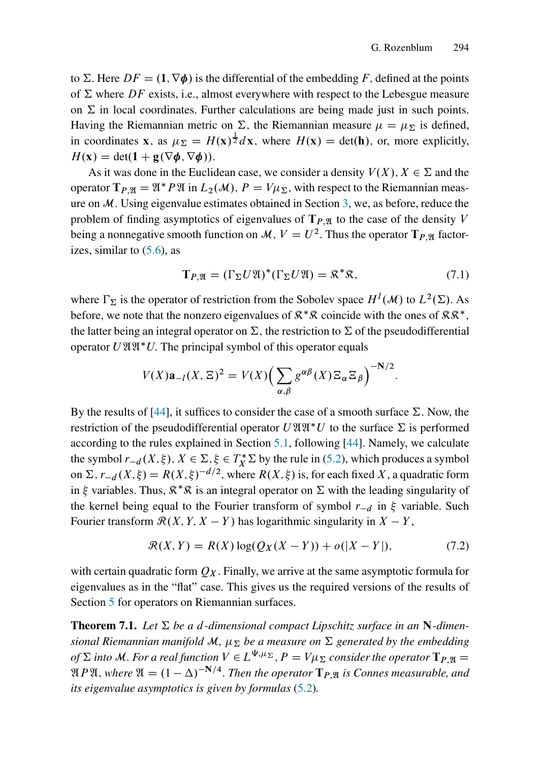to $\Sigma$. Here $DF = (\mathbf{1}, \nabla\boldsymbol{\phi})$ is the differential of the embedding $F$, defined at the points of $\Sigma$ where $DF$ exists, i.e., almost everywhere with respect to the Lebesgue measure on $\Sigma$ in local coordinates. Further calculations are being made just in such points. Having the Riemannian metric on $\Sigma$, the Riemannian measure $\mu = \mu_\Sigma$ is defined, in coordinates $\mathbf{x}$, as $\mu_\Sigma = H(\mathbf{x})^{\frac{1}{2}} d\mathbf{x}$, where $H(\mathbf{x}) = \det(\mathbf{h})$, or, more explicitly, $H(\mathbf{x}) = \det(\mathbf{1} + \mathbf{g}(\nabla\boldsymbol{\phi}, \nabla\boldsymbol{\phi}))$.

As it was done in the Euclidean case, we consider a density $V(X)$, $X \in \Sigma$ and the operator $\mathbf{T}_{P,\mathfrak{A}} = \mathfrak{A}^* P \mathfrak{A}$ in $L_2(\mathcal{M})$, $P = V\mu_\Sigma$, with respect to the Riemannian measure on $\mathcal{M}$. Using eigenvalue estimates obtained in Section 3, we, as before, reduce the problem of finding asymptotics of eigenvalues of $\mathbf{T}_{P,\mathfrak{A}}$ to the case of the density $V$ being a nonnegative smooth function on $\mathcal{M}$, $V = U^2$. Thus the operator $\mathbf{T}_{P,\mathfrak{A}}$ factorizes, similar to (5.6), as

$$\mathbf{T}_{P,\mathfrak{A}} = (\Gamma_\Sigma U \mathfrak{A})^* (\Gamma_\Sigma U \mathfrak{A}) = \mathfrak{K}^* \mathfrak{K}, \tag{7.1}$$

where $\Gamma_\Sigma$ is the operator of restriction from the Sobolev space $H^l(\mathcal{M})$ to $L^2(\Sigma)$. As before, we note that the nonzero eigenvalues of $\mathfrak{K}^*\mathfrak{K}$ coincide with the ones of $\mathfrak{K}\mathfrak{K}^*$, the latter being an integral operator on $\Sigma$, the restriction to $\Sigma$ of the pseudodifferential operator $U\mathfrak{A}\mathfrak{A}^*U$. The principal symbol of this operator equals

$$V(X)\mathbf{a}_{-l}(X, \Xi)^2 = V(X)\Big(\sum_{\alpha,\beta} g^{\alpha\beta}(X)\Xi_\alpha \Xi_\beta\Big)^{-\mathbf{N}/2}.$$

By the results of [44], it suffices to consider the case of a smooth surface $\Sigma$. Now, the restriction of the pseudodifferential operator $U\mathfrak{A}\mathfrak{A}^*U$ to the surface $\Sigma$ is performed according to the rules explained in Section 5.1, following [44]. Namely, we calculate the symbol $r_{-d}(X, \xi)$, $X \in \Sigma$, $\xi \in T_X^*\Sigma$ by the rule in (5.2), which produces a symbol on $\Sigma$, $r_{-d}(X, \xi) = R(X, \xi)^{-d/2}$, where $R(X, \xi)$ is, for each fixed $X$, a quadratic form in $\xi$ variables. Thus, $\mathfrak{K}^*\mathfrak{K}$ is an integral operator on $\Sigma$ with the leading singularity of the kernel being equal to the Fourier transform of symbol $r_{-d}$ in $\xi$ variable. Such Fourier transform $\mathcal{R}(X, Y, X - Y)$ has logarithmic singularity in $X - Y$,

$$\mathcal{R}(X, Y) = R(X)\log(Q_X(X - Y)) + o(|X - Y|), \tag{7.2}$$

with certain quadratic form $Q_X$. Finally, we arrive at the same asymptotic formula for eigenvalues as in the "flat" case. This gives us the required versions of the results of Section 5 for operators on Riemannian surfaces.

**Theorem 7.1.** *Let $\Sigma$ be a $d$-dimensional compact Lipschitz surface in an $\mathbf{N}$-dimensional Riemannian manifold $\mathcal{M}$, $\mu_\Sigma$ be a measure on $\Sigma$ generated by the embedding of $\Sigma$ into $\mathcal{M}$. For a real function $V \in L^{\Psi,\mu_\Sigma}$, $P = V\mu_\Sigma$ consider the operator $\mathbf{T}_{P,\mathfrak{A}} = \mathfrak{A}P\mathfrak{A}$, where $\mathfrak{A} = (1 - \Delta)^{-\mathbf{N}/4}$. Then the operator $\mathbf{T}_{P,\mathfrak{A}}$ is Connes measurable, and its eigenvalue asymptotics is given by formulas (5.2).*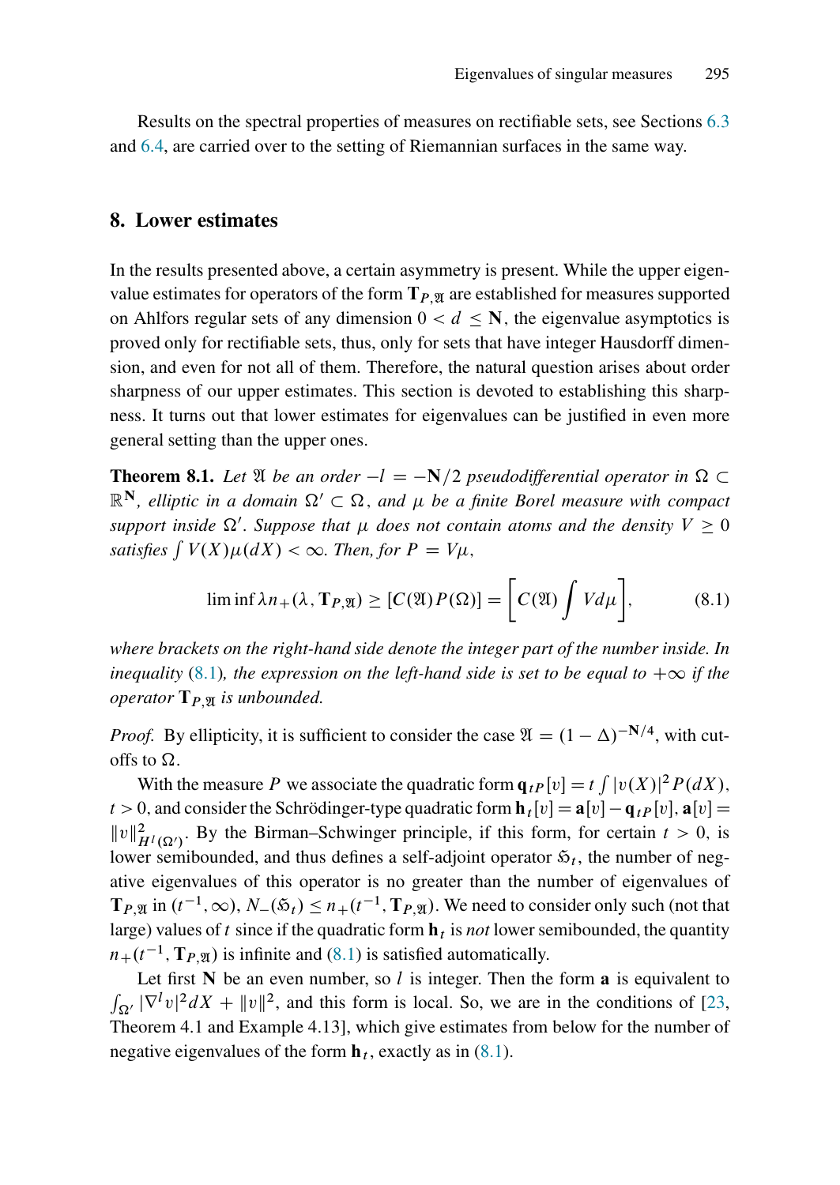Results on the spectral properties of measures on rectifiable sets, see Sections 6.3 and 6.4, are carried over to the setting of Riemannian surfaces in the same way.

## 8. Lower estimates

In the results presented above, a certain asymmetry is present. While the upper eigenvalue estimates for operators of the form $\mathbf{T}_{P,\mathfrak{A}}$ are established for measures supported on Ahlfors regular sets of any dimension $0 < d \leq \mathbf{N}$, the eigenvalue asymptotics is proved only for rectifiable sets, thus, only for sets that have integer Hausdorff dimension, and even for not all of them. Therefore, the natural question arises about order sharpness of our upper estimates. This section is devoted to establishing this sharpness. It turns out that lower estimates for eigenvalues can be justified in even more general setting than the upper ones.

**Theorem 8.1.** *Let $\mathfrak{A}$ be an order $-l = -\mathbf{N}/2$ pseudodifferential operator in $\Omega \subset \mathbb{R}^{\mathbf{N}}$, elliptic in a domain $\Omega' \subset \Omega$, and $\mu$ be a finite Borel measure with compact support inside $\Omega'$. Suppose that $\mu$ does not contain atoms and the density $V \geq 0$ satisfies $\int V(X)\mu(dX) < \infty$. Then, for $P = V\mu$,*

$$\liminf \lambda n_+(\lambda, \mathbf{T}_{P,\mathfrak{A}}) \geq [C(\mathfrak{A})P(\Omega)] = \left[C(\mathfrak{A}) \int V d\mu\right], \tag{8.1}$$

*where brackets on the right-hand side denote the integer part of the number inside. In inequality (8.1), the expression on the left-hand side is set to be equal to $+\infty$ if the operator $\mathbf{T}_{P,\mathfrak{A}}$ is unbounded.*

*Proof.* By ellipticity, it is sufficient to consider the case $\mathfrak{A} = (1 - \Delta)^{-\mathbf{N}/4}$, with cut-offs to $\Omega$.

With the measure $P$ we associate the quadratic form $\mathbf{q}_{tP}[v] = t \int |v(X)|^2 P(dX)$, $t > 0$, and consider the Schrödinger-type quadratic form $\mathbf{h}_t[v] = \mathbf{a}[v] - \mathbf{q}_{tP}[v]$, $\mathbf{a}[v] = \|v\|^2_{H^l(\Omega')}$. By the Birman–Schwinger principle, if this form, for certain $t > 0$, is lower semibounded, and thus defines a self-adjoint operator $\mathfrak{H}_t$, the number of negative eigenvalues of this operator is no greater than the number of eigenvalues of $\mathbf{T}_{P,\mathfrak{A}}$ in $(t^{-1}, \infty)$, $N_-(\mathfrak{H}_t) \leq n_+(t^{-1}, \mathbf{T}_{P,\mathfrak{A}})$. We need to consider only such (not that large) values of $t$ since if the quadratic form $\mathbf{h}_t$ is *not* lower semibounded, the quantity $n_+(t^{-1}, \mathbf{T}_{P,\mathfrak{A}})$ is infinite and (8.1) is satisfied automatically.

Let first $\mathbf{N}$ be an even number, so $l$ is integer. Then the form $\mathbf{a}$ is equivalent to $\int_{\Omega'} |\nabla^l v|^2 dX + \|v\|^2$, and this form is local. So, we are in the conditions of [23, Theorem 4.1 and Example 4.13], which give estimates from below for the number of negative eigenvalues of the form $\mathbf{h}_t$, exactly as in (8.1).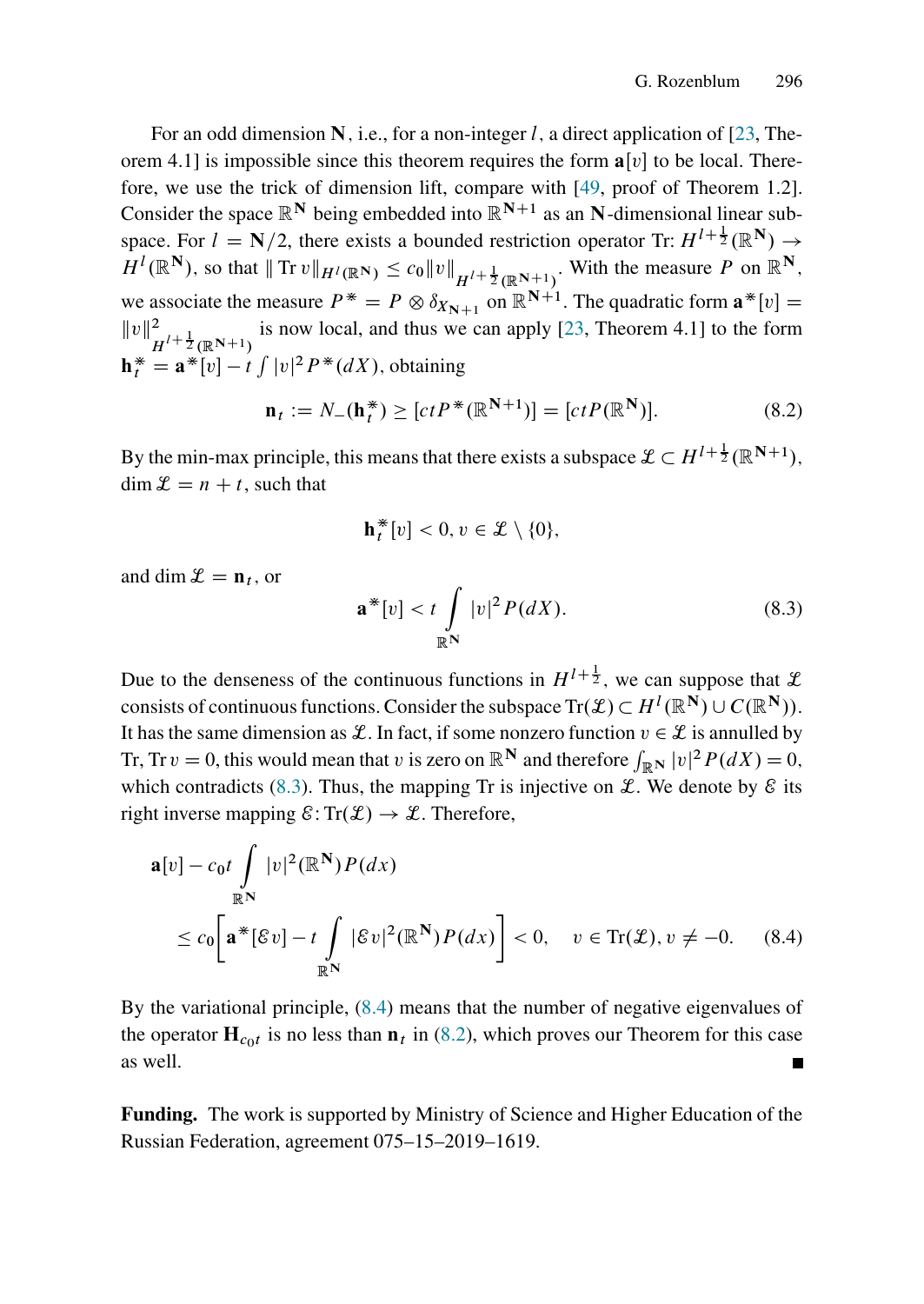For an odd dimension $\mathbf{N}$, i.e., for a non-integer $l$, a direct application of [23, Theorem 4.1] is impossible since this theorem requires the form $\mathbf{a}[v]$ to be local. Therefore, we use the trick of dimension lift, compare with [49, proof of Theorem 1.2]. Consider the space $\mathbb{R}^{\mathbf{N}}$ being embedded into $\mathbb{R}^{\mathbf{N}+1}$ as an $\mathbf{N}$-dimensional linear subspace. For $l = \mathbf{N}/2$, there exists a bounded restriction operator Tr: $H^{l+\frac{1}{2}}(\mathbb{R}^{\mathbf{N}}) \to H^{l}(\mathbb{R}^{\mathbf{N}})$, so that $\|\operatorname{Tr} v\|_{H^{l}(\mathbb{R}^{\mathbf{N}})} \le c_0 \|v\|_{H^{l+\frac{1}{2}}(\mathbb{R}^{\mathbf{N}+1})}$. With the measure $P$ on $\mathbb{R}^{\mathbf{N}}$, we associate the measure $P^{*} = P \otimes \delta_{X_{\mathbf{N}+1}}$ on $\mathbb{R}^{\mathbf{N}+1}$. The quadratic form $\mathbf{a}^{*}[v] = \|v\|^{2}_{H^{l+\frac{1}{2}}(\mathbb{R}^{\mathbf{N}+1})}$ is now local, and thus we can apply [23, Theorem 4.1] to the form $\mathbf{h}^{*}_{t} = \mathbf{a}^{*}[v] - t\int |v|^{2} P^{*}(dX)$, obtaining

$$\mathbf{n}_t := N_{-}(\mathbf{h}^{*}_{t}) \ge [ctP^{*}(\mathbb{R}^{\mathbf{N}+1})] = [ctP(\mathbb{R}^{\mathbf{N}})]. \tag{8.2}$$

By the min-max principle, this means that there exists a subspace $\mathcal{L} \subset H^{l+\frac{1}{2}}(\mathbb{R}^{\mathbf{N}+1})$, $\dim \mathcal{L} = n + t$, such that

$$\mathbf{h}^{*}_{t}[v] < 0, v \in \mathcal{L} \setminus \{0\},$$

and $\dim \mathcal{L} = \mathbf{n}_t$, or

$$\mathbf{a}^{*}[v] < t \int_{\mathbb{R}^{\mathbf{N}}} |v|^{2} P(dX). \tag{8.3}$$

Due to the denseness of the continuous functions in $H^{l+\frac{1}{2}}$, we can suppose that $\mathcal{L}$ consists of continuous functions. Consider the subspace $\operatorname{Tr}(\mathcal{L}) \subset H^{l}(\mathbb{R}^{\mathbf{N}}) \cup C(\mathbb{R}^{\mathbf{N}})$). It has the same dimension as $\mathcal{L}$. In fact, if some nonzero function $v \in \mathcal{L}$ is annulled by Tr, $\operatorname{Tr} v = 0$, this would mean that $v$ is zero on $\mathbb{R}^{\mathbf{N}}$ and therefore $\int_{\mathbb{R}^{\mathbf{N}}} |v|^{2} P(dX) = 0$, which contradicts (8.3). Thus, the mapping Tr is injective on $\mathcal{L}$. We denote by $\mathcal{E}$ its right inverse mapping $\mathcal{E}\colon \operatorname{Tr}(\mathcal{L}) \to \mathcal{L}$. Therefore,

$$\begin{aligned}
&\mathbf{a}[v] - c_0 t \int_{\mathbb{R}^{\mathbf{N}}} |v|^{2}(\mathbb{R}^{\mathbf{N}}) P(dx) \\
&\quad \le c_0 \left[ \mathbf{a}^{*}[\mathcal{E}v] - t \int_{\mathbb{R}^{\mathbf{N}}} |\mathcal{E}v|^{2}(\mathbb{R}^{\mathbf{N}}) P(dx) \right] < 0, \quad v \in \operatorname{Tr}(\mathcal{L}), v \ne -0.
\end{aligned} \tag{8.4}$$

By the variational principle, (8.4) means that the number of negative eigenvalues of the operator $\mathbf{H}_{c_0 t}$ is no less than $\mathbf{n}_t$ in (8.2), which proves our Theorem for this case as well. ■

**Funding.** The work is supported by Ministry of Science and Higher Education of the Russian Federation, agreement 075–15–2019–1619.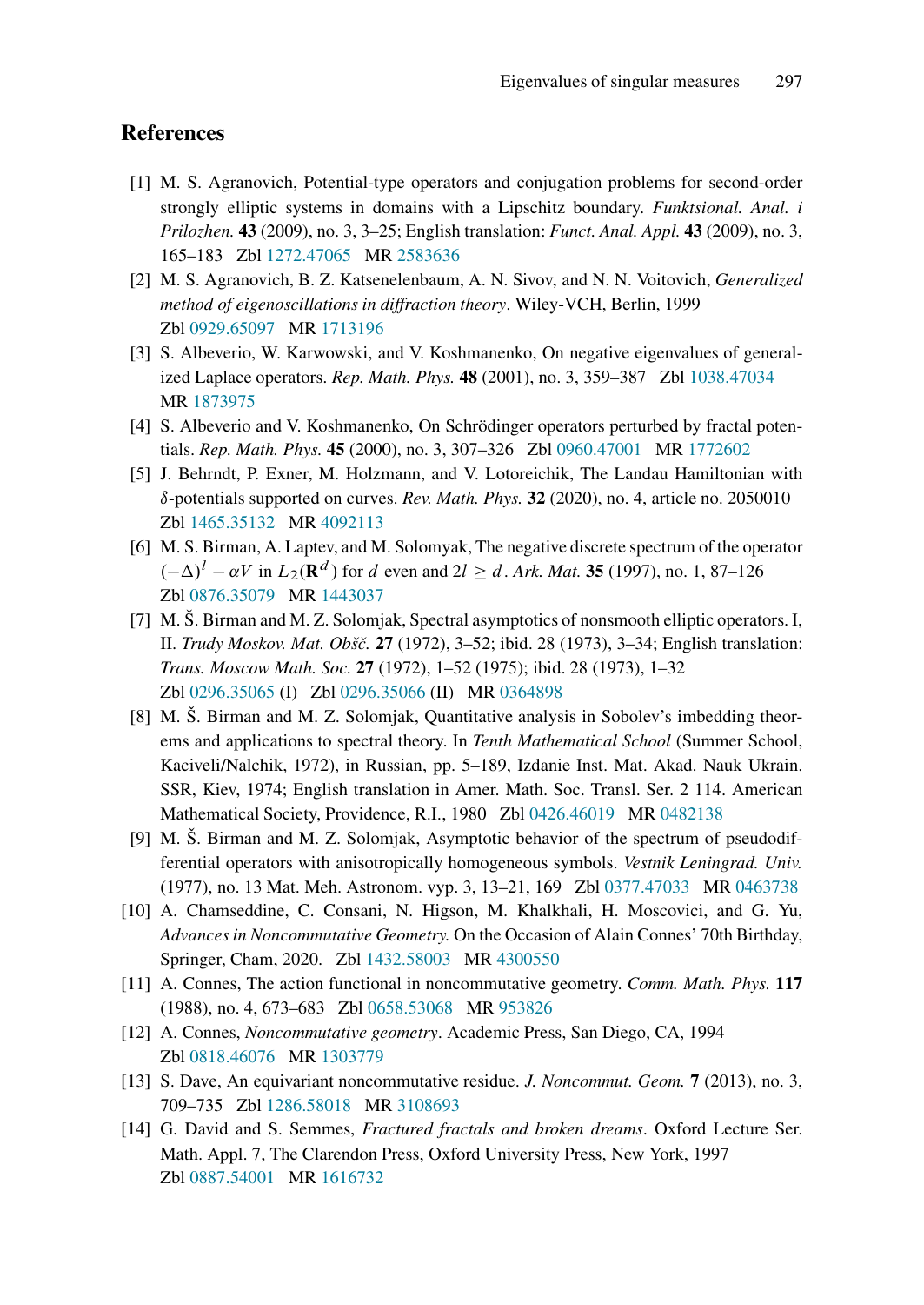## References

[1] M. S. Agranovich, Potential-type operators and conjugation problems for second-order strongly elliptic systems in domains with a Lipschitz boundary. *Funktsional. Anal. i Prilozhen.* **43** (2009), no. 3, 3–25; English translation: *Funct. Anal. Appl.* **43** (2009), no. 3, 165–183 Zbl 1272.47065 MR 2583636

[2] M. S. Agranovich, B. Z. Katsenelenbaum, A. N. Sivov, and N. N. Voitovich, *Generalized method of eigenoscillations in diffraction theory*. Wiley-VCH, Berlin, 1999 Zbl 0929.65097 MR 1713196

[3] S. Albeverio, W. Karwowski, and V. Koshmanenko, On negative eigenvalues of generalized Laplace operators. *Rep. Math. Phys.* **48** (2001), no. 3, 359–387 Zbl 1038.47034 MR 1873975

[4] S. Albeverio and V. Koshmanenko, On Schrödinger operators perturbed by fractal potentials. *Rep. Math. Phys.* **45** (2000), no. 3, 307–326 Zbl 0960.47001 MR 1772602

[5] J. Behrndt, P. Exner, M. Holzmann, and V. Lotoreichik, The Landau Hamiltonian with $\delta$-potentials supported on curves. *Rev. Math. Phys.* **32** (2020), no. 4, article no. 2050010 Zbl 1465.35132 MR 4092113

[6] M. S. Birman, A. Laptev, and M. Solomyak, The negative discrete spectrum of the operator $(-\Delta)^l - \alpha V$ in $L_2(\mathbf{R}^d)$ for $d$ even and $2l \geq d$. *Ark. Mat.* **35** (1997), no. 1, 87–126 Zbl 0876.35079 MR 1443037

[7] M. Š. Birman and M. Z. Solomjak, Spectral asymptotics of nonsmooth elliptic operators. I, II. *Trudy Moskov. Mat. Obšč.* **27** (1972), 3–52; ibid. 28 (1973), 3–34; English translation: *Trans. Moscow Math. Soc.* **27** (1972), 1–52 (1975); ibid. 28 (1973), 1–32 Zbl 0296.35065 (I) Zbl 0296.35066 (II) MR 0364898

[8] M. Š. Birman and M. Z. Solomjak, Quantitative analysis in Sobolev's imbedding theorems and applications to spectral theory. In *Tenth Mathematical School* (Summer School, Kaciveli/Nalchik, 1972), in Russian, pp. 5–189, Izdanie Inst. Mat. Akad. Nauk Ukrain. SSR, Kiev, 1974; English translation in Amer. Math. Soc. Transl. Ser. 2 114. American Mathematical Society, Providence, R.I., 1980 Zbl 0426.46019 MR 0482138

[9] M. Š. Birman and M. Z. Solomjak, Asymptotic behavior of the spectrum of pseudodifferential operators with anisotropically homogeneous symbols. *Vestnik Leningrad. Univ.* (1977), no. 13 Mat. Meh. Astronom. vyp. 3, 13–21, 169 Zbl 0377.47033 MR 0463738

[10] A. Chamseddine, C. Consani, N. Higson, M. Khalkhali, H. Moscovici, and G. Yu, *Advances in Noncommutative Geometry.* On the Occasion of Alain Connes' 70th Birthday, Springer, Cham, 2020. Zbl 1432.58003 MR 4300550

[11] A. Connes, The action functional in noncommutative geometry. *Comm. Math. Phys.* **117** (1988), no. 4, 673–683 Zbl 0658.53068 MR 953826

[12] A. Connes, *Noncommutative geometry*. Academic Press, San Diego, CA, 1994 Zbl 0818.46076 MR 1303779

[13] S. Dave, An equivariant noncommutative residue. *J. Noncommut. Geom.* **7** (2013), no. 3, 709–735 Zbl 1286.58018 MR 3108693

[14] G. David and S. Semmes, *Fractured fractals and broken dreams*. Oxford Lecture Ser. Math. Appl. 7, The Clarendon Press, Oxford University Press, New York, 1997 Zbl 0887.54001 MR 1616732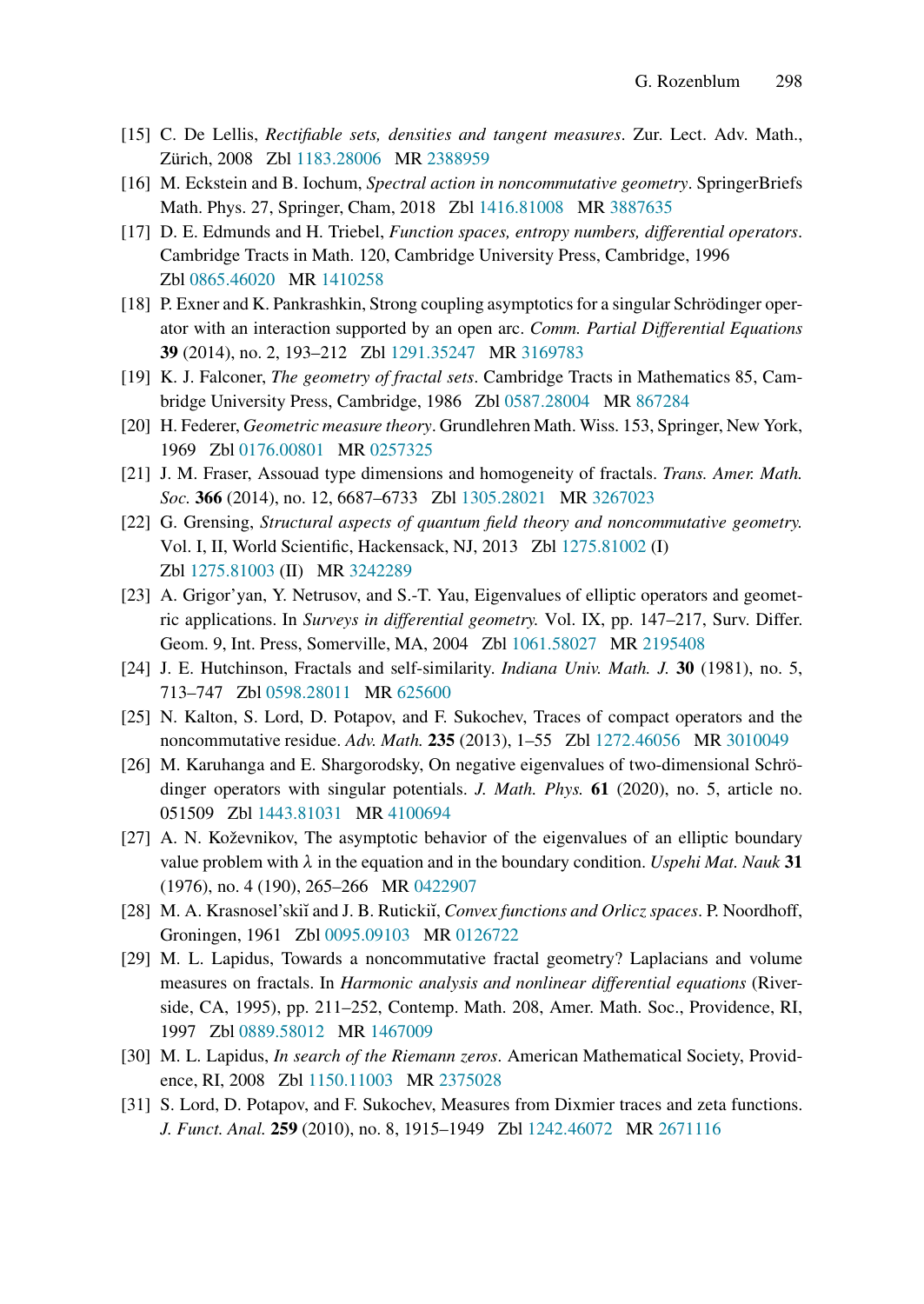[15] C. De Lellis, *Rectifiable sets, densities and tangent measures*. Zur. Lect. Adv. Math., Zürich, 2008 Zbl 1183.28006 MR 2388959

[16] M. Eckstein and B. Iochum, *Spectral action in noncommutative geometry*. SpringerBriefs Math. Phys. 27, Springer, Cham, 2018 Zbl 1416.81008 MR 3887635

[17] D. E. Edmunds and H. Triebel, *Function spaces, entropy numbers, differential operators*. Cambridge Tracts in Math. 120, Cambridge University Press, Cambridge, 1996 Zbl 0865.46020 MR 1410258

[18] P. Exner and K. Pankrashkin, Strong coupling asymptotics for a singular Schrödinger operator with an interaction supported by an open arc. *Comm. Partial Differential Equations* **39** (2014), no. 2, 193–212 Zbl 1291.35247 MR 3169783

[19] K. J. Falconer, *The geometry of fractal sets*. Cambridge Tracts in Mathematics 85, Cambridge University Press, Cambridge, 1986 Zbl 0587.28004 MR 867284

[20] H. Federer, *Geometric measure theory*. Grundlehren Math. Wiss. 153, Springer, New York, 1969 Zbl 0176.00801 MR 0257325

[21] J. M. Fraser, Assouad type dimensions and homogeneity of fractals. *Trans. Amer. Math. Soc.* **366** (2014), no. 12, 6687–6733 Zbl 1305.28021 MR 3267023

[22] G. Grensing, *Structural aspects of quantum field theory and noncommutative geometry.* Vol. I, II, World Scientific, Hackensack, NJ, 2013 Zbl 1275.81002 (I) Zbl 1275.81003 (II) MR 3242289

[23] A. Grigor'yan, Y. Netrusov, and S.-T. Yau, Eigenvalues of elliptic operators and geometric applications. In *Surveys in differential geometry.* Vol. IX, pp. 147–217, Surv. Differ. Geom. 9, Int. Press, Somerville, MA, 2004 Zbl 1061.58027 MR 2195408

[24] J. E. Hutchinson, Fractals and self-similarity. *Indiana Univ. Math. J.* **30** (1981), no. 5, 713–747 Zbl 0598.28011 MR 625600

[25] N. Kalton, S. Lord, D. Potapov, and F. Sukochev, Traces of compact operators and the noncommutative residue. *Adv. Math.* **235** (2013), 1–55 Zbl 1272.46056 MR 3010049

[26] M. Karuhanga and E. Shargorodsky, On negative eigenvalues of two-dimensional Schrödinger operators with singular potentials. *J. Math. Phys.* **61** (2020), no. 5, article no. 051509 Zbl 1443.81031 MR 4100694

[27] A. N. Koževnikov, The asymptotic behavior of the eigenvalues of an elliptic boundary value problem with $\lambda$ in the equation and in the boundary condition. *Uspehi Mat. Nauk* **31** (1976), no. 4 (190), 265–266 MR 0422907

[28] M. A. Krasnosel'skiĭ and J. B. Rutickiĭ, *Convex functions and Orlicz spaces*. P. Noordhoff, Groningen, 1961 Zbl 0095.09103 MR 0126722

[29] M. L. Lapidus, Towards a noncommutative fractal geometry? Laplacians and volume measures on fractals. In *Harmonic analysis and nonlinear differential equations* (Riverside, CA, 1995), pp. 211–252, Contemp. Math. 208, Amer. Math. Soc., Providence, RI, 1997 Zbl 0889.58012 MR 1467009

[30] M. L. Lapidus, *In search of the Riemann zeros*. American Mathematical Society, Providence, RI, 2008 Zbl 1150.11003 MR 2375028

[31] S. Lord, D. Potapov, and F. Sukochev, Measures from Dixmier traces and zeta functions. *J. Funct. Anal.* **259** (2010), no. 8, 1915–1949 Zbl 1242.46072 MR 2671116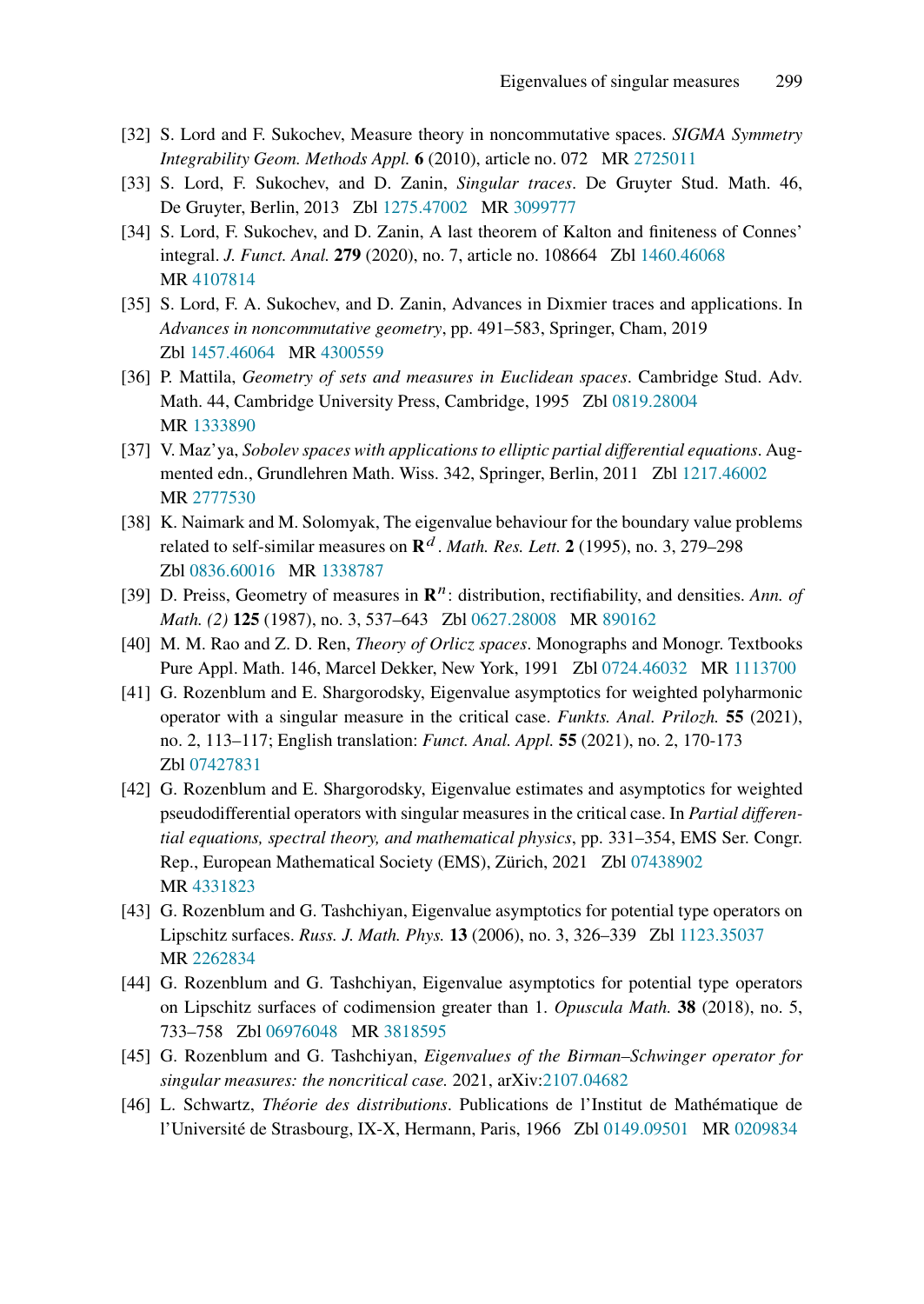[32] S. Lord and F. Sukochev, Measure theory in noncommutative spaces. *SIGMA Symmetry Integrability Geom. Methods Appl.* **6** (2010), article no. 072 MR 2725011

[33] S. Lord, F. Sukochev, and D. Zanin, *Singular traces*. De Gruyter Stud. Math. 46, De Gruyter, Berlin, 2013 Zbl 1275.47002 MR 3099777

[34] S. Lord, F. Sukochev, and D. Zanin, A last theorem of Kalton and finiteness of Connes' integral. *J. Funct. Anal.* **279** (2020), no. 7, article no. 108664 Zbl 1460.46068 MR 4107814

[35] S. Lord, F. A. Sukochev, and D. Zanin, Advances in Dixmier traces and applications. In *Advances in noncommutative geometry*, pp. 491–583, Springer, Cham, 2019 Zbl 1457.46064 MR 4300559

[36] P. Mattila, *Geometry of sets and measures in Euclidean spaces*. Cambridge Stud. Adv. Math. 44, Cambridge University Press, Cambridge, 1995 Zbl 0819.28004 MR 1333890

[37] V. Maz'ya, *Sobolev spaces with applications to elliptic partial differential equations*. Augmented edn., Grundlehren Math. Wiss. 342, Springer, Berlin, 2011 Zbl 1217.46002 MR 2777530

[38] K. Naimark and M. Solomyak, The eigenvalue behaviour for the boundary value problems related to self-similar measures on $\mathbf{R}^d$. *Math. Res. Lett.* **2** (1995), no. 3, 279–298 Zbl 0836.60016 MR 1338787

[39] D. Preiss, Geometry of measures in $\mathbf{R}^n$: distribution, rectifiability, and densities. *Ann. of Math. (2)* **125** (1987), no. 3, 537–643 Zbl 0627.28008 MR 890162

[40] M. M. Rao and Z. D. Ren, *Theory of Orlicz spaces*. Monographs and Monogr. Textbooks Pure Appl. Math. 146, Marcel Dekker, New York, 1991 Zbl 0724.46032 MR 1113700

[41] G. Rozenblum and E. Shargorodsky, Eigenvalue asymptotics for weighted polyharmonic operator with a singular measure in the critical case. *Funkts. Anal. Prilozh.* **55** (2021), no. 2, 113–117; English translation: *Funct. Anal. Appl.* **55** (2021), no. 2, 170-173 Zbl 07427831

[42] G. Rozenblum and E. Shargorodsky, Eigenvalue estimates and asymptotics for weighted pseudodifferential operators with singular measures in the critical case. In *Partial differential equations, spectral theory, and mathematical physics*, pp. 331–354, EMS Ser. Congr. Rep., European Mathematical Society (EMS), Zürich, 2021 Zbl 07438902 MR 4331823

[43] G. Rozenblum and G. Tashchiyan, Eigenvalue asymptotics for potential type operators on Lipschitz surfaces. *Russ. J. Math. Phys.* **13** (2006), no. 3, 326–339 Zbl 1123.35037 MR 2262834

[44] G. Rozenblum and G. Tashchiyan, Eigenvalue asymptotics for potential type operators on Lipschitz surfaces of codimension greater than 1. *Opuscula Math.* **38** (2018), no. 5, 733–758 Zbl 06976048 MR 3818595

[45] G. Rozenblum and G. Tashchiyan, *Eigenvalues of the Birman–Schwinger operator for singular measures: the noncritical case.* 2021, arXiv:2107.04682

[46] L. Schwartz, *Théorie des distributions*. Publications de l'Institut de Mathématique de l'Université de Strasbourg, IX-X, Hermann, Paris, 1966 Zbl 0149.09501 MR 0209834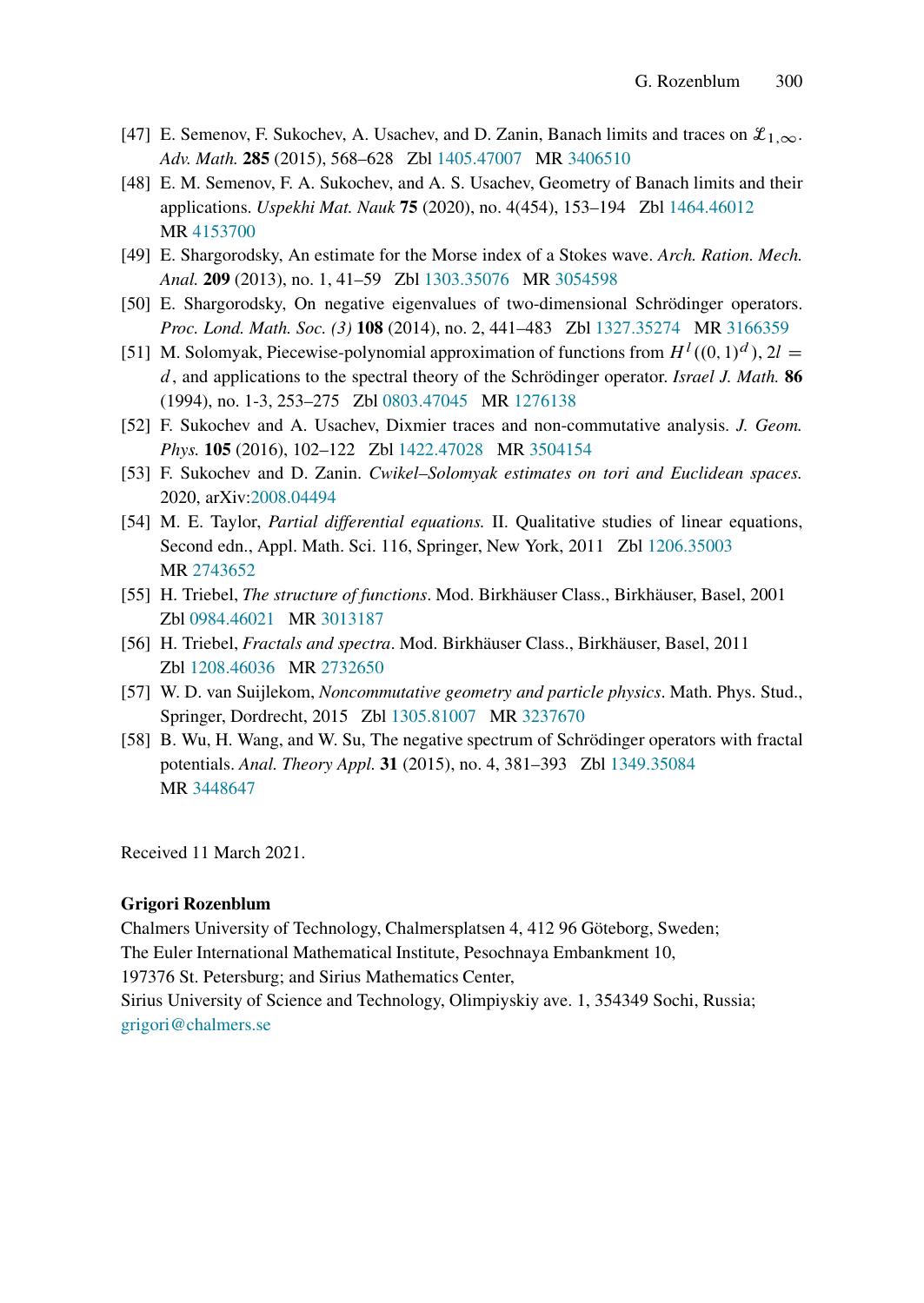[47] E. Semenov, F. Sukochev, A. Usachev, and D. Zanin, Banach limits and traces on $\mathcal{L}_{1,\infty}$. *Adv. Math.* **285** (2015), 568–628 Zbl 1405.47007 MR 3406510

[48] E. M. Semenov, F. A. Sukochev, and A. S. Usachev, Geometry of Banach limits and their applications. *Uspekhi Mat. Nauk* **75** (2020), no. 4(454), 153–194 Zbl 1464.46012 MR 4153700

[49] E. Shargorodsky, An estimate for the Morse index of a Stokes wave. *Arch. Ration. Mech. Anal.* **209** (2013), no. 1, 41–59 Zbl 1303.35076 MR 3054598

[50] E. Shargorodsky, On negative eigenvalues of two-dimensional Schrödinger operators. *Proc. Lond. Math. Soc. (3)* **108** (2014), no. 2, 441–483 Zbl 1327.35274 MR 3166359

[51] M. Solomyak, Piecewise-polynomial approximation of functions from $H^l((0,1)^d)$, $2l = d$, and applications to the spectral theory of the Schrödinger operator. *Israel J. Math.* **86** (1994), no. 1-3, 253–275 Zbl 0803.47045 MR 1276138

[52] F. Sukochev and A. Usachev, Dixmier traces and non-commutative analysis. *J. Geom. Phys.* **105** (2016), 102–122 Zbl 1422.47028 MR 3504154

[53] F. Sukochev and D. Zanin. *Cwikel–Solomyak estimates on tori and Euclidean spaces.* 2020, arXiv:2008.04494

[54] M. E. Taylor, *Partial differential equations.* II. Qualitative studies of linear equations, Second edn., Appl. Math. Sci. 116, Springer, New York, 2011 Zbl 1206.35003 MR 2743652

[55] H. Triebel, *The structure of functions*. Mod. Birkhäuser Class., Birkhäuser, Basel, 2001 Zbl 0984.46021 MR 3013187

[56] H. Triebel, *Fractals and spectra*. Mod. Birkhäuser Class., Birkhäuser, Basel, 2011 Zbl 1208.46036 MR 2732650

[57] W. D. van Suijlekom, *Noncommutative geometry and particle physics*. Math. Phys. Stud., Springer, Dordrecht, 2015 Zbl 1305.81007 MR 3237670

[58] B. Wu, H. Wang, and W. Su, The negative spectrum of Schrödinger operators with fractal potentials. *Anal. Theory Appl.* **31** (2015), no. 4, 381–393 Zbl 1349.35084 MR 3448647

Received 11 March 2021.

**Grigori Rozenblum**
Chalmers University of Technology, Chalmersplatsen 4, 412 96 Göteborg, Sweden;
The Euler International Mathematical Institute, Pesochnaya Embankment 10,
197376 St. Petersburg; and Sirius Mathematics Center,
Sirius University of Science and Technology, Olimpiyskiy ave. 1, 354349 Sochi, Russia;
grigori@chalmers.se